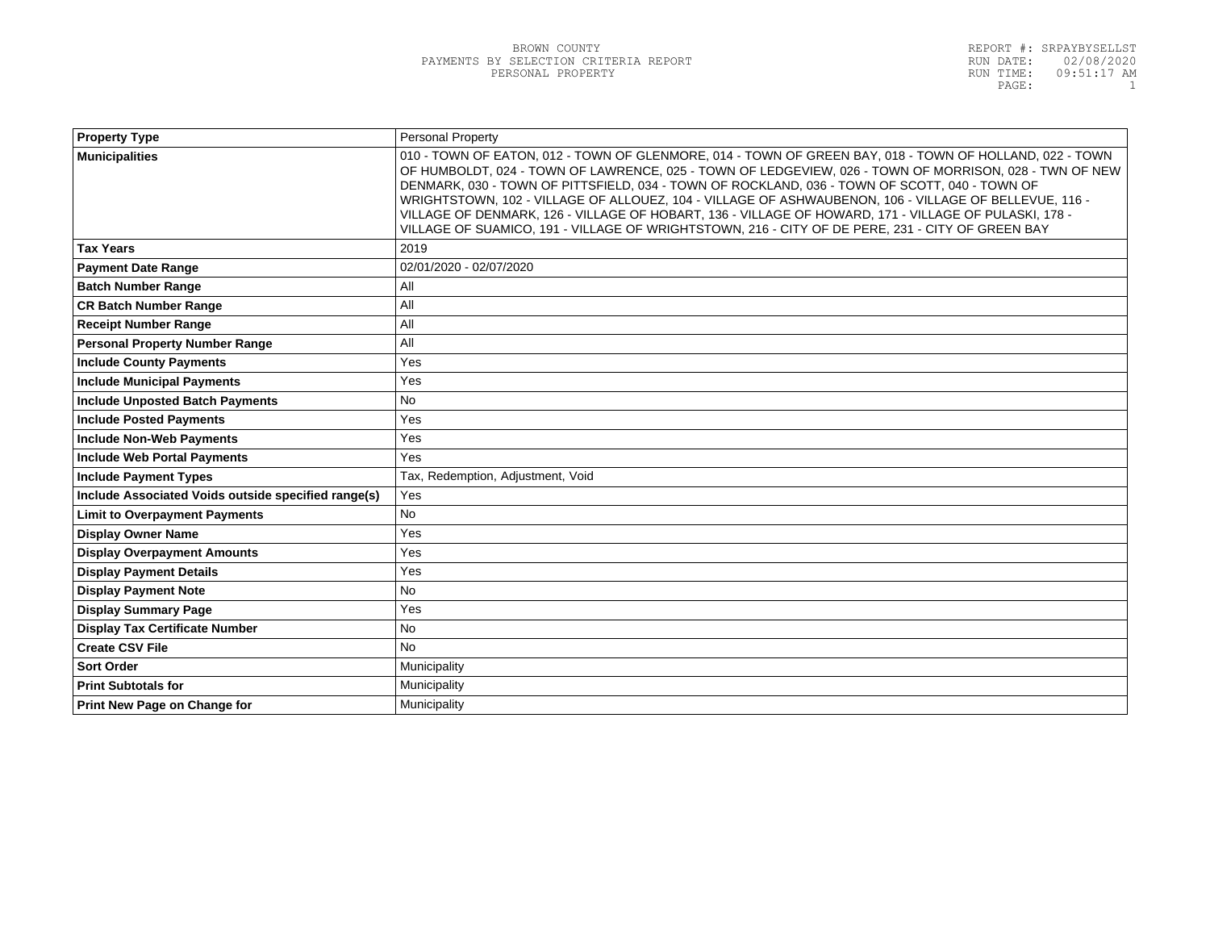BROWN COUNTY
PAYMENTS BY SELECTION CRITERIA REPORT
PERSONAL PROPERTY

REPORT #: SRPAYBYSELLST
RUN DATE: 02/08/2020
RUN TIME: 09:51:17 AM

| Property Type | Personal Property |
|---|---|
| Municipalities | 010 - TOWN OF EATON, 012 - TOWN OF GLENMORE, 014 - TOWN OF GREEN BAY, 018 - TOWN OF HOLLAND, 022 - TOWN OF HUMBOLDT, 024 - TOWN OF LAWRENCE, 025 - TOWN OF LEDGEVIEW, 026 - TOWN OF MORRISON, 028 - TWN OF NEW DENMARK, 030 - TOWN OF PITTSFIELD, 034 - TOWN OF ROCKLAND, 036 - TOWN OF SCOTT, 040 - TOWN OF WRIGHTSTOWN, 102 - VILLAGE OF ALLOUEZ, 104 - VILLAGE OF ASHWAUBENON, 106 - VILLAGE OF BELLEVUE, 116 - VILLAGE OF DENMARK, 126 - VILLAGE OF HOBART, 136 - VILLAGE OF HOWARD, 171 - VILLAGE OF PULASKI, 178 - VILLAGE OF SUAMICO, 191 - VILLAGE OF WRIGHTSTOWN, 216 - CITY OF DE PERE, 231 - CITY OF GREEN BAY |
| Tax Years | 2019 |
| Payment Date Range | 02/01/2020 - 02/07/2020 |
| Batch Number Range | All |
| CR Batch Number Range | All |
| Receipt Number Range | All |
| Personal Property Number Range | All |
| Include County Payments | Yes |
| Include Municipal Payments | Yes |
| Include Unposted Batch Payments | No |
| Include Posted Payments | Yes |
| Include Non-Web Payments | Yes |
| Include Web Portal Payments | Yes |
| Include Payment Types | Tax, Redemption, Adjustment, Void |
| Include Associated Voids outside specified range(s) | Yes |
| Limit to Overpayment Payments | No |
| Display Owner Name | Yes |
| Display Overpayment Amounts | Yes |
| Display Payment Details | Yes |
| Display Payment Note | No |
| Display Summary Page | Yes |
| Display Tax Certificate Number | No |
| Create CSV File | No |
| Sort Order | Municipality |
| Print Subtotals for | Municipality |
| Print New Page on Change for | Municipality |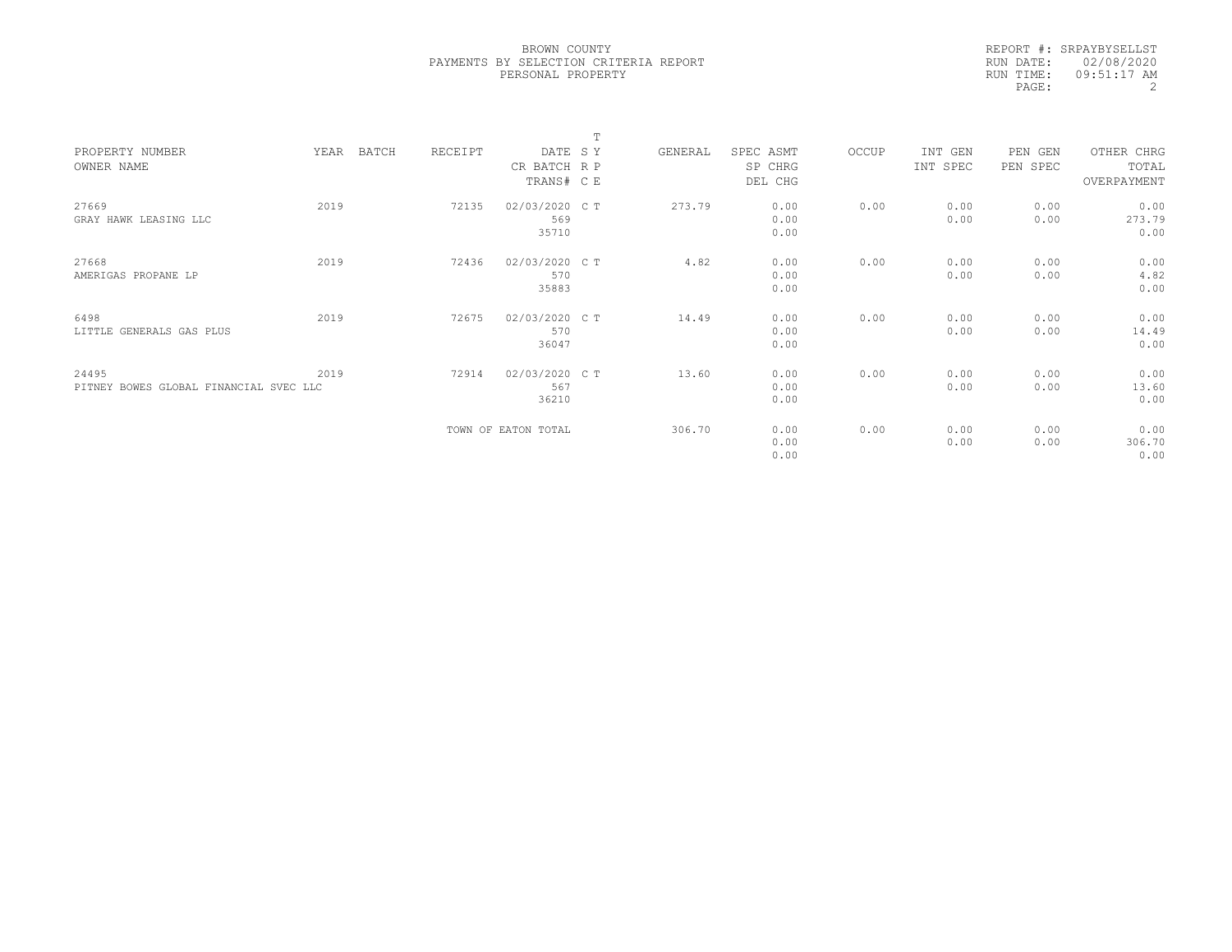BROWN COUNTY
PAYMENTS BY SELECTION CRITERIA REPORT
PERSONAL PROPERTY

REPORT #: SRPAYBYSELLST
RUN DATE: 02/08/2020
RUN TIME: 09:51:17 AM
PAGE: 2

| PROPERTY NUMBER / OWNER NAME | YEAR | BATCH | RECEIPT | DATE / CR BATCH / TRANS# | T SY RP CE | GENERAL | SPEC ASMT / SP CHRG / DEL CHG | OCCUP | INT GEN / INT SPEC | PEN GEN / PEN SPEC | OTHER CHRG / TOTAL / OVERPAYMENT |
|---|---|---|---|---|---|---|---|---|---|---|---|
| 27669 / GRAY HAWK LEASING LLC | 2019 | | 72135 | 02/03/2020 / 569 / 35710 | C T | 273.79 | 0.00 / 0.00 / 0.00 | 0.00 | 0.00 / 0.00 | 0.00 / 0.00 | 0.00 / 273.79 / 0.00 |
| 27668 / AMERIGAS PROPANE LP | 2019 | | 72436 | 02/03/2020 / 570 / 35883 | C T | 4.82 | 0.00 / 0.00 / 0.00 | 0.00 | 0.00 / 0.00 | 0.00 / 0.00 | 0.00 / 4.82 / 0.00 |
| 6498 / LITTLE GENERALS GAS PLUS | 2019 | | 72675 | 02/03/2020 / 570 / 36047 | C T | 14.49 | 0.00 / 0.00 / 0.00 | 0.00 | 0.00 / 0.00 | 0.00 / 0.00 | 0.00 / 14.49 / 0.00 |
| 24495 / PITNEY BOWES GLOBAL FINANCIAL SVEC LLC | 2019 | | 72914 | 02/03/2020 / 567 / 36210 | C T | 13.60 | 0.00 / 0.00 / 0.00 | 0.00 | 0.00 / 0.00 | 0.00 / 0.00 | 0.00 / 13.60 / 0.00 |
| | | | TOWN OF EATON TOTAL | | | 306.70 | 0.00 / 0.00 / 0.00 | 0.00 | 0.00 / 0.00 | 0.00 / 0.00 | 0.00 / 306.70 / 0.00 |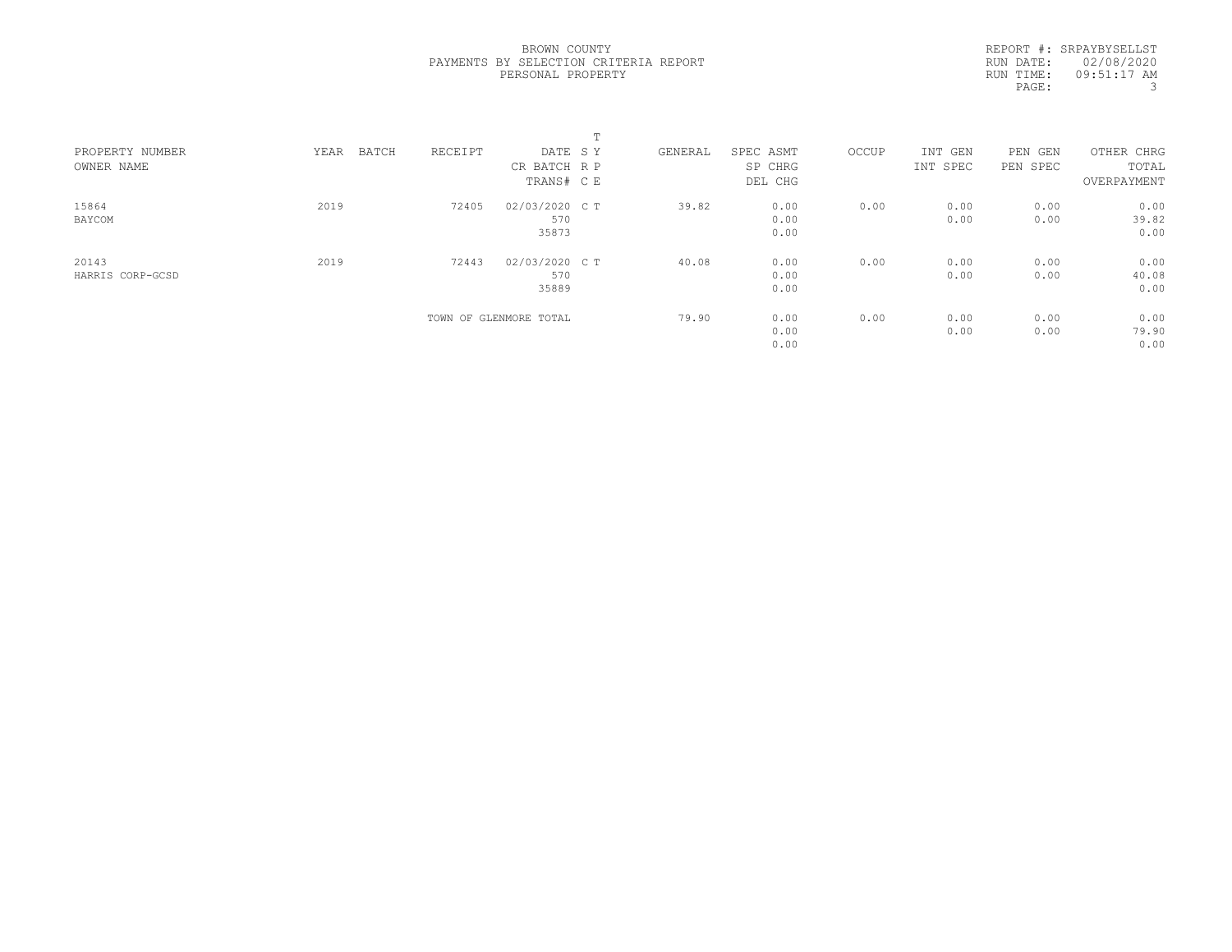BROWN COUNTY
PAYMENTS BY SELECTION CRITERIA REPORT
PERSONAL PROPERTY

REPORT #: SRPAYBYSELLST
RUN DATE: 02/08/2020
RUN TIME: 09:51:17 AM

| PROPERTY NUMBER<br>OWNER NAME | YEAR | BATCH | RECEIPT | DATE<br>CR BATCH<br>TRANS# | T<br>S Y<br>R P<br>C E | GENERAL | SPEC ASMT<br>SP CHRG<br>DEL CHG | OCCUP | INT GEN<br>INT SPEC | PEN GEN<br>PEN SPEC | OTHER CHRG<br>TOTAL<br>OVERPAYMENT |
|---|---|---|---|---|---|---|---|---|---|---|---|
| 15864<br>BAYCOM | 2019 | | 72405 | 02/03/2020<br>570<br>35873 | C T | 39.82 | 0.00<br>0.00<br>0.00 | 0.00 | 0.00<br>0.00 | 0.00<br>0.00 | 0.00<br>39.82<br>0.00 |
| 20143<br>HARRIS CORP-GCSD | 2019 | | 72443 | 02/03/2020<br>570<br>35889 | C T | 40.08 | 0.00<br>0.00<br>0.00 | 0.00 | 0.00<br>0.00 | 0.00<br>0.00 | 0.00<br>40.08<br>0.00 |
| | | | TOWN OF GLENMORE TOTAL | | | 79.90 | 0.00<br>0.00<br>0.00 | 0.00 | 0.00<br>0.00 | 0.00<br>0.00 | 0.00<br>79.90<br>0.00 |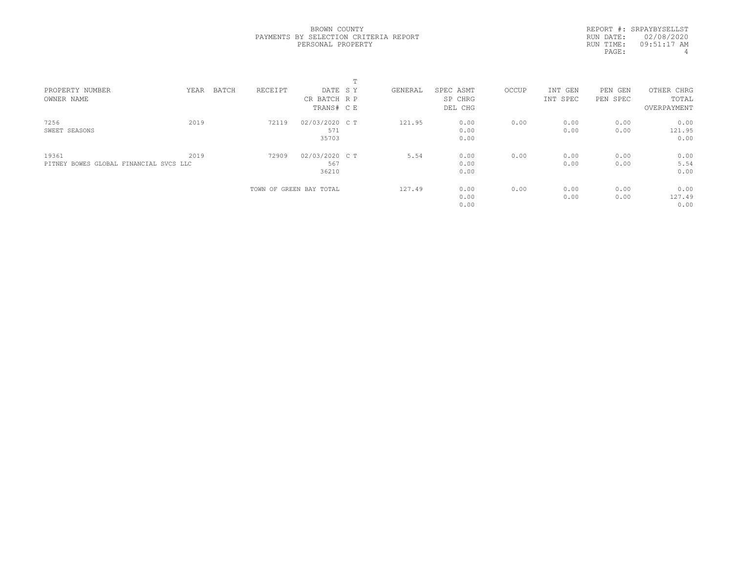BROWN COUNTY
PAYMENTS BY SELECTION CRITERIA REPORT
PERSONAL PROPERTY

REPORT #: SRPAYBYSELLST
RUN DATE: 02/08/2020
RUN TIME: 09:51:17 AM

| PROPERTY NUMBER / OWNER NAME | YEAR | BATCH | RECEIPT | DATE / CR BATCH / TRANS# | T SY RP CE | GENERAL | SPEC ASMT / SP CHRG / DEL CHG | OCCUP | INT GEN / INT SPEC | PEN GEN / PEN SPEC | OTHER CHRG / TOTAL / OVERPAYMENT |
|---|---|---|---|---|---|---|---|---|---|---|---|
| 7256 | 2019 | | 72119 | 02/03/2020 | C T | 121.95 | 0.00 | 0.00 | 0.00 | 0.00 | 0.00 |
| SWEET SEASONS | | | | 571 | | | 0.00 | | 0.00 | 0.00 | 121.95 |
| | | | | 35703 | | | 0.00 | | | | 0.00 |
| 19361 | 2019 | | 72909 | 02/03/2020 | C T | 5.54 | 0.00 | 0.00 | 0.00 | 0.00 | 0.00 |
| PITNEY BOWES GLOBAL FINANCIAL SVCS LLC | | | | 567 | | | 0.00 | | 0.00 | 0.00 | 5.54 |
| | | | | 36210 | | | 0.00 | | | | 0.00 |
| | | | TOWN OF GREEN BAY TOTAL | | | 127.49 | 0.00 | 0.00 | 0.00 | 0.00 | 0.00 |
| | | | | | | | 0.00 | | 0.00 | 0.00 | 127.49 |
| | | | | | | | 0.00 | | | | 0.00 |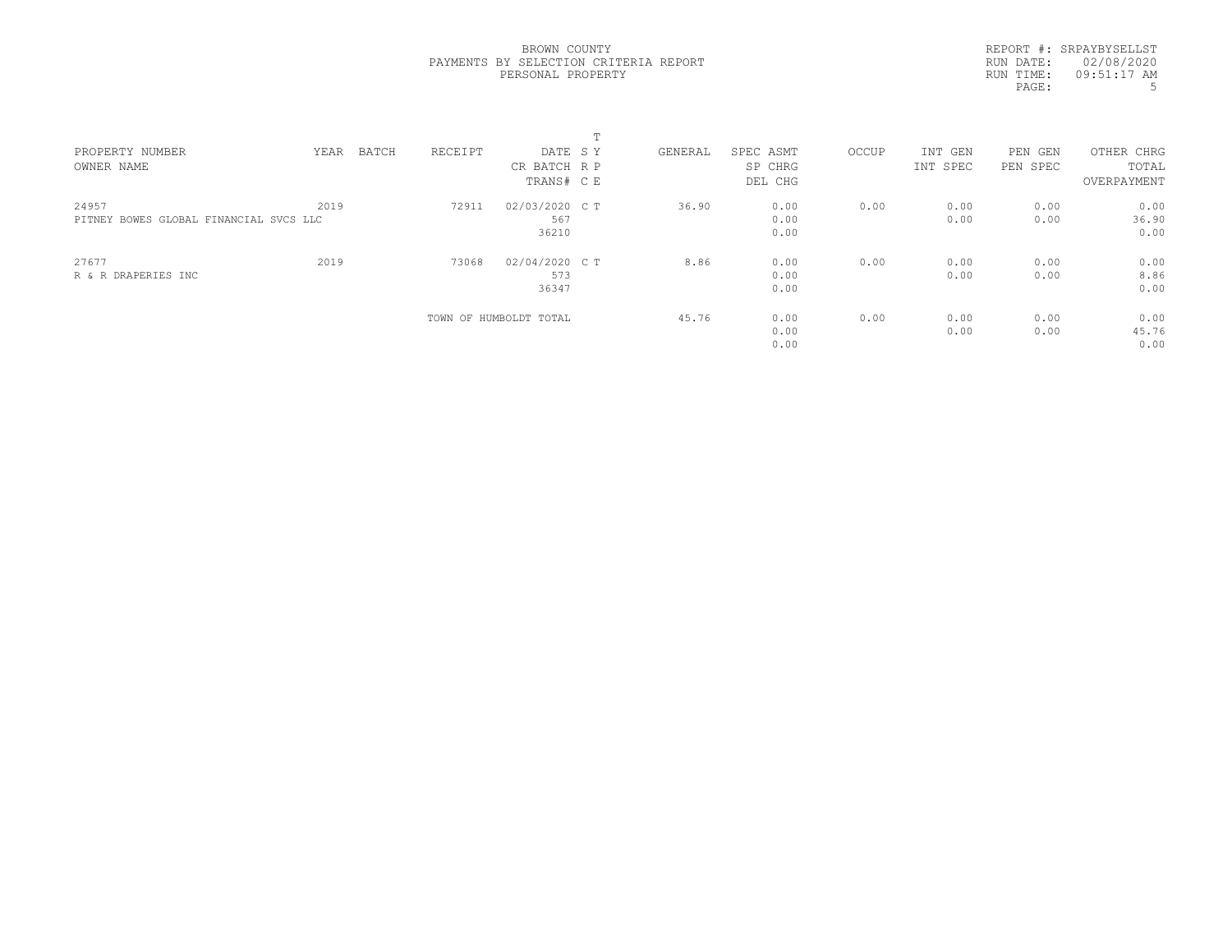BROWN COUNTY
PAYMENTS BY SELECTION CRITERIA REPORT
PERSONAL PROPERTY

REPORT #: SRPAYBYSELLST
RUN DATE: 02/08/2020
RUN TIME: 09:51:17 AM

| PROPERTY NUMBER<br>OWNER NAME | YEAR | BATCH | RECEIPT | DATE<br>CR BATCH<br>TRANS# | T<br>S Y<br>R P<br>C E | GENERAL | SPEC ASMT<br>SP CHRG<br>DEL CHG | OCCUP | INT GEN<br>INT SPEC | PEN GEN<br>PEN SPEC | OTHER CHRG<br>TOTAL<br>OVERPAYMENT |
|---|---|---|---|---|---|---|---|---|---|---|---|
| 24957<br>PITNEY BOWES GLOBAL FINANCIAL SVCS LLC | 2019 | | 72911 | 02/03/2020<br>567<br>36210 | C T | 36.90 | 0.00<br>0.00<br>0.00 | 0.00 | 0.00<br>0.00 | 0.00<br>0.00 | 0.00<br>36.90<br>0.00 |
| 27677<br>R & R DRAPERIES INC | 2019 | | 73068 | 02/04/2020<br>573<br>36347 | C T | 8.86 | 0.00<br>0.00<br>0.00 | 0.00 | 0.00<br>0.00 | 0.00<br>0.00 | 0.00<br>8.86<br>0.00 |
| | | | TOWN OF HUMBOLDT TOTAL | | | 45.76 | 0.00<br>0.00<br>0.00 | 0.00 | 0.00<br>0.00 | 0.00<br>0.00 | 0.00<br>45.76<br>0.00 |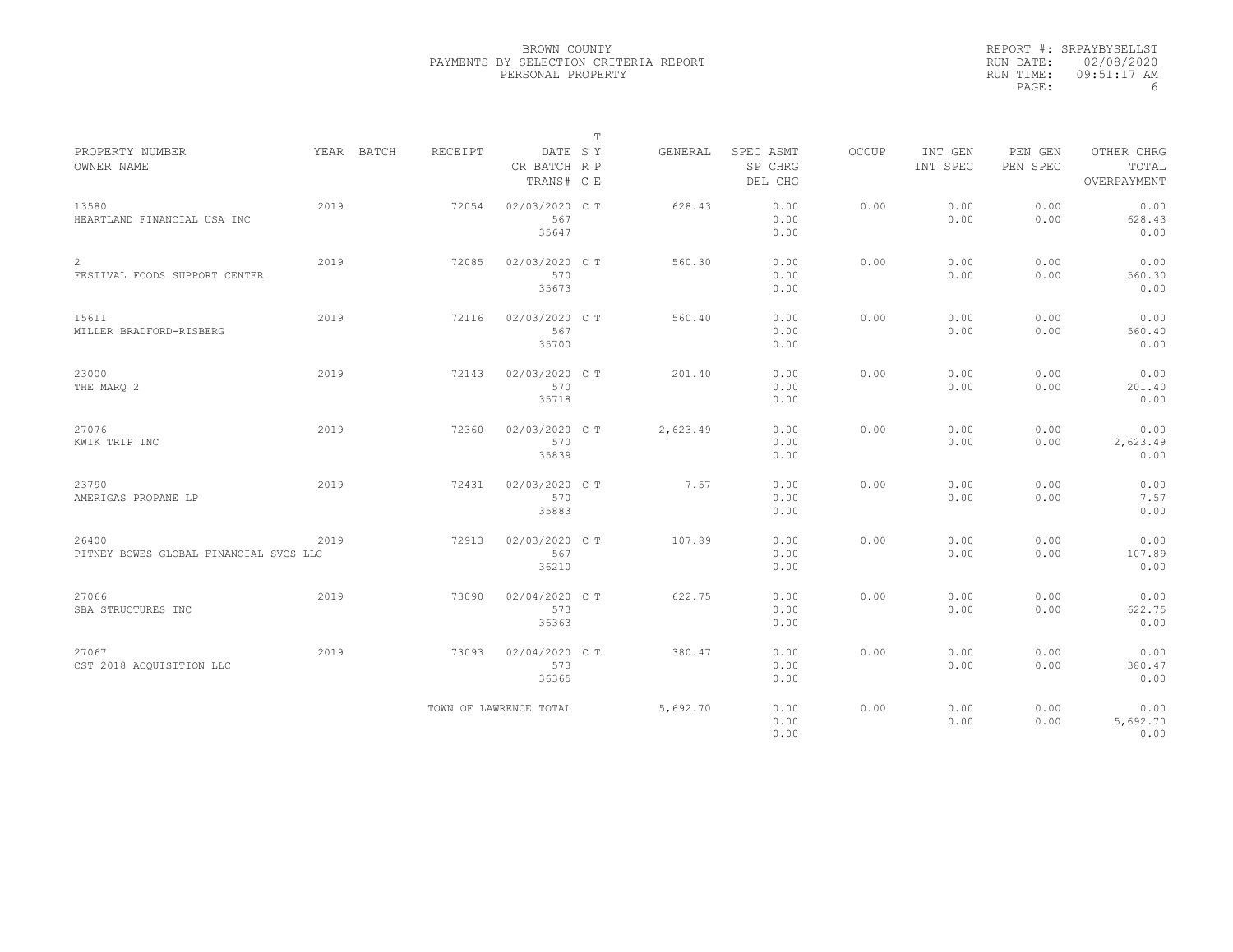BROWN COUNTY
PAYMENTS BY SELECTION CRITERIA REPORT
PERSONAL PROPERTY

REPORT #: SRPAYBYSELLST
RUN DATE: 02/08/2020
RUN TIME: 09:51:17 AM

| PROPERTY NUMBER / OWNER NAME | YEAR | BATCH | RECEIPT | DATE / CR BATCH / TRANS# | T S Y R P C E | GENERAL | SPEC ASMT / SP CHRG / DEL CHG | OCCUP | INT GEN / INT SPEC | PEN GEN / PEN SPEC | OTHER CHRG / TOTAL / OVERPAYMENT |
|---|---|---|---|---|---|---|---|---|---|---|---|
| 13580 HEARTLAND FINANCIAL USA INC | 2019 | | 72054 | 02/03/2020 567 35647 | C T | 628.43 | 0.00 0.00 0.00 | 0.00 | 0.00 0.00 | 0.00 0.00 | 0.00 628.43 0.00 |
| 2 FESTIVAL FOODS SUPPORT CENTER | 2019 | | 72085 | 02/03/2020 570 35673 | C T | 560.30 | 0.00 0.00 0.00 | 0.00 | 0.00 0.00 | 0.00 0.00 | 0.00 560.30 0.00 |
| 15611 MILLER BRADFORD-RISBERG | 2019 | | 72116 | 02/03/2020 567 35700 | C T | 560.40 | 0.00 0.00 0.00 | 0.00 | 0.00 0.00 | 0.00 0.00 | 0.00 560.40 0.00 |
| 23000 THE MARQ 2 | 2019 | | 72143 | 02/03/2020 570 35718 | C T | 201.40 | 0.00 0.00 0.00 | 0.00 | 0.00 0.00 | 0.00 0.00 | 0.00 201.40 0.00 |
| 27076 KWIK TRIP INC | 2019 | | 72360 | 02/03/2020 570 35839 | C T | 2,623.49 | 0.00 0.00 0.00 | 0.00 | 0.00 0.00 | 0.00 0.00 | 0.00 2,623.49 0.00 |
| 23790 AMERIGAS PROPANE LP | 2019 | | 72431 | 02/03/2020 570 35883 | C T | 7.57 | 0.00 0.00 0.00 | 0.00 | 0.00 0.00 | 0.00 0.00 | 0.00 7.57 0.00 |
| 26400 PITNEY BOWES GLOBAL FINANCIAL SVCS LLC | 2019 | | 72913 | 02/03/2020 567 36210 | C T | 107.89 | 0.00 0.00 0.00 | 0.00 | 0.00 0.00 | 0.00 0.00 | 0.00 107.89 0.00 |
| 27066 SBA STRUCTURES INC | 2019 | | 73090 | 02/04/2020 573 36363 | C T | 622.75 | 0.00 0.00 0.00 | 0.00 | 0.00 0.00 | 0.00 0.00 | 0.00 622.75 0.00 |
| 27067 CST 2018 ACQUISITION LLC | 2019 | | 73093 | 02/04/2020 573 36365 | C T | 380.47 | 0.00 0.00 0.00 | 0.00 | 0.00 0.00 | 0.00 0.00 | 0.00 380.47 0.00 |
| | | | TOWN OF LAWRENCE TOTAL | | | 5,692.70 | 0.00 0.00 0.00 | 0.00 | 0.00 0.00 | 0.00 0.00 | 0.00 5,692.70 0.00 |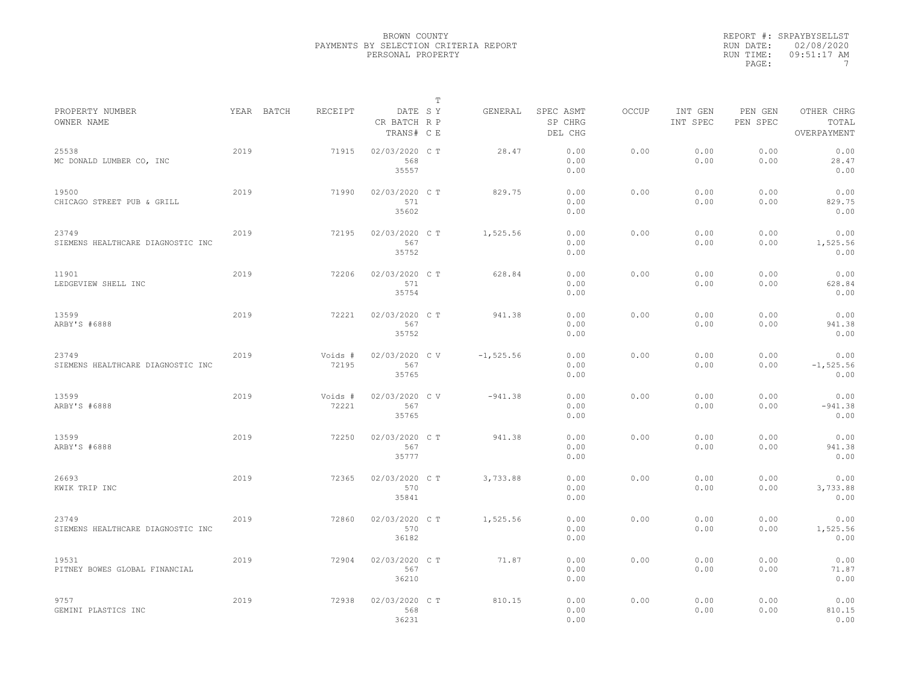BROWN COUNTY
PAYMENTS BY SELECTION CRITERIA REPORT
PERSONAL PROPERTY

REPORT #: SRPAYBYSELLST
RUN DATE: 02/08/2020
RUN TIME: 09:51:17 AM

| PROPERTY NUMBER OWNER NAME | YEAR | BATCH | RECEIPT | DATE CR BATCH TRANS# | T S Y R P C E | GENERAL | SPEC ASMT SP CHRG DEL CHG | OCCUP | INT GEN INT SPEC | PEN GEN PEN SPEC | OTHER CHRG TOTAL OVERPAYMENT |
|---|---|---|---|---|---|---|---|---|---|---|---|
| 25538 MC DONALD LUMBER CO, INC | 2019 | | 71915 | 02/03/2020 568 35557 | C T | 28.47 | 0.00 0.00 0.00 | 0.00 | 0.00 0.00 | 0.00 0.00 | 0.00 28.47 0.00 |
| 19500 CHICAGO STREET PUB & GRILL | 2019 | | 71990 | 02/03/2020 571 35602 | C T | 829.75 | 0.00 0.00 0.00 | 0.00 | 0.00 0.00 | 0.00 0.00 | 0.00 829.75 0.00 |
| 23749 SIEMENS HEALTHCARE DIAGNOSTIC INC | 2019 | | 72195 | 02/03/2020 567 35752 | C T | 1,525.56 | 0.00 0.00 0.00 | 0.00 | 0.00 0.00 | 0.00 0.00 | 0.00 1,525.56 0.00 |
| 11901 LEDGEVIEW SHELL INC | 2019 | | 72206 | 02/03/2020 571 35754 | C T | 628.84 | 0.00 0.00 0.00 | 0.00 | 0.00 0.00 | 0.00 0.00 | 0.00 628.84 0.00 |
| 13599 ARBY'S #6888 | 2019 | | 72221 | 02/03/2020 567 35752 | C T | 941.38 | 0.00 0.00 0.00 | 0.00 | 0.00 0.00 | 0.00 0.00 | 0.00 941.38 0.00 |
| 23749 SIEMENS HEALTHCARE DIAGNOSTIC INC | 2019 | | Voids # 72195 | 02/03/2020 567 35765 | C V | -1,525.56 | 0.00 0.00 0.00 | 0.00 | 0.00 0.00 | 0.00 0.00 | 0.00 -1,525.56 0.00 |
| 13599 ARBY'S #6888 | 2019 | | Voids # 72221 | 02/03/2020 567 35765 | C V | -941.38 | 0.00 0.00 0.00 | 0.00 | 0.00 0.00 | 0.00 0.00 | 0.00 -941.38 0.00 |
| 13599 ARBY'S #6888 | 2019 | | 72250 | 02/03/2020 567 35777 | C T | 941.38 | 0.00 0.00 0.00 | 0.00 | 0.00 0.00 | 0.00 0.00 | 0.00 941.38 0.00 |
| 26693 KWIK TRIP INC | 2019 | | 72365 | 02/03/2020 570 35841 | C T | 3,733.88 | 0.00 0.00 0.00 | 0.00 | 0.00 0.00 | 0.00 0.00 | 0.00 3,733.88 0.00 |
| 23749 SIEMENS HEALTHCARE DIAGNOSTIC INC | 2019 | | 72860 | 02/03/2020 570 36182 | C T | 1,525.56 | 0.00 0.00 0.00 | 0.00 | 0.00 0.00 | 0.00 0.00 | 0.00 1,525.56 0.00 |
| 19531 PITNEY BOWES GLOBAL FINANCIAL | 2019 | | 72904 | 02/03/2020 567 36210 | C T | 71.87 | 0.00 0.00 0.00 | 0.00 | 0.00 0.00 | 0.00 0.00 | 0.00 71.87 0.00 |
| 9757 GEMINI PLASTICS INC | 2019 | | 72938 | 02/03/2020 568 36231 | C T | 810.15 | 0.00 0.00 0.00 | 0.00 | 0.00 0.00 | 0.00 0.00 | 0.00 810.15 0.00 |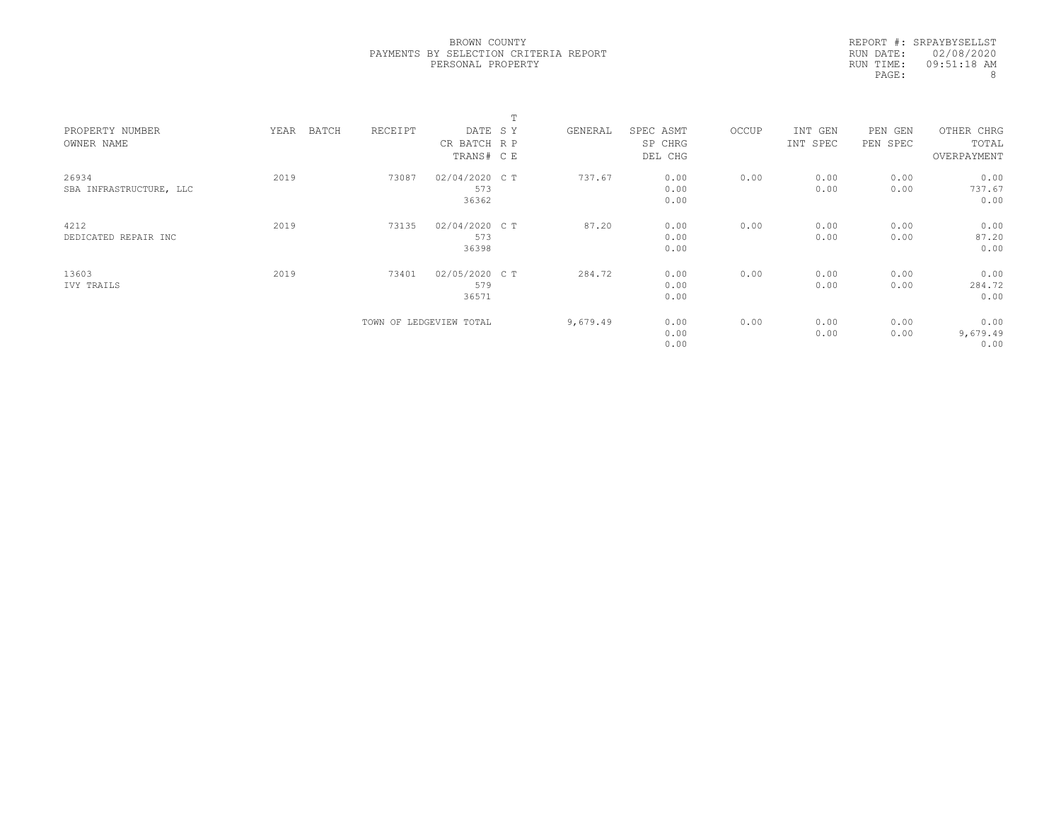BROWN COUNTY
PAYMENTS BY SELECTION CRITERIA REPORT
PERSONAL PROPERTY

REPORT #: SRPAYBYSELLST
RUN DATE: 02/08/2020
RUN TIME: 09:51:18 AM

| PROPERTY NUMBER<br>OWNER NAME | YEAR | BATCH | RECEIPT | DATE<br>CR BATCH<br>TRANS# | T<br>S Y<br>R P<br>C E | GENERAL | SPEC ASMT<br>SP CHRG<br>DEL CHG | OCCUP | INT GEN<br>INT SPEC | PEN GEN<br>PEN SPEC | OTHER CHRG<br>TOTAL<br>OVERPAYMENT |
|---|---|---|---|---|---|---|---|---|---|---|---|
| 26934<br>SBA INFRASTRUCTURE, LLC | 2019 | | 73087 | 02/04/2020<br>573<br>36362 | C T | 737.67 | 0.00<br>0.00<br>0.00 | 0.00 | 0.00<br>0.00 | 0.00<br>0.00 | 0.00<br>737.67<br>0.00 |
| 4212<br>DEDICATED REPAIR INC | 2019 | | 73135 | 02/04/2020<br>573<br>36398 | C T | 87.20 | 0.00<br>0.00<br>0.00 | 0.00 | 0.00<br>0.00 | 0.00<br>0.00 | 0.00<br>87.20<br>0.00 |
| 13603<br>IVY TRAILS | 2019 | | 73401 | 02/05/2020<br>579<br>36571 | C T | 284.72 | 0.00<br>0.00<br>0.00 | 0.00 | 0.00<br>0.00 | 0.00<br>0.00 | 0.00<br>284.72<br>0.00 |
| | | | TOWN OF LEDGEVIEW TOTAL | | | 9,679.49 | 0.00<br>0.00<br>0.00 | 0.00 | 0.00<br>0.00 | 0.00<br>0.00 | 0.00<br>9,679.49<br>0.00 |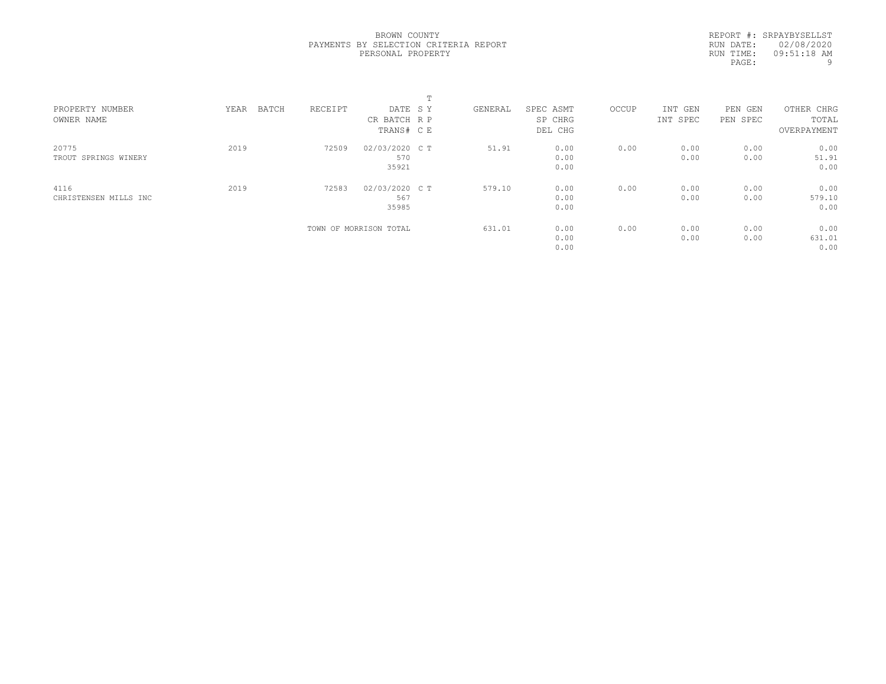BROWN COUNTY
PAYMENTS BY SELECTION CRITERIA REPORT
PERSONAL PROPERTY

REPORT #: SRPAYBYSELLST
RUN DATE: 02/08/2020
RUN TIME: 09:51:18 AM

| PROPERTY NUMBER<br>OWNER NAME | YEAR | BATCH | RECEIPT | DATE<br>CR BATCH<br>TRANS# | T<br>S Y<br>R P<br>C E | GENERAL | SPEC ASMT<br>SP CHRG<br>DEL CHG | OCCUP | INT GEN<br>INT SPEC | PEN GEN<br>PEN SPEC | OTHER CHRG<br>TOTAL<br>OVERPAYMENT |
|---|---|---|---|---|---|---|---|---|---|---|---|
| 20775<br>TROUT SPRINGS WINERY | 2019 | | 72509 | 02/03/2020<br>570<br>35921 | C T | 51.91 | 0.00<br>0.00<br>0.00 | 0.00 | 0.00<br>0.00 | 0.00<br>0.00 | 0.00<br>51.91<br>0.00 |
| 4116<br>CHRISTENSEN MILLS INC | 2019 | | 72583 | 02/03/2020<br>567<br>35985 | C T | 579.10 | 0.00<br>0.00<br>0.00 | 0.00 | 0.00<br>0.00 | 0.00<br>0.00 | 0.00<br>579.10<br>0.00 |
| | | | TOWN OF MORRISON TOTAL | | | 631.01 | 0.00<br>0.00<br>0.00 | 0.00 | 0.00<br>0.00 | 0.00<br>0.00 | 0.00<br>631.01<br>0.00 |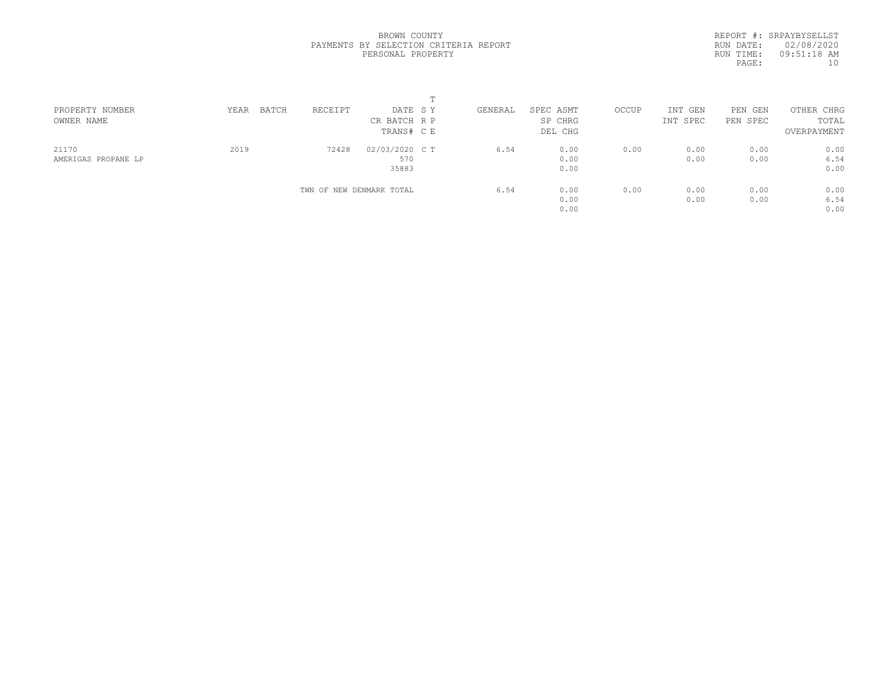BROWN COUNTY
PAYMENTS BY SELECTION CRITERIA REPORT
PERSONAL PROPERTY

REPORT #: SRPAYBYSELLST
RUN DATE: 02/08/2020
RUN TIME: 09:51:18 AM

| PROPERTY NUMBER<br>OWNER NAME | YEAR | BATCH | RECEIPT | DATE<br>CR BATCH<br>TRANS# | T<br>S Y<br>R P<br>C E | GENERAL | SPEC ASMT<br>SP CHRG<br>DEL CHG | OCCUP | INT GEN<br>INT SPEC | PEN GEN<br>PEN SPEC | OTHER CHRG<br>TOTAL<br>OVERPAYMENT |
|---|---|---|---|---|---|---|---|---|---|---|---|
| 21170<br>AMERIGAS PROPANE LP | 2019 | | 72428 | 02/03/2020<br>570<br>35883 | C T | 6.54 | 0.00<br>0.00<br>0.00 | 0.00 | 0.00<br>0.00 | 0.00<br>0.00 | 0.00<br>6.54<br>0.00 |
| | | | TWN OF NEW DENMARK TOTAL | | | 6.54 | 0.00<br>0.00<br>0.00 | 0.00 | 0.00<br>0.00 | 0.00<br>0.00 | 0.00<br>6.54<br>0.00 |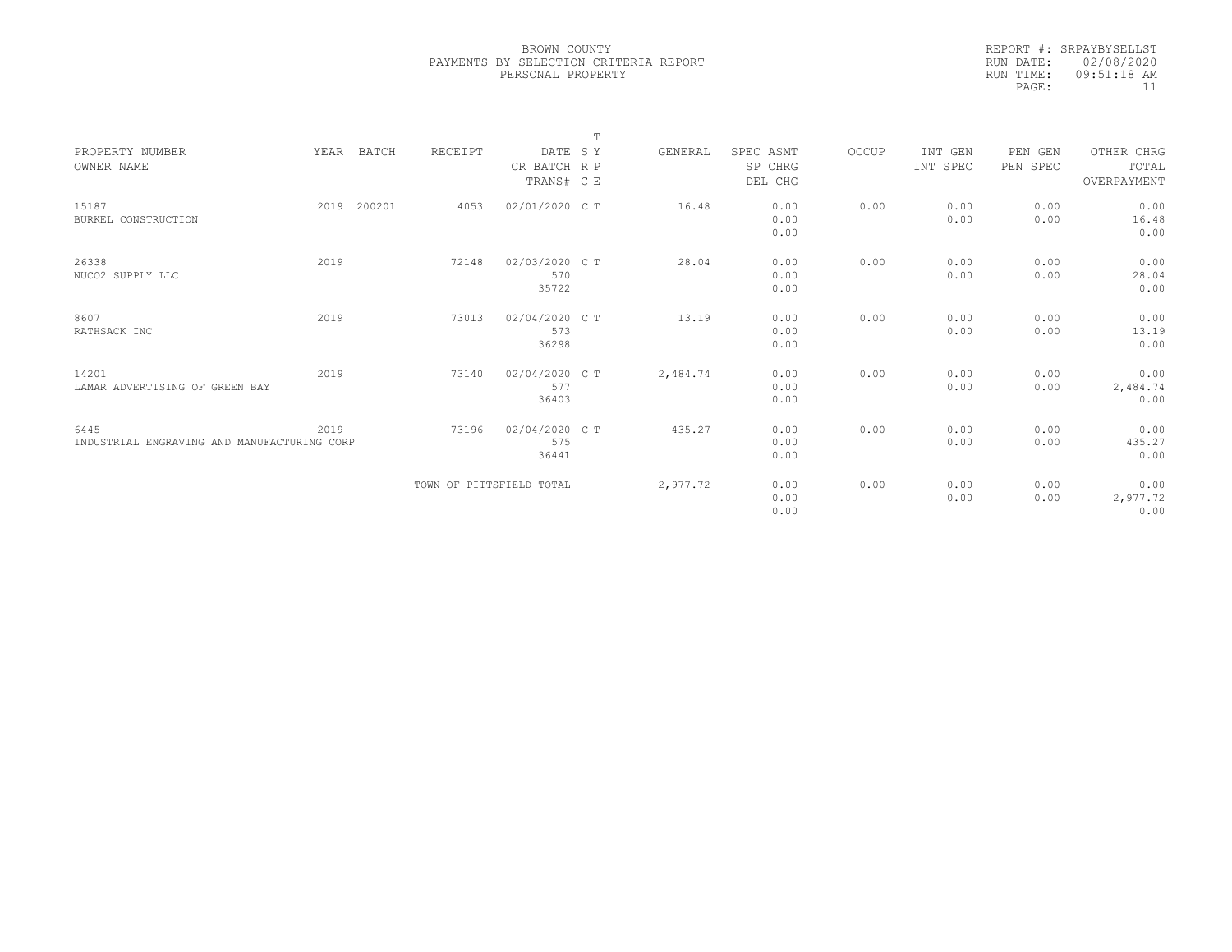BROWN COUNTY
PAYMENTS BY SELECTION CRITERIA REPORT
PERSONAL PROPERTY

REPORT #: SRPAYBYSELLST
RUN DATE: 02/08/2020
RUN TIME: 09:51:18 AM
PAGE: 11

| PROPERTY NUMBER / OWNER NAME | YEAR | BATCH | RECEIPT | DATE / CR BATCH / TRANS# | S R C | T Y P E | GENERAL | SPEC ASMT / SP CHRG / DEL CHG | OCCUP | INT GEN / INT SPEC | PEN GEN / PEN SPEC | OTHER CHRG / TOTAL / OVERPAYMENT |
|---|---|---|---|---|---|---|---|---|---|---|---|---|
| 15187 BURKEL CONSTRUCTION | 2019 | 200201 | 4053 | 02/01/2020 | C | T | 16.48 | 0.00 / 0.00 / 0.00 | 0.00 | 0.00 / 0.00 | 0.00 / 0.00 | 0.00 / 16.48 / 0.00 |
| 26338 NUCO2 SUPPLY LLC | 2019 | | 72148 | 02/03/2020 / 570 / 35722 | C | T | 28.04 | 0.00 / 0.00 / 0.00 | 0.00 | 0.00 / 0.00 | 0.00 / 0.00 | 0.00 / 28.04 / 0.00 |
| 8607 RATHSACK INC | 2019 | | 73013 | 02/04/2020 / 573 / 36298 | C | T | 13.19 | 0.00 / 0.00 / 0.00 | 0.00 | 0.00 / 0.00 | 0.00 / 0.00 | 0.00 / 13.19 / 0.00 |
| 14201 LAMAR ADVERTISING OF GREEN BAY | 2019 | | 73140 | 02/04/2020 / 577 / 36403 | C | T | 2,484.74 | 0.00 / 0.00 / 0.00 | 0.00 | 0.00 / 0.00 | 0.00 / 0.00 | 0.00 / 2,484.74 / 0.00 |
| 6445 INDUSTRIAL ENGRAVING AND MANUFACTURING CORP | 2019 | | 73196 | 02/04/2020 / 575 / 36441 | C | T | 435.27 | 0.00 / 0.00 / 0.00 | 0.00 | 0.00 / 0.00 | 0.00 / 0.00 | 0.00 / 435.27 / 0.00 |
| TOWN OF PITTSFIELD TOTAL | | | | | | | 2,977.72 | 0.00 / 0.00 / 0.00 | 0.00 | 0.00 / 0.00 | 0.00 / 0.00 | 0.00 / 2,977.72 / 0.00 |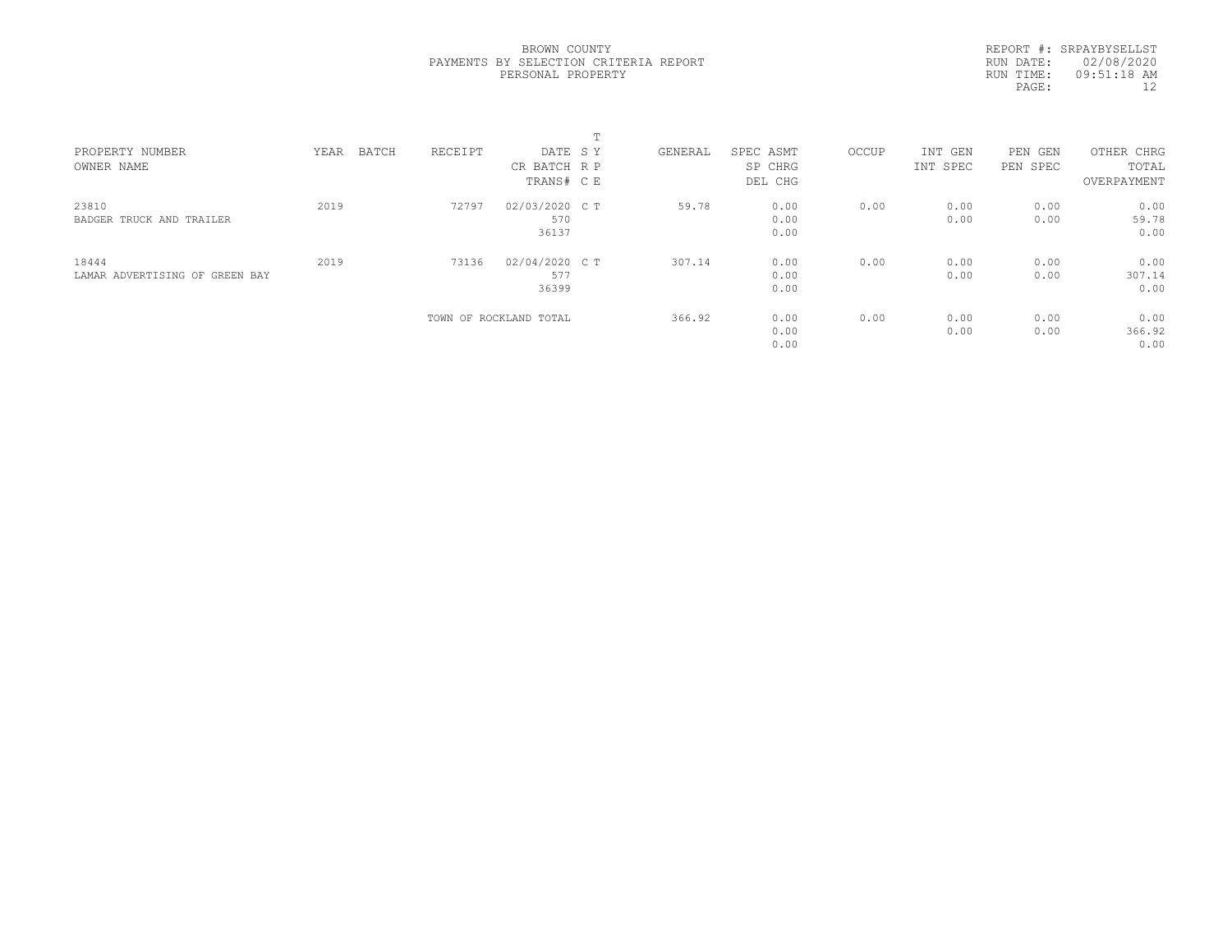BROWN COUNTY
PAYMENTS BY SELECTION CRITERIA REPORT
PERSONAL PROPERTY

REPORT #: SRPAYBYSELLST
RUN DATE: 02/08/2020
RUN TIME: 09:51:18 AM

| PROPERTY NUMBER<br>OWNER NAME | YEAR | BATCH | RECEIPT | DATE<br>CR BATCH<br>TRANS# | T<br>S Y<br>R P<br>C E | GENERAL | SPEC ASMT<br>SP CHRG<br>DEL CHG | OCCUP | INT GEN<br>INT SPEC | PEN GEN<br>PEN SPEC | OTHER CHRG<br>TOTAL<br>OVERPAYMENT |
|---|---|---|---|---|---|---|---|---|---|---|---|
| 23810<br>BADGER TRUCK AND TRAILER | 2019 | | 72797 | 02/03/2020<br>570<br>36137 | C T | 59.78 | 0.00<br>0.00<br>0.00 | 0.00 | 0.00<br>0.00 | 0.00<br>0.00 | 0.00<br>59.78<br>0.00 |
| 18444<br>LAMAR ADVERTISING OF GREEN BAY | 2019 | | 73136 | 02/04/2020<br>577<br>36399 | C T | 307.14 | 0.00<br>0.00<br>0.00 | 0.00 | 0.00<br>0.00 | 0.00<br>0.00 | 0.00<br>307.14<br>0.00 |
| | | | TOWN OF ROCKLAND TOTAL | | | 366.92 | 0.00<br>0.00<br>0.00 | 0.00 | 0.00<br>0.00 | 0.00<br>0.00 | 0.00<br>366.92<br>0.00 |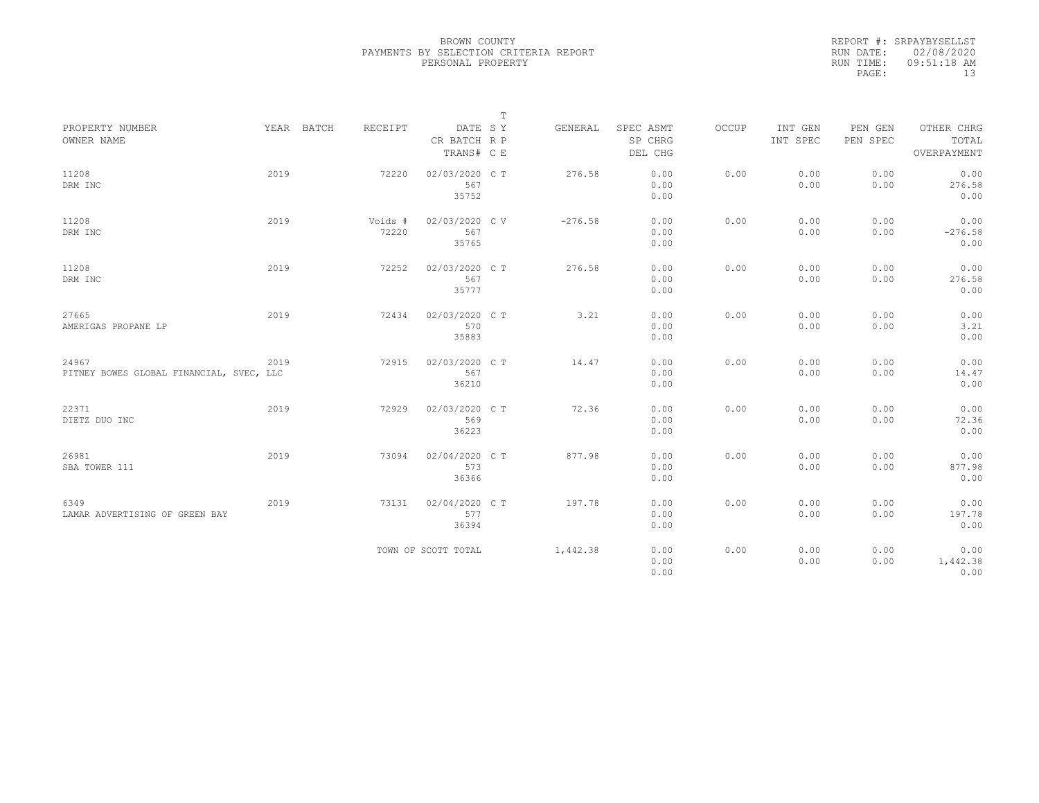BROWN COUNTY
PAYMENTS BY SELECTION CRITERIA REPORT
PERSONAL PROPERTY

REPORT #: SRPAYBYSELLST
RUN DATE: 02/08/2020
RUN TIME: 09:51:18 AM

| PROPERTY NUMBER<br>OWNER NAME | YEAR | BATCH | RECEIPT | DATE<br>CR BATCH<br>TRANS# | T<br>S Y<br>R P<br>C E | GENERAL | SPEC ASMT<br>SP CHRG<br>DEL CHG | OCCUP | INT GEN<br>INT SPEC | PEN GEN<br>PEN SPEC | OTHER CHRG<br>TOTAL<br>OVERPAYMENT |
|---|---|---|---|---|---|---|---|---|---|---|---|
| 11208<br>DRM INC | 2019 | | 72220 | 02/03/2020<br>567<br>35752 | C T | 276.58 | 0.00<br>0.00<br>0.00 | 0.00 | 0.00<br>0.00 | 0.00<br>0.00 | 0.00<br>276.58<br>0.00 |
| 11208<br>DRM INC | 2019 | | Voids #<br>72220 | 02/03/2020<br>567<br>35765 | C V | -276.58 | 0.00<br>0.00<br>0.00 | 0.00 | 0.00<br>0.00 | 0.00<br>0.00 | 0.00<br>-276.58<br>0.00 |
| 11208<br>DRM INC | 2019 | | 72252 | 02/03/2020<br>567<br>35777 | C T | 276.58 | 0.00<br>0.00<br>0.00 | 0.00 | 0.00<br>0.00 | 0.00<br>0.00 | 0.00<br>276.58<br>0.00 |
| 27665<br>AMERIGAS PROPANE LP | 2019 | | 72434 | 02/03/2020<br>570<br>35883 | C T | 3.21 | 0.00<br>0.00<br>0.00 | 0.00 | 0.00<br>0.00 | 0.00<br>0.00 | 0.00<br>3.21<br>0.00 |
| 24967<br>PITNEY BOWES GLOBAL FINANCIAL, SVEC, LLC | 2019 | | 72915 | 02/03/2020<br>567<br>36210 | C T | 14.47 | 0.00<br>0.00<br>0.00 | 0.00 | 0.00<br>0.00 | 0.00<br>0.00 | 0.00<br>14.47<br>0.00 |
| 22371<br>DIETZ DUO INC | 2019 | | 72929 | 02/03/2020<br>569<br>36223 | C T | 72.36 | 0.00<br>0.00<br>0.00 | 0.00 | 0.00<br>0.00 | 0.00<br>0.00 | 0.00<br>72.36<br>0.00 |
| 26981<br>SBA TOWER 111 | 2019 | | 73094 | 02/04/2020<br>573<br>36366 | C T | 877.98 | 0.00<br>0.00<br>0.00 | 0.00 | 0.00<br>0.00 | 0.00<br>0.00 | 0.00<br>877.98<br>0.00 |
| 6349<br>LAMAR ADVERTISING OF GREEN BAY | 2019 | | 73131 | 02/04/2020<br>577<br>36394 | C T | 197.78 | 0.00<br>0.00<br>0.00 | 0.00 | 0.00<br>0.00 | 0.00<br>0.00 | 0.00<br>197.78<br>0.00 |
| | | | TOWN OF SCOTT TOTAL | | | 1,442.38 | 0.00<br>0.00<br>0.00 | 0.00 | 0.00<br>0.00 | 0.00<br>0.00 | 0.00<br>1,442.38<br>0.00 |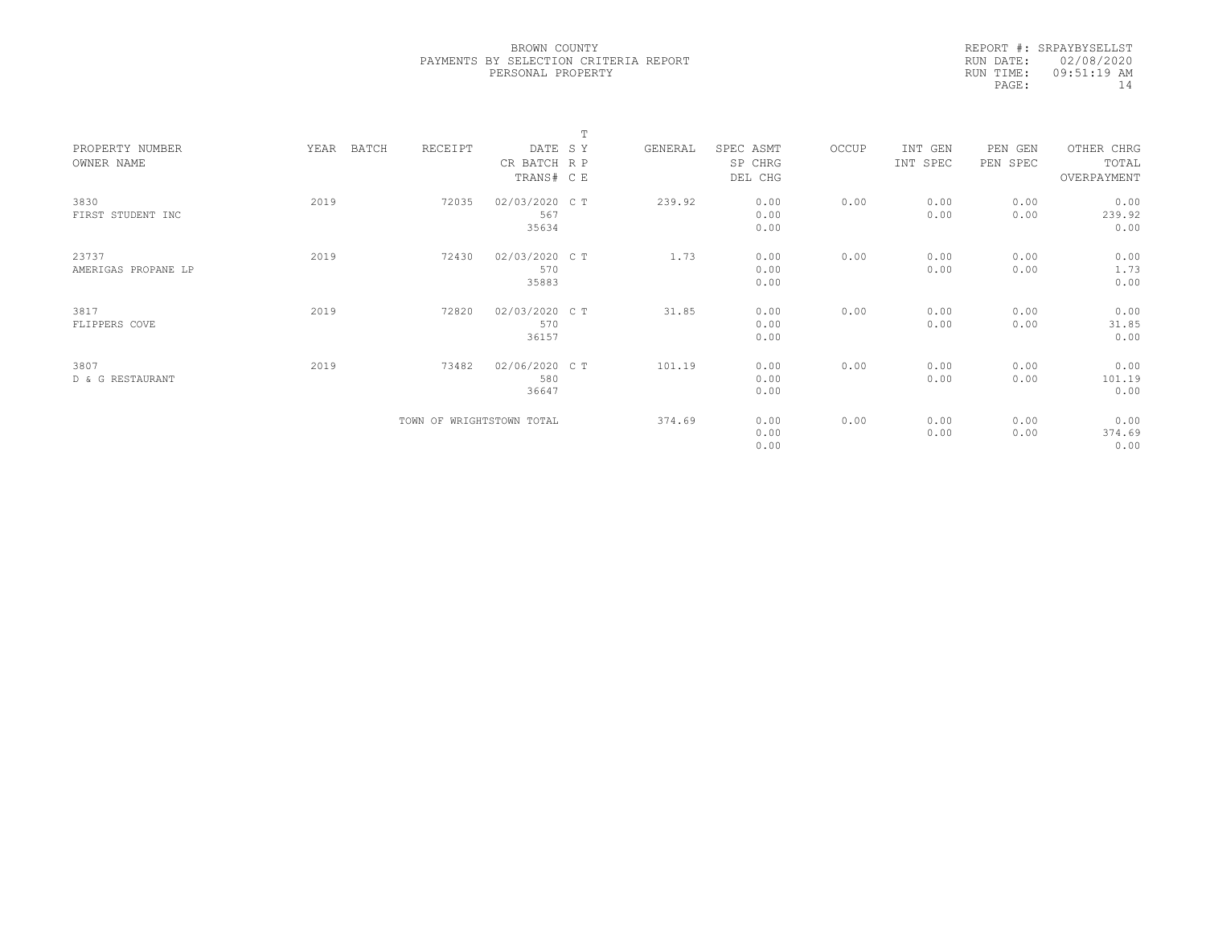BROWN COUNTY
PAYMENTS BY SELECTION CRITERIA REPORT
PERSONAL PROPERTY

REPORT #: SRPAYBYSELLST
RUN DATE: 02/08/2020
RUN TIME: 09:51:19 AM

| PROPERTY NUMBER<br>OWNER NAME | YEAR | BATCH | RECEIPT | DATE<br>CR BATCH<br>TRANS# | T<br>S Y<br>R P<br>C E | GENERAL | SPEC ASMT<br>SP CHRG<br>DEL CHG | OCCUP | INT GEN<br>INT SPEC | PEN GEN<br>PEN SPEC | OTHER CHRG<br>TOTAL<br>OVERPAYMENT |
|---|---|---|---|---|---|---|---|---|---|---|---|
| 3830<br>FIRST STUDENT INC | 2019 | | 72035 | 02/03/2020<br>567<br>35634 | C T | 239.92 | 0.00<br>0.00<br>0.00 | 0.00 | 0.00<br>0.00 | 0.00<br>0.00 | 0.00<br>239.92<br>0.00 |
| 23737<br>AMERIGAS PROPANE LP | 2019 | | 72430 | 02/03/2020<br>570<br>35883 | C T | 1.73 | 0.00<br>0.00<br>0.00 | 0.00 | 0.00<br>0.00 | 0.00<br>0.00 | 0.00<br>1.73<br>0.00 |
| 3817<br>FLIPPERS COVE | 2019 | | 72820 | 02/03/2020<br>570<br>36157 | C T | 31.85 | 0.00<br>0.00<br>0.00 | 0.00 | 0.00<br>0.00 | 0.00<br>0.00 | 0.00<br>31.85<br>0.00 |
| 3807<br>D & G RESTAURANT | 2019 | | 73482 | 02/06/2020<br>580<br>36647 | C T | 101.19 | 0.00<br>0.00<br>0.00 | 0.00 | 0.00<br>0.00 | 0.00<br>0.00 | 0.00<br>101.19<br>0.00 |
| | | | TOWN OF WRIGHTSTOWN TOTAL | | | 374.69 | 0.00<br>0.00<br>0.00 | 0.00 | 0.00<br>0.00 | 0.00<br>0.00 | 0.00<br>374.69<br>0.00 |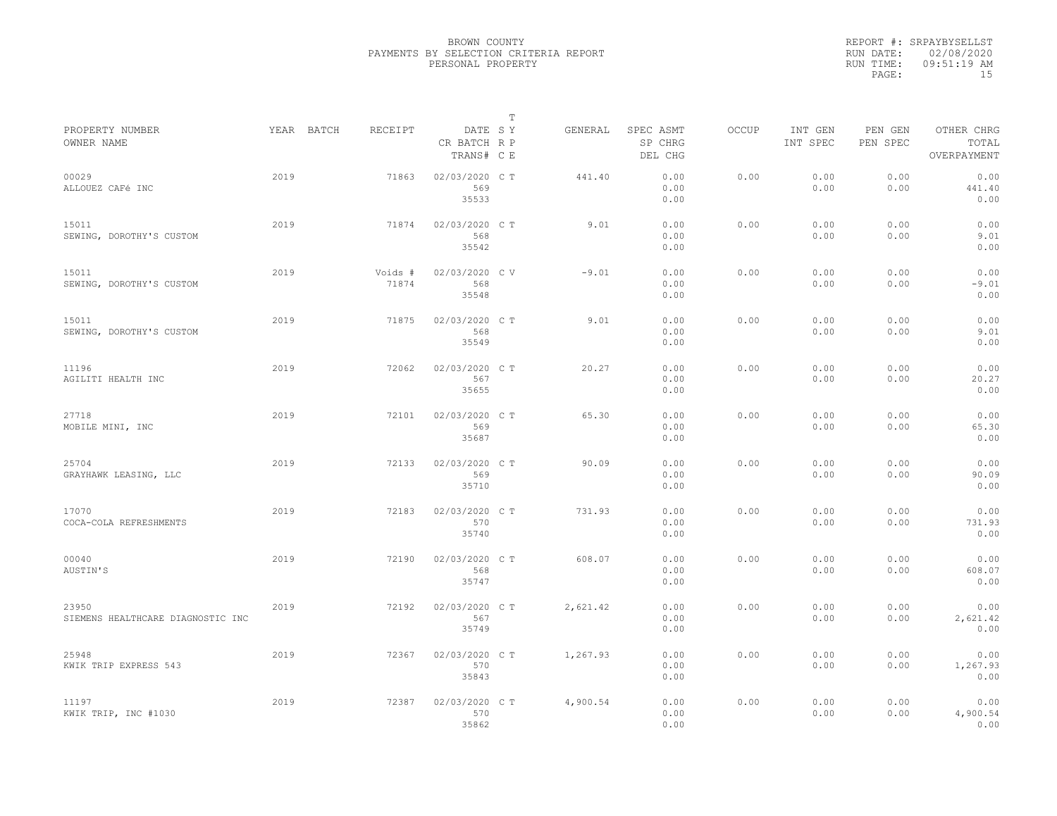BROWN COUNTY
PAYMENTS BY SELECTION CRITERIA REPORT
PERSONAL PROPERTY

REPORT #: SRPAYBYSELLST
RUN DATE: 02/08/2020
RUN TIME: 09:51:19 AM

| PROPERTY NUMBER<br>OWNER NAME | YEAR | BATCH | RECEIPT | DATE<br>CR BATCH<br>TRANS# | T S Y R P C E | GENERAL | SPEC ASMT<br>SP CHRG<br>DEL CHG | OCCUP | INT GEN<br>INT SPEC | PEN GEN<br>PEN SPEC | OTHER CHRG<br>TOTAL<br>OVERPAYMENT |
|---|---|---|---|---|---|---|---|---|---|---|---|
| 00029<br>ALLOUEZ CAFé INC | 2019 | | 71863 | 02/03/2020<br>569<br>35533 | C T | 441.40 | 0.00<br>0.00<br>0.00 | 0.00 | 0.00<br>0.00 | 0.00<br>0.00 | 0.00<br>441.40<br>0.00 |
| 15011<br>SEWING, DOROTHY'S CUSTOM | 2019 | | 71874 | 02/03/2020<br>568<br>35542 | C T | 9.01 | 0.00<br>0.00<br>0.00 | 0.00 | 0.00<br>0.00 | 0.00<br>0.00 | 0.00<br>9.01<br>0.00 |
| 15011<br>SEWING, DOROTHY'S CUSTOM | 2019 | | Voids #<br>71874 | 02/03/2020<br>568<br>35548 | C V | -9.01 | 0.00<br>0.00<br>0.00 | 0.00 | 0.00<br>0.00 | 0.00<br>0.00 | 0.00<br>-9.01<br>0.00 |
| 15011<br>SEWING, DOROTHY'S CUSTOM | 2019 | | 71875 | 02/03/2020<br>568<br>35549 | C T | 9.01 | 0.00<br>0.00<br>0.00 | 0.00 | 0.00<br>0.00 | 0.00<br>0.00 | 0.00<br>9.01<br>0.00 |
| 11196<br>AGILITI HEALTH INC | 2019 | | 72062 | 02/03/2020<br>567<br>35655 | C T | 20.27 | 0.00<br>0.00<br>0.00 | 0.00 | 0.00<br>0.00 | 0.00<br>0.00 | 0.00<br>20.27<br>0.00 |
| 27718<br>MOBILE MINI, INC | 2019 | | 72101 | 02/03/2020<br>569<br>35687 | C T | 65.30 | 0.00<br>0.00<br>0.00 | 0.00 | 0.00<br>0.00 | 0.00<br>0.00 | 0.00<br>65.30<br>0.00 |
| 25704<br>GRAYHAWK LEASING, LLC | 2019 | | 72133 | 02/03/2020<br>569<br>35710 | C T | 90.09 | 0.00<br>0.00<br>0.00 | 0.00 | 0.00<br>0.00 | 0.00<br>0.00 | 0.00<br>90.09<br>0.00 |
| 17070<br>COCA-COLA REFRESHMENTS | 2019 | | 72183 | 02/03/2020<br>570<br>35740 | C T | 731.93 | 0.00<br>0.00<br>0.00 | 0.00 | 0.00<br>0.00 | 0.00<br>0.00 | 0.00<br>731.93<br>0.00 |
| 00040<br>AUSTIN'S | 2019 | | 72190 | 02/03/2020<br>568<br>35747 | C T | 608.07 | 0.00<br>0.00<br>0.00 | 0.00 | 0.00<br>0.00 | 0.00<br>0.00 | 0.00<br>608.07<br>0.00 |
| 23950<br>SIEMENS HEALTHCARE DIAGNOSTIC INC | 2019 | | 72192 | 02/03/2020<br>567<br>35749 | C T | 2,621.42 | 0.00<br>0.00<br>0.00 | 0.00 | 0.00<br>0.00 | 0.00<br>0.00 | 0.00<br>2,621.42<br>0.00 |
| 25948<br>KWIK TRIP EXPRESS 543 | 2019 | | 72367 | 02/03/2020<br>570<br>35843 | C T | 1,267.93 | 0.00<br>0.00<br>0.00 | 0.00 | 0.00<br>0.00 | 0.00<br>0.00 | 0.00<br>1,267.93<br>0.00 |
| 11197<br>KWIK TRIP, INC #1030 | 2019 | | 72387 | 02/03/2020<br>570<br>35862 | C T | 4,900.54 | 0.00<br>0.00<br>0.00 | 0.00 | 0.00<br>0.00 | 0.00<br>0.00 | 0.00<br>4,900.54<br>0.00 |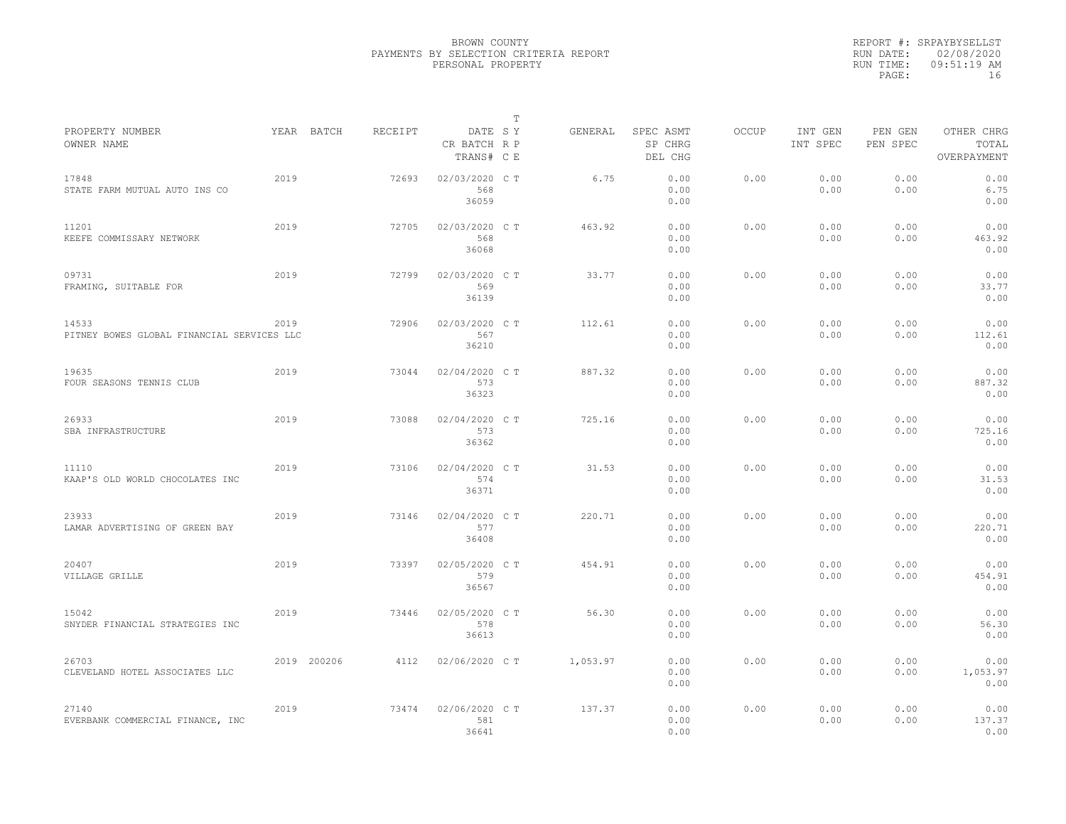BROWN COUNTY
PAYMENTS BY SELECTION CRITERIA REPORT
PERSONAL PROPERTY

REPORT #: SRPAYBYSELLST
RUN DATE: 02/08/2020
RUN TIME: 09:51:19 AM

| PROPERTY NUMBER / OWNER NAME | YEAR | BATCH | RECEIPT | DATE / CR BATCH / TRANS# | T SY RP CE | GENERAL | SPEC ASMT / SP CHRG / DEL CHG | OCCUP | INT GEN / INT SPEC | PEN GEN / PEN SPEC | OTHER CHRG / TOTAL / OVERPAYMENT |
|---|---|---|---|---|---|---|---|---|---|---|---|
| 17848 STATE FARM MUTUAL AUTO INS CO | 2019 | | 72693 | 02/03/2020 568 36059 | C T | 6.75 | 0.00 0.00 0.00 | 0.00 | 0.00 0.00 | 0.00 0.00 | 0.00 6.75 0.00 |
| 11201 KEEFE COMMISSARY NETWORK | 2019 | | 72705 | 02/03/2020 568 36068 | C T | 463.92 | 0.00 0.00 0.00 | 0.00 | 0.00 0.00 | 0.00 0.00 | 0.00 463.92 0.00 |
| 09731 FRAMING, SUITABLE FOR | 2019 | | 72799 | 02/03/2020 569 36139 | C T | 33.77 | 0.00 0.00 0.00 | 0.00 | 0.00 0.00 | 0.00 0.00 | 0.00 33.77 0.00 |
| 14533 PITNEY BOWES GLOBAL FINANCIAL SERVICES LLC | 2019 | | 72906 | 02/03/2020 567 36210 | C T | 112.61 | 0.00 0.00 0.00 | 0.00 | 0.00 0.00 | 0.00 0.00 | 0.00 112.61 0.00 |
| 19635 FOUR SEASONS TENNIS CLUB | 2019 | | 73044 | 02/04/2020 573 36323 | C T | 887.32 | 0.00 0.00 0.00 | 0.00 | 0.00 0.00 | 0.00 0.00 | 0.00 887.32 0.00 |
| 26933 SBA INFRASTRUCTURE | 2019 | | 73088 | 02/04/2020 573 36362 | C T | 725.16 | 0.00 0.00 0.00 | 0.00 | 0.00 0.00 | 0.00 0.00 | 0.00 725.16 0.00 |
| 11110 KAAP'S OLD WORLD CHOCOLATES INC | 2019 | | 73106 | 02/04/2020 574 36371 | C T | 31.53 | 0.00 0.00 0.00 | 0.00 | 0.00 0.00 | 0.00 0.00 | 0.00 31.53 0.00 |
| 23933 LAMAR ADVERTISING OF GREEN BAY | 2019 | | 73146 | 02/04/2020 577 36408 | C T | 220.71 | 0.00 0.00 0.00 | 0.00 | 0.00 0.00 | 0.00 0.00 | 0.00 220.71 0.00 |
| 20407 VILLAGE GRILLE | 2019 | | 73397 | 02/05/2020 579 36567 | C T | 454.91 | 0.00 0.00 0.00 | 0.00 | 0.00 0.00 | 0.00 0.00 | 0.00 454.91 0.00 |
| 15042 SNYDER FINANCIAL STRATEGIES INC | 2019 | | 73446 | 02/05/2020 578 36613 | C T | 56.30 | 0.00 0.00 0.00 | 0.00 | 0.00 0.00 | 0.00 0.00 | 0.00 56.30 0.00 |
| 26703 CLEVELAND HOTEL ASSOCIATES LLC | 2019 | 200206 | 4112 | 02/06/2020 | C T | 1,053.97 | 0.00 0.00 0.00 | 0.00 | 0.00 0.00 | 0.00 0.00 | 0.00 1,053.97 0.00 |
| 27140 EVERBANK COMMERCIAL FINANCE, INC | 2019 | | 73474 | 02/06/2020 581 36641 | C T | 137.37 | 0.00 0.00 0.00 | 0.00 | 0.00 0.00 | 0.00 0.00 | 0.00 137.37 0.00 |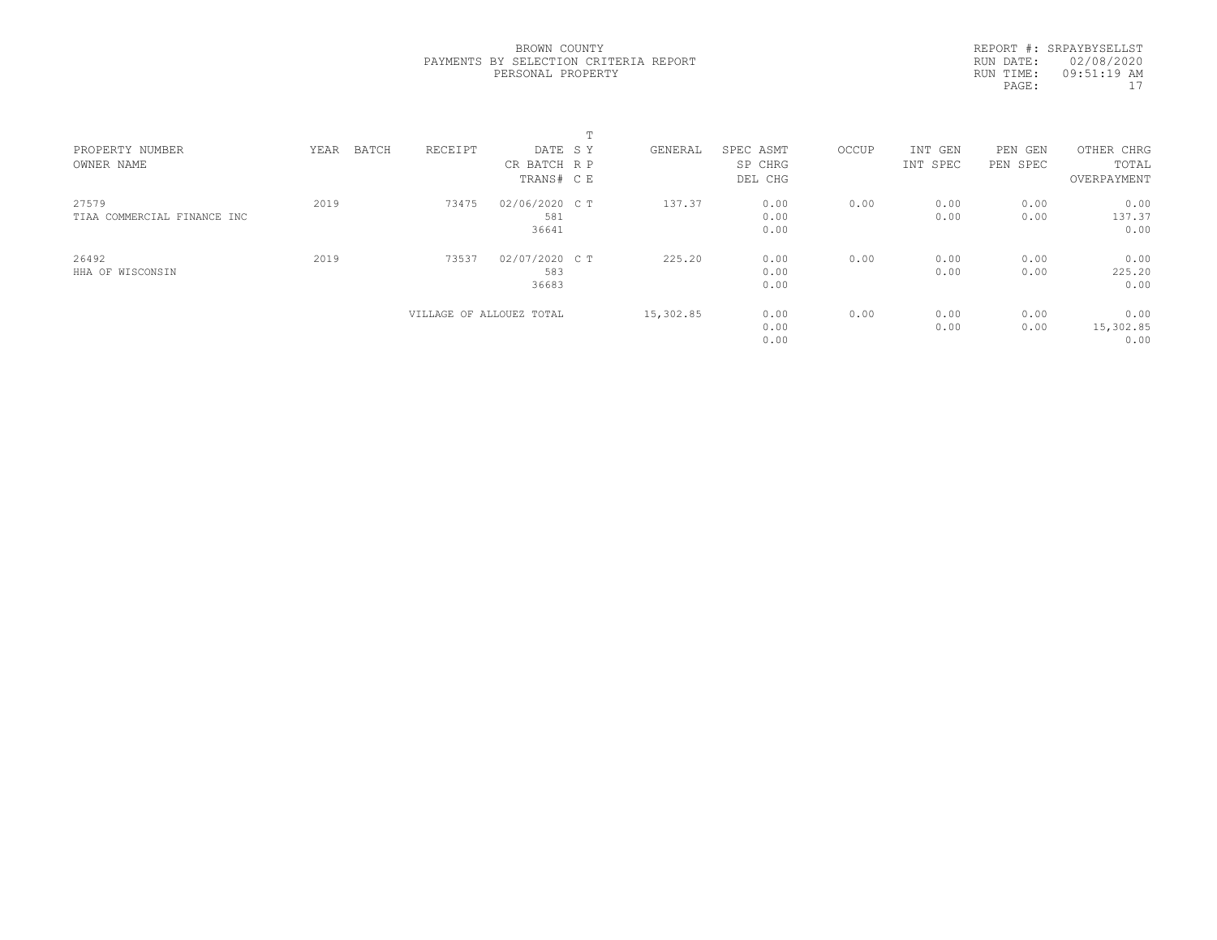BROWN COUNTY
PAYMENTS BY SELECTION CRITERIA REPORT
PERSONAL PROPERTY

REPORT #: SRPAYBYSELLST
RUN DATE: 02/08/2020
RUN TIME: 09:51:19 AM

| PROPERTY NUMBER<br>OWNER NAME | YEAR | BATCH | RECEIPT | DATE<br>CR BATCH<br>TRANS# | T<br>S Y<br>R P<br>C E | GENERAL | SPEC ASMT<br>SP CHRG<br>DEL CHG | OCCUP | INT GEN<br>INT SPEC | PEN GEN<br>PEN SPEC | OTHER CHRG<br>TOTAL<br>OVERPAYMENT |
|---|---|---|---|---|---|---|---|---|---|---|---|
| 27579<br>TIAA COMMERCIAL FINANCE INC | 2019 | | 73475 | 02/06/2020<br>581<br>36641 | C T | 137.37 | 0.00<br>0.00<br>0.00 | 0.00 | 0.00<br>0.00 | 0.00<br>0.00 | 0.00<br>137.37<br>0.00 |
| 26492<br>HHA OF WISCONSIN | 2019 | | 73537 | 02/07/2020<br>583<br>36683 | C T | 225.20 | 0.00<br>0.00<br>0.00 | 0.00 | 0.00<br>0.00 | 0.00<br>0.00 | 0.00<br>225.20<br>0.00 |
| | | | VILLAGE OF ALLOUEZ TOTAL | | | 15,302.85 | 0.00<br>0.00<br>0.00 | 0.00 | 0.00<br>0.00 | 0.00<br>0.00 | 0.00<br>15,302.85<br>0.00 |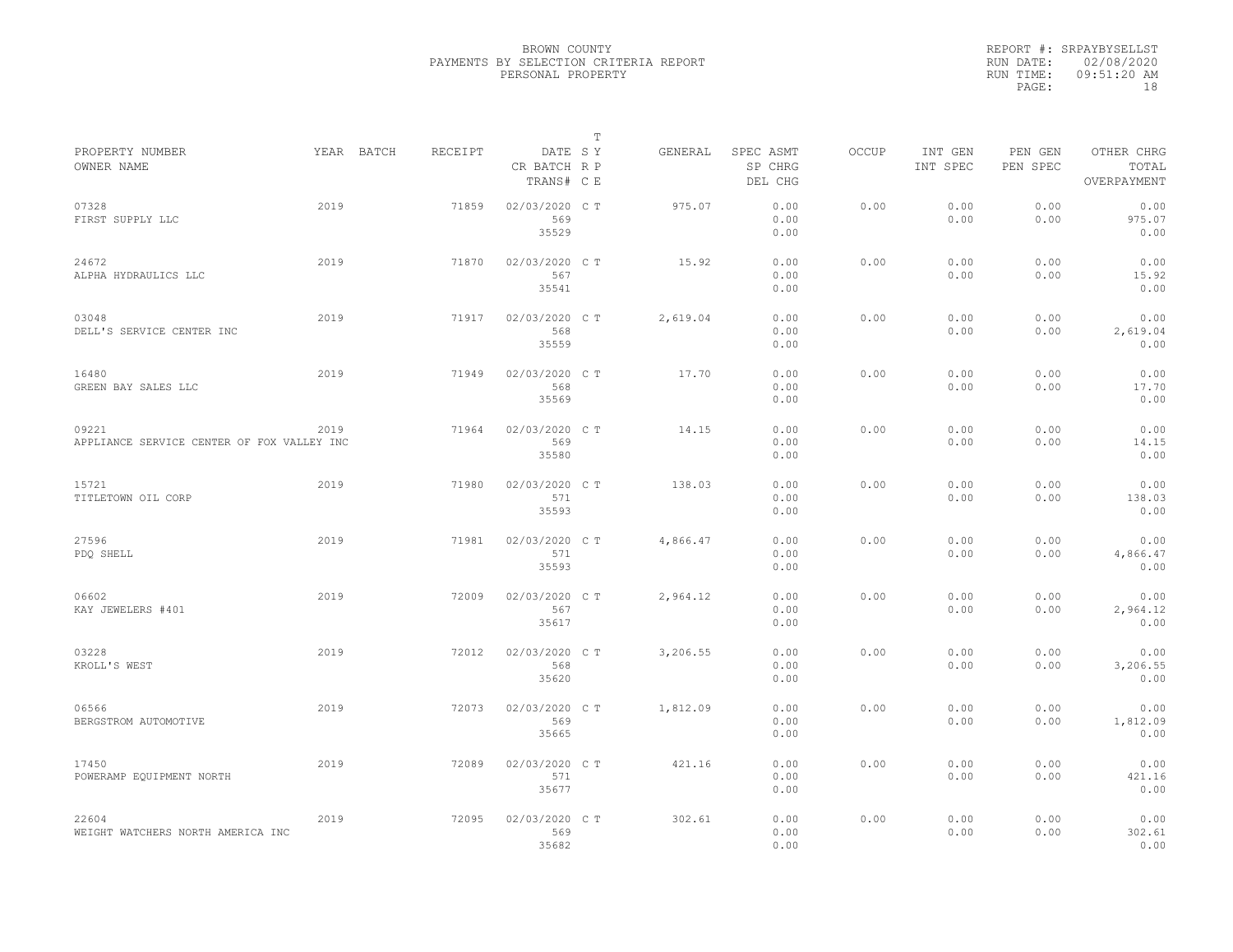BROWN COUNTY
PAYMENTS BY SELECTION CRITERIA REPORT
PERSONAL PROPERTY

REPORT #: SRPAYBYSELLST
RUN DATE: 02/08/2020
RUN TIME: 09:51:20 AM
PAGE: 18

| PROPERTY NUMBER / OWNER NAME | YEAR | BATCH | RECEIPT | DATE / CR BATCH / TRANS# | T SY / RP / CE | GENERAL | SPEC ASMT / SP CHRG / DEL CHG | OCCUP | INT GEN / INT SPEC | PEN GEN / PEN SPEC | OTHER CHRG / TOTAL / OVERPAYMENT |
|---|---|---|---|---|---|---|---|---|---|---|---|
| 07328 / FIRST SUPPLY LLC | 2019 | | 71859 | 02/03/2020 / 569 / 35529 | C T | 975.07 | 0.00 / 0.00 / 0.00 | 0.00 | 0.00 / 0.00 | 0.00 / 0.00 | 0.00 / 975.07 / 0.00 |
| 24672 / ALPHA HYDRAULICS LLC | 2019 | | 71870 | 02/03/2020 / 567 / 35541 | C T | 15.92 | 0.00 / 0.00 / 0.00 | 0.00 | 0.00 / 0.00 | 0.00 / 0.00 | 0.00 / 15.92 / 0.00 |
| 03048 / DELL'S SERVICE CENTER INC | 2019 | | 71917 | 02/03/2020 / 568 / 35559 | C T | 2,619.04 | 0.00 / 0.00 / 0.00 | 0.00 | 0.00 / 0.00 | 0.00 / 0.00 | 0.00 / 2,619.04 / 0.00 |
| 16480 / GREEN BAY SALES LLC | 2019 | | 71949 | 02/03/2020 / 568 / 35569 | C T | 17.70 | 0.00 / 0.00 / 0.00 | 0.00 | 0.00 / 0.00 | 0.00 / 0.00 | 0.00 / 17.70 / 0.00 |
| 09221 / APPLIANCE SERVICE CENTER OF FOX VALLEY INC | 2019 | | 71964 | 02/03/2020 / 569 / 35580 | C T | 14.15 | 0.00 / 0.00 / 0.00 | 0.00 | 0.00 / 0.00 | 0.00 / 0.00 | 0.00 / 14.15 / 0.00 |
| 15721 / TITLETOWN OIL CORP | 2019 | | 71980 | 02/03/2020 / 571 / 35593 | C T | 138.03 | 0.00 / 0.00 / 0.00 | 0.00 | 0.00 / 0.00 | 0.00 / 0.00 | 0.00 / 138.03 / 0.00 |
| 27596 / PDQ SHELL | 2019 | | 71981 | 02/03/2020 / 571 / 35593 | C T | 4,866.47 | 0.00 / 0.00 / 0.00 | 0.00 | 0.00 / 0.00 | 0.00 / 0.00 | 0.00 / 4,866.47 / 0.00 |
| 06602 / KAY JEWELERS #401 | 2019 | | 72009 | 02/03/2020 / 567 / 35617 | C T | 2,964.12 | 0.00 / 0.00 / 0.00 | 0.00 | 0.00 / 0.00 | 0.00 / 0.00 | 0.00 / 2,964.12 / 0.00 |
| 03228 / KROLL'S WEST | 2019 | | 72012 | 02/03/2020 / 568 / 35620 | C T | 3,206.55 | 0.00 / 0.00 / 0.00 | 0.00 | 0.00 / 0.00 | 0.00 / 0.00 | 0.00 / 3,206.55 / 0.00 |
| 06566 / BERGSTROM AUTOMOTIVE | 2019 | | 72073 | 02/03/2020 / 569 / 35665 | C T | 1,812.09 | 0.00 / 0.00 / 0.00 | 0.00 | 0.00 / 0.00 | 0.00 / 0.00 | 0.00 / 1,812.09 / 0.00 |
| 17450 / POWERAMP EQUIPMENT NORTH | 2019 | | 72089 | 02/03/2020 / 571 / 35677 | C T | 421.16 | 0.00 / 0.00 / 0.00 | 0.00 | 0.00 / 0.00 | 0.00 / 0.00 | 0.00 / 421.16 / 0.00 |
| 22604 / WEIGHT WATCHERS NORTH AMERICA INC | 2019 | | 72095 | 02/03/2020 / 569 / 35682 | C T | 302.61 | 0.00 / 0.00 / 0.00 | 0.00 | 0.00 / 0.00 | 0.00 / 0.00 | 0.00 / 302.61 / 0.00 |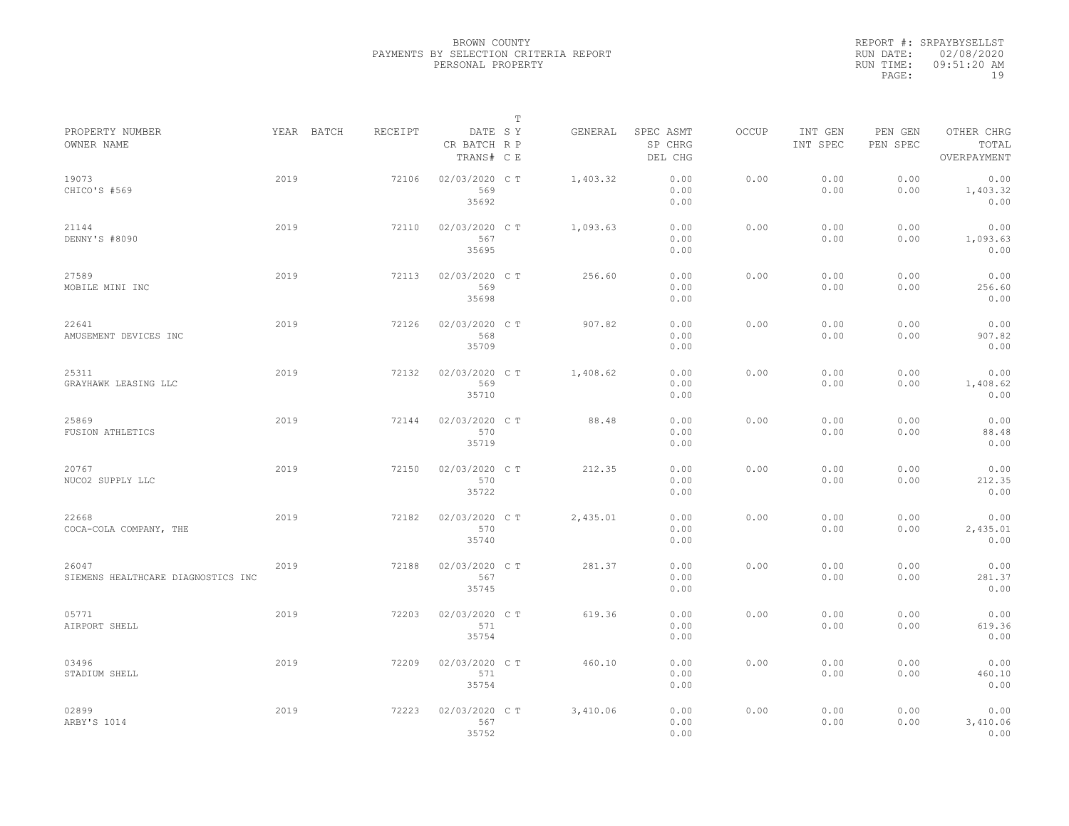BROWN COUNTY
PAYMENTS BY SELECTION CRITERIA REPORT
PERSONAL PROPERTY

REPORT #: SRPAYBYSELLST
RUN DATE: 02/08/2020
RUN TIME: 09:51:20 AM

| PROPERTY NUMBER<br>OWNER NAME | YEAR | BATCH | RECEIPT | DATE<br>CR BATCH<br>TRANS# | T SY RP CE | GENERAL | SPEC ASMT<br>SP CHRG<br>DEL CHG | OCCUP | INT GEN<br>INT SPEC | PEN GEN<br>PEN SPEC | OTHER CHRG<br>TOTAL<br>OVERPAYMENT |
|---|---|---|---|---|---|---|---|---|---|---|---|
| 19073<br>CHICO'S #569 | 2019 | | 72106 | 02/03/2020<br>569<br>35692 | C T | 1,403.32 | 0.00<br>0.00<br>0.00 | 0.00 | 0.00<br>0.00 | 0.00<br>0.00 | 0.00<br>1,403.32<br>0.00 |
| 21144<br>DENNY'S #8090 | 2019 | | 72110 | 02/03/2020<br>567<br>35695 | C T | 1,093.63 | 0.00<br>0.00<br>0.00 | 0.00 | 0.00<br>0.00 | 0.00<br>0.00 | 0.00<br>1,093.63<br>0.00 |
| 27589<br>MOBILE MINI INC | 2019 | | 72113 | 02/03/2020<br>569<br>35698 | C T | 256.60 | 0.00<br>0.00<br>0.00 | 0.00 | 0.00<br>0.00 | 0.00<br>0.00 | 0.00<br>256.60<br>0.00 |
| 22641<br>AMUSEMENT DEVICES INC | 2019 | | 72126 | 02/03/2020<br>568<br>35709 | C T | 907.82 | 0.00<br>0.00<br>0.00 | 0.00 | 0.00<br>0.00 | 0.00<br>0.00 | 0.00<br>907.82<br>0.00 |
| 25311<br>GRAYHAWK LEASING LLC | 2019 | | 72132 | 02/03/2020<br>569<br>35710 | C T | 1,408.62 | 0.00<br>0.00<br>0.00 | 0.00 | 0.00<br>0.00 | 0.00<br>0.00 | 0.00<br>1,408.62<br>0.00 |
| 25869<br>FUSION ATHLETICS | 2019 | | 72144 | 02/03/2020<br>570<br>35719 | C T | 88.48 | 0.00<br>0.00<br>0.00 | 0.00 | 0.00<br>0.00 | 0.00<br>0.00 | 0.00<br>88.48<br>0.00 |
| 20767<br>NUCO2 SUPPLY LLC | 2019 | | 72150 | 02/03/2020<br>570<br>35722 | C T | 212.35 | 0.00<br>0.00<br>0.00 | 0.00 | 0.00<br>0.00 | 0.00<br>0.00 | 0.00<br>212.35<br>0.00 |
| 22668<br>COCA-COLA COMPANY, THE | 2019 | | 72182 | 02/03/2020<br>570<br>35740 | C T | 2,435.01 | 0.00<br>0.00<br>0.00 | 0.00 | 0.00<br>0.00 | 0.00<br>0.00 | 0.00<br>2,435.01<br>0.00 |
| 26047<br>SIEMENS HEALTHCARE DIAGNOSTICS INC | 2019 | | 72188 | 02/03/2020<br>567<br>35745 | C T | 281.37 | 0.00<br>0.00<br>0.00 | 0.00 | 0.00<br>0.00 | 0.00<br>0.00 | 0.00<br>281.37<br>0.00 |
| 05771<br>AIRPORT SHELL | 2019 | | 72203 | 02/03/2020<br>571<br>35754 | C T | 619.36 | 0.00<br>0.00<br>0.00 | 0.00 | 0.00<br>0.00 | 0.00<br>0.00 | 0.00<br>619.36<br>0.00 |
| 03496<br>STADIUM SHELL | 2019 | | 72209 | 02/03/2020<br>571<br>35754 | C T | 460.10 | 0.00<br>0.00<br>0.00 | 0.00 | 0.00<br>0.00 | 0.00<br>0.00 | 0.00<br>460.10<br>0.00 |
| 02899<br>ARBY'S 1014 | 2019 | | 72223 | 02/03/2020<br>567<br>35752 | C T | 3,410.06 | 0.00<br>0.00<br>0.00 | 0.00 | 0.00<br>0.00 | 0.00<br>0.00 | 0.00<br>3,410.06<br>0.00 |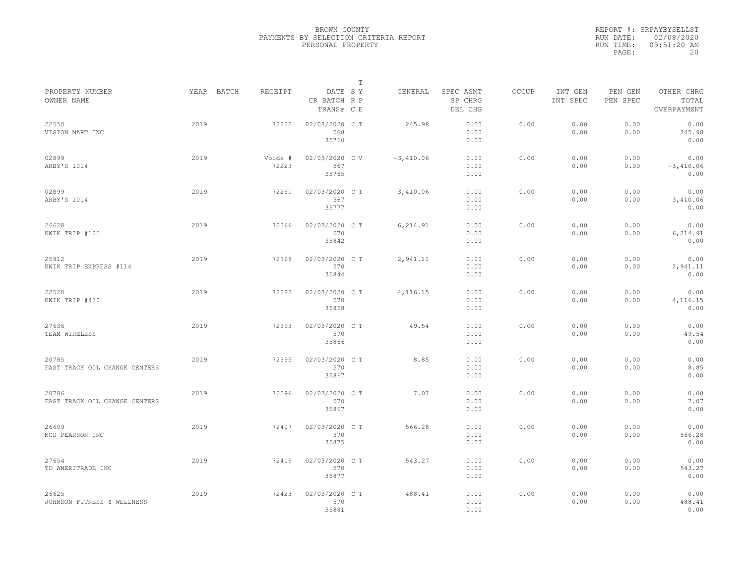BROWN COUNTY
PAYMENTS BY SELECTION CRITERIA REPORT
PERSONAL PROPERTY

REPORT #: SRPAYBYSELLST
RUN DATE: 02/08/2020
RUN TIME: 09:51:20 AM

| PROPERTY NUMBER / OWNER NAME | YEAR | BATCH | RECEIPT | DATE / CR BATCH / TRANS# | T SY RP CE | GENERAL | SPEC ASMT / SP CHRG / DEL CHG | OCCUP | INT GEN / INT SPEC | PEN GEN / PEN SPEC | OTHER CHRG / TOTAL / OVERPAYMENT |
|---|---|---|---|---|---|---|---|---|---|---|---|
| 22550 VISION MART INC | 2019 | | 72232 | 02/03/2020 568 35760 | C T | 245.98 | 0.00 0.00 0.00 | 0.00 | 0.00 0.00 | 0.00 0.00 | 0.00 245.98 0.00 |
| 02899 ARBY'S 1014 | 2019 | | Voids # 72223 | 02/03/2020 567 35765 | C V | -3,410.06 | 0.00 0.00 0.00 | 0.00 | 0.00 0.00 | 0.00 0.00 | 0.00 -3,410.06 0.00 |
| 02899 ARBY'S 1014 | 2019 | | 72251 | 02/03/2020 567 35777 | C T | 3,410.06 | 0.00 0.00 0.00 | 0.00 | 0.00 0.00 | 0.00 0.00 | 0.00 3,410.06 0.00 |
| 26628 KWIK TRIP #125 | 2019 | | 72366 | 02/03/2020 570 35842 | C T | 6,214.91 | 0.00 0.00 0.00 | 0.00 | 0.00 0.00 | 0.00 0.00 | 0.00 6,214.91 0.00 |
| 25912 KWIK TRIP EXPRESS #114 | 2019 | | 72368 | 02/03/2020 570 35844 | C T | 2,941.11 | 0.00 0.00 0.00 | 0.00 | 0.00 0.00 | 0.00 0.00 | 0.00 2,941.11 0.00 |
| 22528 KWIK TRIP #430 | 2019 | | 72383 | 02/03/2020 570 35858 | C T | 4,116.15 | 0.00 0.00 0.00 | 0.00 | 0.00 0.00 | 0.00 0.00 | 0.00 4,116.15 0.00 |
| 27636 TEAM WIRELESS | 2019 | | 72393 | 02/03/2020 570 35866 | C T | 49.54 | 0.00 0.00 0.00 | 0.00 | 0.00 0.00 | 0.00 0.00 | 0.00 49.54 0.00 |
| 20785 FAST TRACK OIL CHANGE CENTERS | 2019 | | 72395 | 02/03/2020 570 35867 | C T | 8.85 | 0.00 0.00 0.00 | 0.00 | 0.00 0.00 | 0.00 0.00 | 0.00 8.85 0.00 |
| 20786 FAST TRACK OIL CHANGE CENTERS | 2019 | | 72396 | 02/03/2020 570 35867 | C T | 7.07 | 0.00 0.00 0.00 | 0.00 | 0.00 0.00 | 0.00 0.00 | 0.00 7.07 0.00 |
| 26609 NCS PEARSON INC | 2019 | | 72407 | 02/03/2020 570 35875 | C T | 566.28 | 0.00 0.00 0.00 | 0.00 | 0.00 0.00 | 0.00 0.00 | 0.00 566.28 0.00 |
| 27654 TD AMERITRADE INC | 2019 | | 72419 | 02/03/2020 570 35877 | C T | 543.27 | 0.00 0.00 0.00 | 0.00 | 0.00 0.00 | 0.00 0.00 | 0.00 543.27 0.00 |
| 26625 JOHNSON FITNESS & WELLNESS | 2019 | | 72423 | 02/03/2020 570 35881 | C T | 488.41 | 0.00 0.00 0.00 | 0.00 | 0.00 0.00 | 0.00 0.00 | 0.00 488.41 0.00 |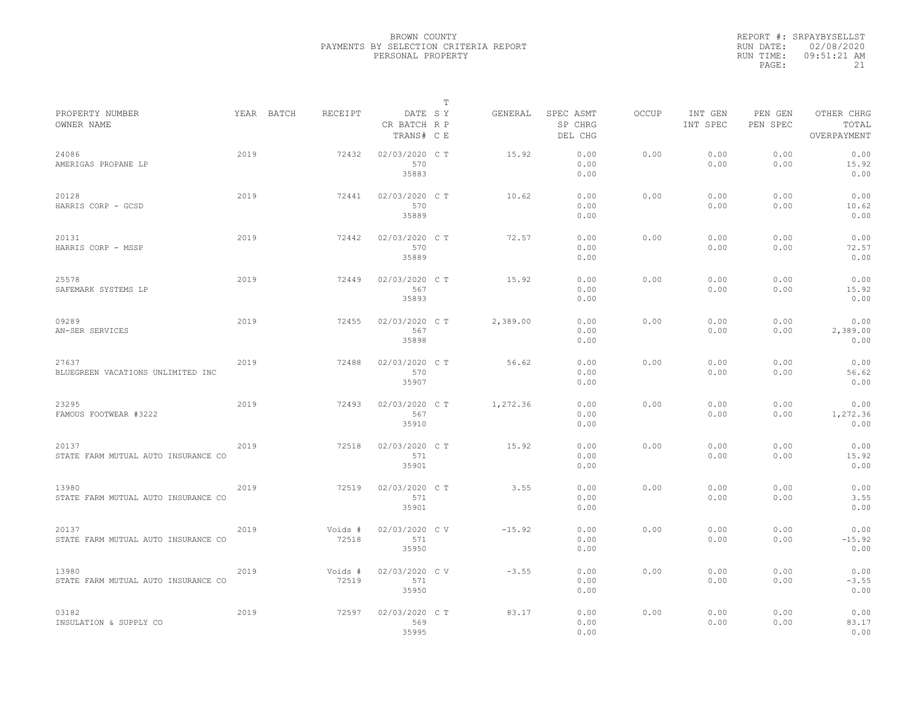BROWN COUNTY
PAYMENTS BY SELECTION CRITERIA REPORT
PERSONAL PROPERTY

REPORT #: SRPAYBYSELLST
RUN DATE: 02/08/2020
RUN TIME: 09:51:21 AM

| PROPERTY NUMBER<br>OWNER NAME | YEAR | BATCH | RECEIPT | DATE<br>CR BATCH<br>TRANS# | T<br>S Y<br>R P<br>C E | GENERAL | SPEC ASMT<br>SP CHRG<br>DEL CHG | OCCUP | INT GEN<br>INT SPEC | PEN GEN<br>PEN SPEC | OTHER CHRG<br>TOTAL<br>OVERPAYMENT |
|---|---|---|---|---|---|---|---|---|---|---|---|
| 24086<br>AMERIGAS PROPANE LP | 2019 | | 72432 | 02/03/2020<br>570<br>35883 | C T | 15.92 | 0.00<br>0.00<br>0.00 | 0.00 | 0.00<br>0.00 | 0.00<br>0.00 | 0.00<br>15.92<br>0.00 |
| 20128<br>HARRIS CORP - GCSD | 2019 | | 72441 | 02/03/2020<br>570<br>35889 | C T | 10.62 | 0.00<br>0.00<br>0.00 | 0.00 | 0.00<br>0.00 | 0.00<br>0.00 | 0.00<br>10.62<br>0.00 |
| 20131<br>HARRIS CORP - MSSP | 2019 | | 72442 | 02/03/2020<br>570<br>35889 | C T | 72.57 | 0.00<br>0.00<br>0.00 | 0.00 | 0.00<br>0.00 | 0.00<br>0.00 | 0.00<br>72.57<br>0.00 |
| 25578<br>SAFEMARK SYSTEMS LP | 2019 | | 72449 | 02/03/2020<br>567<br>35893 | C T | 15.92 | 0.00<br>0.00<br>0.00 | 0.00 | 0.00<br>0.00 | 0.00<br>0.00 | 0.00<br>15.92<br>0.00 |
| 09289<br>AN-SER SERVICES | 2019 | | 72455 | 02/03/2020<br>567<br>35898 | C T | 2,389.00 | 0.00<br>0.00<br>0.00 | 0.00 | 0.00<br>0.00 | 0.00<br>0.00 | 0.00<br>2,389.00<br>0.00 |
| 27637<br>BLUEGREEN VACATIONS UNLIMITED INC | 2019 | | 72488 | 02/03/2020<br>570<br>35907 | C T | 56.62 | 0.00<br>0.00<br>0.00 | 0.00 | 0.00<br>0.00 | 0.00<br>0.00 | 0.00<br>56.62<br>0.00 |
| 23295<br>FAMOUS FOOTWEAR #3222 | 2019 | | 72493 | 02/03/2020<br>567<br>35910 | C T | 1,272.36 | 0.00<br>0.00<br>0.00 | 0.00 | 0.00<br>0.00 | 0.00<br>0.00 | 0.00<br>1,272.36<br>0.00 |
| 20137<br>STATE FARM MUTUAL AUTO INSURANCE CO | 2019 | | 72518 | 02/03/2020<br>571<br>35901 | C T | 15.92 | 0.00<br>0.00<br>0.00 | 0.00 | 0.00<br>0.00 | 0.00<br>0.00 | 0.00<br>15.92<br>0.00 |
| 13980<br>STATE FARM MUTUAL AUTO INSURANCE CO | 2019 | | 72519 | 02/03/2020<br>571<br>35901 | C T | 3.55 | 0.00<br>0.00<br>0.00 | 0.00 | 0.00<br>0.00 | 0.00<br>0.00 | 0.00<br>3.55<br>0.00 |
| 20137<br>STATE FARM MUTUAL AUTO INSURANCE CO | 2019 | | Voids #<br>72518 | 02/03/2020<br>571<br>35950 | C V | -15.92 | 0.00<br>0.00<br>0.00 | 0.00 | 0.00<br>0.00 | 0.00<br>0.00 | 0.00<br>-15.92<br>0.00 |
| 13980<br>STATE FARM MUTUAL AUTO INSURANCE CO | 2019 | | Voids #<br>72519 | 02/03/2020<br>571<br>35950 | C V | -3.55 | 0.00<br>0.00<br>0.00 | 0.00 | 0.00<br>0.00 | 0.00<br>0.00 | 0.00<br>-3.55<br>0.00 |
| 03182<br>INSULATION & SUPPLY CO | 2019 | | 72597 | 02/03/2020<br>569<br>35995 | C T | 83.17 | 0.00<br>0.00<br>0.00 | 0.00 | 0.00<br>0.00 | 0.00<br>0.00 | 0.00<br>83.17<br>0.00 |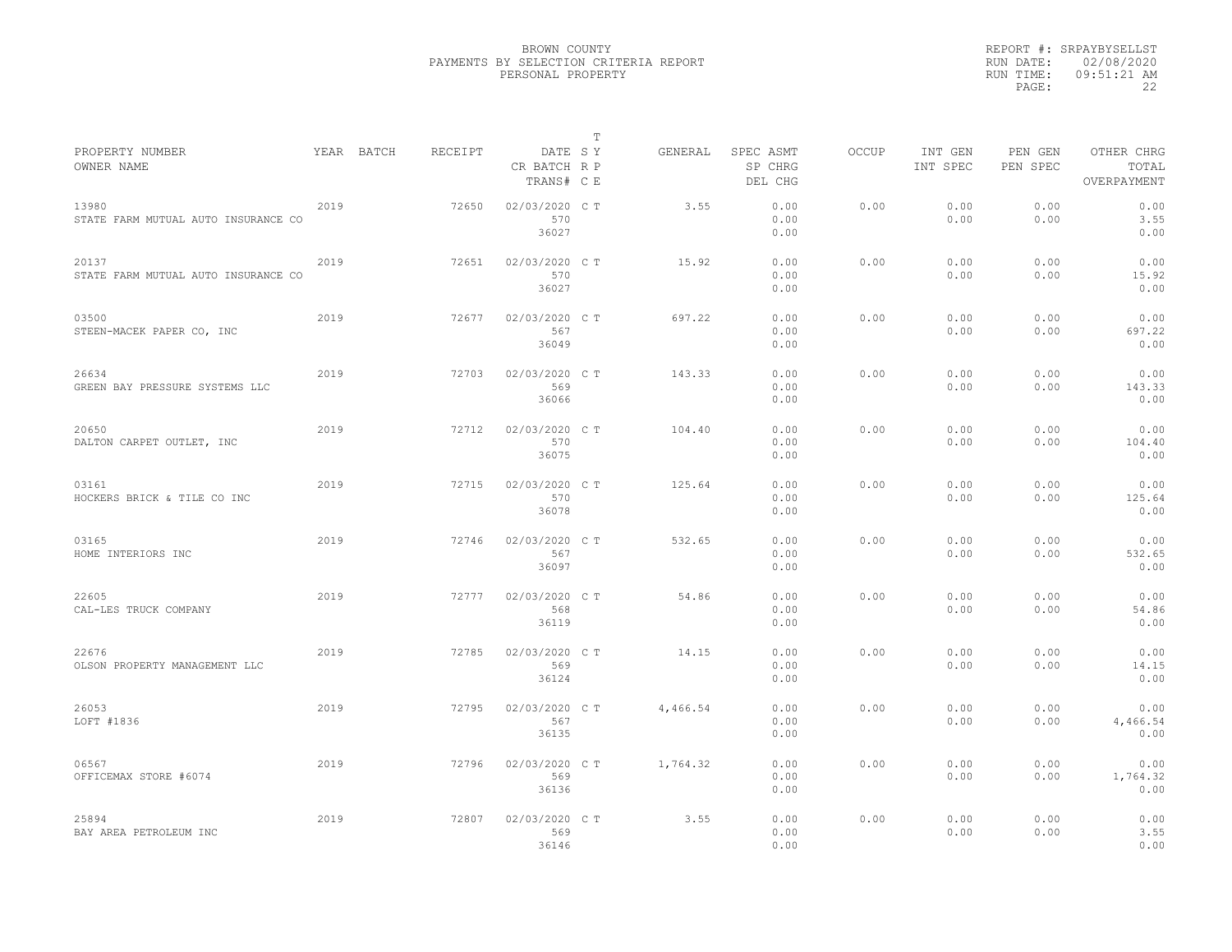BROWN COUNTY
PAYMENTS BY SELECTION CRITERIA REPORT
PERSONAL PROPERTY

REPORT #: SRPAYBYSELLST
RUN DATE: 02/08/2020
RUN TIME: 09:51:21 AM

| PROPERTY NUMBER / OWNER NAME | YEAR | BATCH | RECEIPT | DATE / CR BATCH / TRANS# | T S Y / R P / C E | GENERAL | SPEC ASMT / SP CHRG / DEL CHG | OCCUP | INT GEN / INT SPEC | PEN GEN / PEN SPEC | OTHER CHRG / TOTAL / OVERPAYMENT |
|---|---|---|---|---|---|---|---|---|---|---|---|
| 13980 STATE FARM MUTUAL AUTO INSURANCE CO | 2019 | | 72650 | 02/03/2020 570 36027 | C T | 3.55 | 0.00 0.00 0.00 | 0.00 | 0.00 0.00 | 0.00 0.00 | 0.00 3.55 0.00 |
| 20137 STATE FARM MUTUAL AUTO INSURANCE CO | 2019 | | 72651 | 02/03/2020 570 36027 | C T | 15.92 | 0.00 0.00 0.00 | 0.00 | 0.00 0.00 | 0.00 0.00 | 0.00 15.92 0.00 |
| 03500 STEEN-MACEK PAPER CO, INC | 2019 | | 72677 | 02/03/2020 567 36049 | C T | 697.22 | 0.00 0.00 0.00 | 0.00 | 0.00 0.00 | 0.00 0.00 | 0.00 697.22 0.00 |
| 26634 GREEN BAY PRESSURE SYSTEMS LLC | 2019 | | 72703 | 02/03/2020 569 36066 | C T | 143.33 | 0.00 0.00 0.00 | 0.00 | 0.00 0.00 | 0.00 0.00 | 0.00 143.33 0.00 |
| 20650 DALTON CARPET OUTLET, INC | 2019 | | 72712 | 02/03/2020 570 36075 | C T | 104.40 | 0.00 0.00 0.00 | 0.00 | 0.00 0.00 | 0.00 0.00 | 0.00 104.40 0.00 |
| 03161 HOCKERS BRICK & TILE CO INC | 2019 | | 72715 | 02/03/2020 570 36078 | C T | 125.64 | 0.00 0.00 0.00 | 0.00 | 0.00 0.00 | 0.00 0.00 | 0.00 125.64 0.00 |
| 03165 HOME INTERIORS INC | 2019 | | 72746 | 02/03/2020 567 36097 | C T | 532.65 | 0.00 0.00 0.00 | 0.00 | 0.00 0.00 | 0.00 0.00 | 0.00 532.65 0.00 |
| 22605 CAL-LES TRUCK COMPANY | 2019 | | 72777 | 02/03/2020 568 36119 | C T | 54.86 | 0.00 0.00 0.00 | 0.00 | 0.00 0.00 | 0.00 0.00 | 0.00 54.86 0.00 |
| 22676 OLSON PROPERTY MANAGEMENT LLC | 2019 | | 72785 | 02/03/2020 569 36124 | C T | 14.15 | 0.00 0.00 0.00 | 0.00 | 0.00 0.00 | 0.00 0.00 | 0.00 14.15 0.00 |
| 26053 LOFT #1836 | 2019 | | 72795 | 02/03/2020 567 36135 | C T | 4,466.54 | 0.00 0.00 0.00 | 0.00 | 0.00 0.00 | 0.00 0.00 | 0.00 4,466.54 0.00 |
| 06567 OFFICEMAX STORE #6074 | 2019 | | 72796 | 02/03/2020 569 36136 | C T | 1,764.32 | 0.00 0.00 0.00 | 0.00 | 0.00 0.00 | 0.00 0.00 | 0.00 1,764.32 0.00 |
| 25894 BAY AREA PETROLEUM INC | 2019 | | 72807 | 02/03/2020 569 36146 | C T | 3.55 | 0.00 0.00 0.00 | 0.00 | 0.00 0.00 | 0.00 0.00 | 0.00 3.55 0.00 |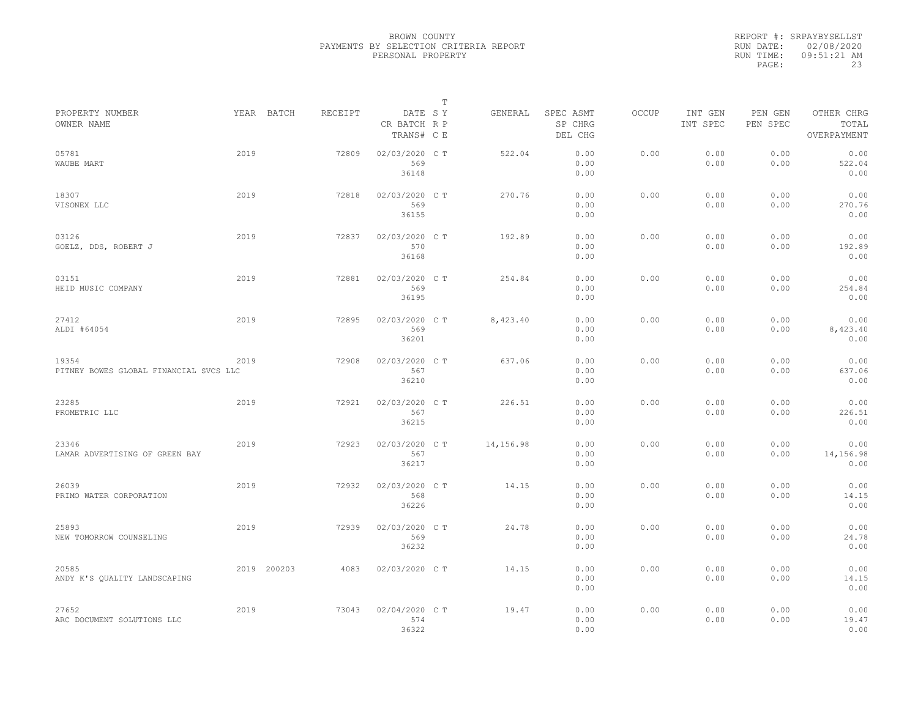BROWN COUNTY
PAYMENTS BY SELECTION CRITERIA REPORT
PERSONAL PROPERTY

REPORT #: SRPAYBYSELLST
RUN DATE: 02/08/2020
RUN TIME: 09:51:21 AM

| PROPERTY NUMBER<br>OWNER NAME | YEAR | BATCH | RECEIPT | DATE<br>CR BATCH<br>TRANS# | T SY RP CE | GENERAL | SPEC ASMT<br>SP CHRG<br>DEL CHG | OCCUP | INT GEN<br>INT SPEC | PEN GEN<br>PEN SPEC | OTHER CHRG<br>TOTAL<br>OVERPAYMENT |
|---|---|---|---|---|---|---|---|---|---|---|---|
| 05781<br>WAUBE MART | 2019 | | 72809 | 02/03/2020<br>569<br>36148 | C T | 522.04 | 0.00<br>0.00<br>0.00 | 0.00 | 0.00<br>0.00 | 0.00<br>0.00 | 0.00<br>522.04<br>0.00 |
| 18307<br>VISONEX LLC | 2019 | | 72818 | 02/03/2020<br>569<br>36155 | C T | 270.76 | 0.00<br>0.00<br>0.00 | 0.00 | 0.00<br>0.00 | 0.00<br>0.00 | 0.00<br>270.76<br>0.00 |
| 03126<br>GOELZ, DDS, ROBERT J | 2019 | | 72837 | 02/03/2020<br>570<br>36168 | C T | 192.89 | 0.00<br>0.00<br>0.00 | 0.00 | 0.00<br>0.00 | 0.00<br>0.00 | 0.00<br>192.89<br>0.00 |
| 03151<br>HEID MUSIC COMPANY | 2019 | | 72881 | 02/03/2020<br>569<br>36195 | C T | 254.84 | 0.00<br>0.00<br>0.00 | 0.00 | 0.00<br>0.00 | 0.00<br>0.00 | 0.00<br>254.84<br>0.00 |
| 27412<br>ALDI #64054 | 2019 | | 72895 | 02/03/2020<br>569<br>36201 | C T | 8,423.40 | 0.00<br>0.00<br>0.00 | 0.00 | 0.00<br>0.00 | 0.00<br>0.00 | 0.00<br>8,423.40<br>0.00 |
| 19354<br>PITNEY BOWES GLOBAL FINANCIAL SVCS LLC | 2019 | | 72908 | 02/03/2020<br>567<br>36210 | C T | 637.06 | 0.00<br>0.00<br>0.00 | 0.00 | 0.00<br>0.00 | 0.00<br>0.00 | 0.00<br>637.06<br>0.00 |
| 23285<br>PROMETRIC LLC | 2019 | | 72921 | 02/03/2020<br>567<br>36215 | C T | 226.51 | 0.00<br>0.00<br>0.00 | 0.00 | 0.00<br>0.00 | 0.00<br>0.00 | 0.00<br>226.51<br>0.00 |
| 23346<br>LAMAR ADVERTISING OF GREEN BAY | 2019 | | 72923 | 02/03/2020<br>567<br>36217 | C T | 14,156.98 | 0.00<br>0.00<br>0.00 | 0.00 | 0.00<br>0.00 | 0.00<br>0.00 | 0.00<br>14,156.98<br>0.00 |
| 26039<br>PRIMO WATER CORPORATION | 2019 | | 72932 | 02/03/2020<br>568<br>36226 | C T | 14.15 | 0.00<br>0.00<br>0.00 | 0.00 | 0.00<br>0.00 | 0.00<br>0.00 | 0.00<br>14.15<br>0.00 |
| 25893<br>NEW TOMORROW COUNSELING | 2019 | | 72939 | 02/03/2020<br>569<br>36232 | C T | 24.78 | 0.00<br>0.00<br>0.00 | 0.00 | 0.00<br>0.00 | 0.00<br>0.00 | 0.00<br>24.78<br>0.00 |
| 20585<br>ANDY K'S QUALITY LANDSCAPING | 2019 | 200203 | 4083 | 02/03/2020 | C T | 14.15 | 0.00<br>0.00<br>0.00 | 0.00 | 0.00<br>0.00 | 0.00<br>0.00 | 0.00<br>14.15<br>0.00 |
| 27652<br>ARC DOCUMENT SOLUTIONS LLC | 2019 | | 73043 | 02/04/2020<br>574<br>36322 | C T | 19.47 | 0.00<br>0.00<br>0.00 | 0.00 | 0.00<br>0.00 | 0.00<br>0.00 | 0.00<br>19.47<br>0.00 |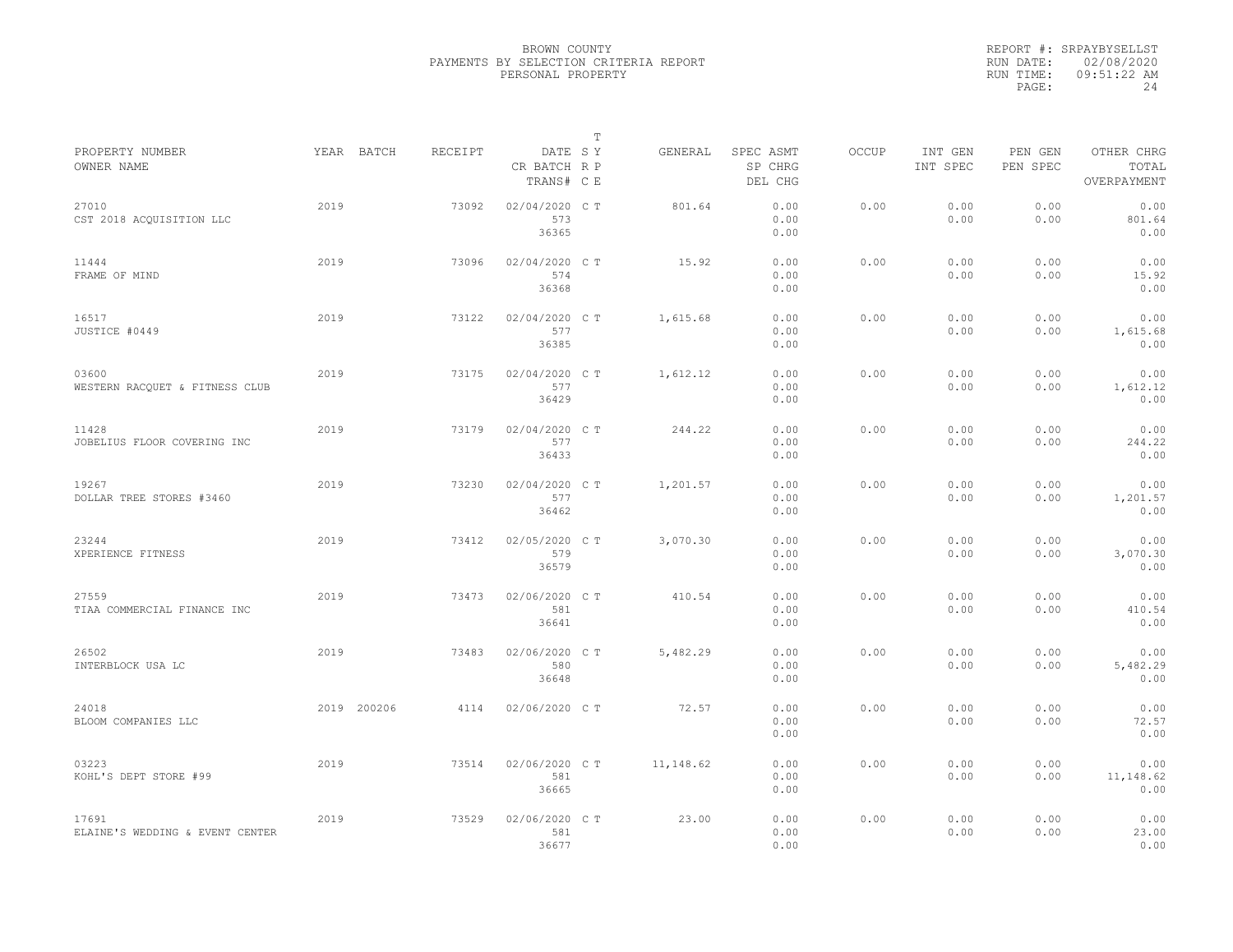BROWN COUNTY
PAYMENTS BY SELECTION CRITERIA REPORT
PERSONAL PROPERTY

REPORT #: SRPAYBYSELLST
RUN DATE: 02/08/2020
RUN TIME: 09:51:22 AM

| PROPERTY NUMBER OWNER NAME | YEAR | BATCH | RECEIPT | DATE / CR BATCH / TRANS# | T SY RP CE | GENERAL | SPEC ASMT / SP CHRG / DEL CHG | OCCUP | INT GEN / INT SPEC | PEN GEN / PEN SPEC | OTHER CHRG / TOTAL / OVERPAYMENT |
|---|---|---|---|---|---|---|---|---|---|---|---|
| 27010 CST 2018 ACQUISITION LLC | 2019 | | 73092 | 02/04/2020 573 36365 | C T | 801.64 | 0.00 0.00 0.00 | 0.00 | 0.00 0.00 | 0.00 0.00 | 0.00 801.64 0.00 |
| 11444 FRAME OF MIND | 2019 | | 73096 | 02/04/2020 574 36368 | C T | 15.92 | 0.00 0.00 0.00 | 0.00 | 0.00 0.00 | 0.00 0.00 | 0.00 15.92 0.00 |
| 16517 JUSTICE #0449 | 2019 | | 73122 | 02/04/2020 577 36385 | C T | 1,615.68 | 0.00 0.00 0.00 | 0.00 | 0.00 0.00 | 0.00 0.00 | 0.00 1,615.68 0.00 |
| 03600 WESTERN RACQUET & FITNESS CLUB | 2019 | | 73175 | 02/04/2020 577 36429 | C T | 1,612.12 | 0.00 0.00 0.00 | 0.00 | 0.00 0.00 | 0.00 0.00 | 0.00 1,612.12 0.00 |
| 11428 JOBELIUS FLOOR COVERING INC | 2019 | | 73179 | 02/04/2020 577 36433 | C T | 244.22 | 0.00 0.00 0.00 | 0.00 | 0.00 0.00 | 0.00 0.00 | 0.00 244.22 0.00 |
| 19267 DOLLAR TREE STORES #3460 | 2019 | | 73230 | 02/04/2020 577 36462 | C T | 1,201.57 | 0.00 0.00 0.00 | 0.00 | 0.00 0.00 | 0.00 0.00 | 0.00 1,201.57 0.00 |
| 23244 XPERIENCE FITNESS | 2019 | | 73412 | 02/05/2020 579 36579 | C T | 3,070.30 | 0.00 0.00 0.00 | 0.00 | 0.00 0.00 | 0.00 0.00 | 0.00 3,070.30 0.00 |
| 27559 TIAA COMMERCIAL FINANCE INC | 2019 | | 73473 | 02/06/2020 581 36641 | C T | 410.54 | 0.00 0.00 0.00 | 0.00 | 0.00 0.00 | 0.00 0.00 | 0.00 410.54 0.00 |
| 26502 INTERBLOCK USA LC | 2019 | | 73483 | 02/06/2020 580 36648 | C T | 5,482.29 | 0.00 0.00 0.00 | 0.00 | 0.00 0.00 | 0.00 0.00 | 0.00 5,482.29 0.00 |
| 24018 BLOOM COMPANIES LLC | 2019 | 200206 | 4114 | 02/06/2020 | C T | 72.57 | 0.00 0.00 0.00 | 0.00 | 0.00 0.00 | 0.00 0.00 | 0.00 72.57 0.00 |
| 03223 KOHL'S DEPT STORE #99 | 2019 | | 73514 | 02/06/2020 581 36665 | C T | 11,148.62 | 0.00 0.00 0.00 | 0.00 | 0.00 0.00 | 0.00 0.00 | 0.00 11,148.62 0.00 |
| 17691 ELAINE'S WEDDING & EVENT CENTER | 2019 | | 73529 | 02/06/2020 581 36677 | C T | 23.00 | 0.00 0.00 0.00 | 0.00 | 0.00 0.00 | 0.00 0.00 | 0.00 23.00 0.00 |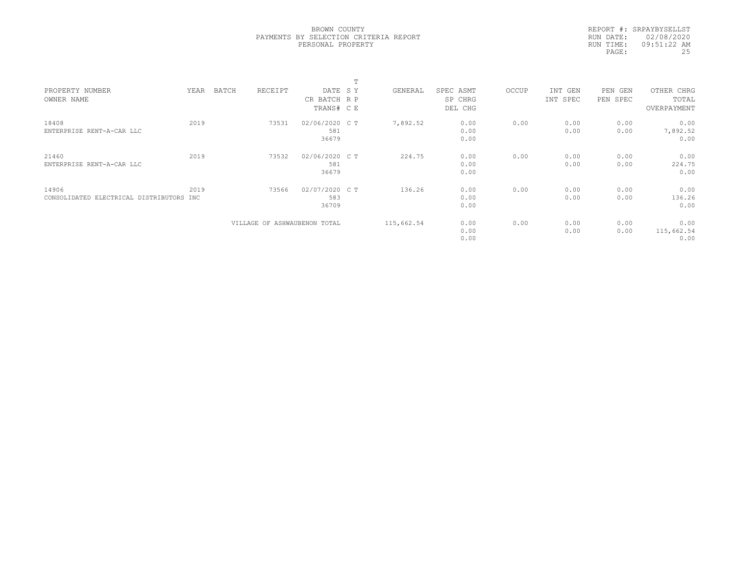BROWN COUNTY
PAYMENTS BY SELECTION CRITERIA REPORT
PERSONAL PROPERTY

REPORT #: SRPAYBYSELLST
RUN DATE: 02/08/2020
RUN TIME: 09:51:22 AM

| PROPERTY NUMBER<br>OWNER NAME | YEAR | BATCH | RECEIPT | DATE<br>CR BATCH<br>TRANS# | T<br>S Y<br>R P<br>C E | GENERAL | SPEC ASMT<br>SP CHRG<br>DEL CHG | OCCUP | INT GEN<br>INT SPEC | PEN GEN<br>PEN SPEC | OTHER CHRG<br>TOTAL<br>OVERPAYMENT |
|---|---|---|---|---|---|---|---|---|---|---|---|
| 18408<br>ENTERPRISE RENT-A-CAR LLC | 2019 | | 73531 | 02/06/2020<br>581<br>36679 | C T | 7,892.52 | 0.00<br>0.00<br>0.00 | 0.00 | 0.00<br>0.00 | 0.00<br>0.00 | 0.00<br>7,892.52<br>0.00 |
| 21460<br>ENTERPRISE RENT-A-CAR LLC | 2019 | | 73532 | 02/06/2020<br>581<br>36679 | C T | 224.75 | 0.00<br>0.00<br>0.00 | 0.00 | 0.00<br>0.00 | 0.00<br>0.00 | 0.00<br>224.75<br>0.00 |
| 14906<br>CONSOLIDATED ELECTRICAL DISTRIBUTORS INC | 2019 | | 73566 | 02/07/2020<br>583<br>36709 | C T | 136.26 | 0.00<br>0.00<br>0.00 | 0.00 | 0.00<br>0.00 | 0.00<br>0.00 | 0.00<br>136.26<br>0.00 |
| | | | VILLAGE OF ASHWAUBENON TOTAL | | | 115,662.54 | 0.00<br>0.00<br>0.00 | 0.00 | 0.00<br>0.00 | 0.00<br>0.00 | 0.00<br>115,662.54<br>0.00 |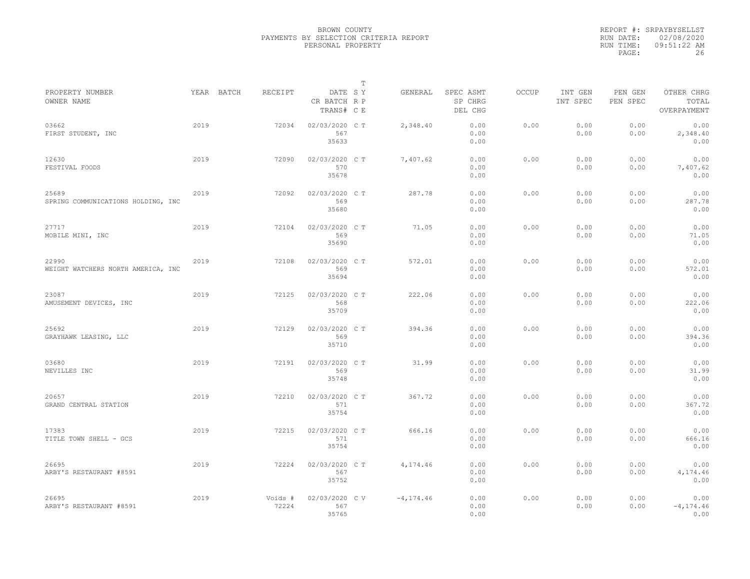BROWN COUNTY
PAYMENTS BY SELECTION CRITERIA REPORT
PERSONAL PROPERTY

REPORT #: SRPAYBYSELLST
RUN DATE: 02/08/2020
RUN TIME: 09:51:22 AM

| PROPERTY NUMBER / OWNER NAME | YEAR | BATCH | RECEIPT | DATE / CR BATCH / TRANS# | T S Y / R P / C E | GENERAL | SPEC ASMT / SP CHRG / DEL CHG | OCCUP | INT GEN / INT SPEC | PEN GEN / PEN SPEC | OTHER CHRG / TOTAL / OVERPAYMENT |
|---|---|---|---|---|---|---|---|---|---|---|---|
| 03662 FIRST STUDENT, INC | 2019 | | 72034 | 02/03/2020 567 35633 | C T | 2,348.40 | 0.00 0.00 0.00 | 0.00 | 0.00 0.00 | 0.00 0.00 | 0.00 2,348.40 0.00 |
| 12630 FESTIVAL FOODS | 2019 | | 72090 | 02/03/2020 570 35678 | C T | 7,407.62 | 0.00 0.00 0.00 | 0.00 | 0.00 0.00 | 0.00 0.00 | 0.00 7,407.62 0.00 |
| 25689 SPRING COMMUNICATIONS HOLDING, INC | 2019 | | 72092 | 02/03/2020 569 35680 | C T | 287.78 | 0.00 0.00 0.00 | 0.00 | 0.00 0.00 | 0.00 0.00 | 0.00 287.78 0.00 |
| 27717 MOBILE MINI, INC | 2019 | | 72104 | 02/03/2020 569 35690 | C T | 71.05 | 0.00 0.00 0.00 | 0.00 | 0.00 0.00 | 0.00 0.00 | 0.00 71.05 0.00 |
| 22990 WEIGHT WATCHERS NORTH AMERICA, INC | 2019 | | 72108 | 02/03/2020 569 35694 | C T | 572.01 | 0.00 0.00 0.00 | 0.00 | 0.00 0.00 | 0.00 0.00 | 0.00 572.01 0.00 |
| 23087 AMUSEMENT DEVICES, INC | 2019 | | 72125 | 02/03/2020 568 35709 | C T | 222.06 | 0.00 0.00 0.00 | 0.00 | 0.00 0.00 | 0.00 0.00 | 0.00 222.06 0.00 |
| 25692 GRAYHAWK LEASING, LLC | 2019 | | 72129 | 02/03/2020 569 35710 | C T | 394.36 | 0.00 0.00 0.00 | 0.00 | 0.00 0.00 | 0.00 0.00 | 0.00 394.36 0.00 |
| 03680 NEVILLES INC | 2019 | | 72191 | 02/03/2020 569 35748 | C T | 31.99 | 0.00 0.00 0.00 | 0.00 | 0.00 0.00 | 0.00 0.00 | 0.00 31.99 0.00 |
| 20657 GRAND CENTRAL STATION | 2019 | | 72210 | 02/03/2020 571 35754 | C T | 367.72 | 0.00 0.00 0.00 | 0.00 | 0.00 0.00 | 0.00 0.00 | 0.00 367.72 0.00 |
| 17383 TITLE TOWN SHELL - GCS | 2019 | | 72215 | 02/03/2020 571 35754 | C T | 666.16 | 0.00 0.00 0.00 | 0.00 | 0.00 0.00 | 0.00 0.00 | 0.00 666.16 0.00 |
| 26695 ARBY'S RESTAURANT #8591 | 2019 | | 72224 | 02/03/2020 567 35752 | C T | 4,174.46 | 0.00 0.00 0.00 | 0.00 | 0.00 0.00 | 0.00 0.00 | 0.00 4,174.46 0.00 |
| 26695 ARBY'S RESTAURANT #8591 | 2019 | | Voids # 72224 | 02/03/2020 567 35765 | C V | -4,174.46 | 0.00 0.00 0.00 | 0.00 | 0.00 0.00 | 0.00 0.00 | 0.00 -4,174.46 0.00 |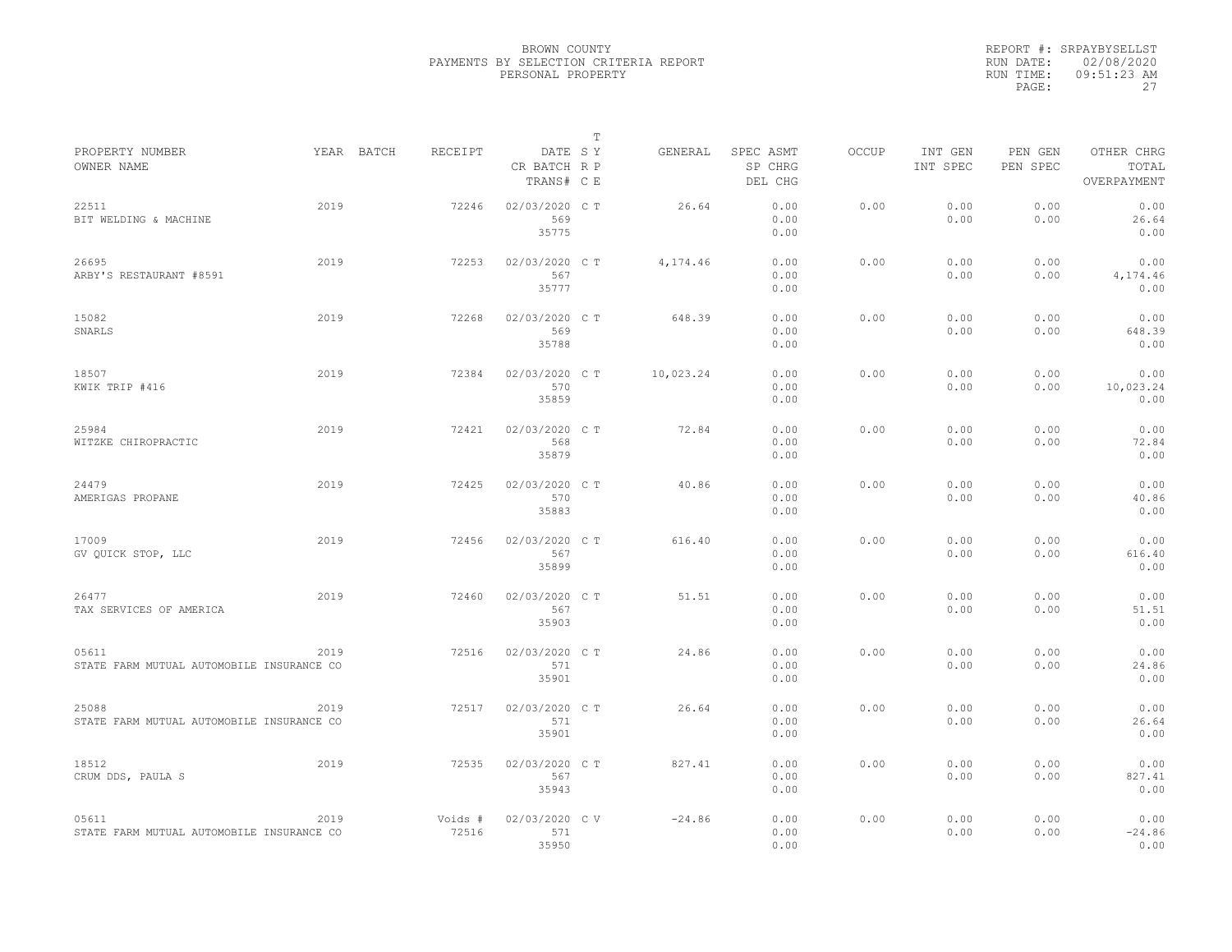BROWN COUNTY
PAYMENTS BY SELECTION CRITERIA REPORT
PERSONAL PROPERTY

REPORT #: SRPAYBYSELLST
RUN DATE: 02/08/2020
RUN TIME: 09:51:23 AM

| PROPERTY NUMBER<br>OWNER NAME | YEAR | BATCH | RECEIPT | DATE<br>CR BATCH<br>TRANS# | T S Y R P C E | GENERAL | SPEC ASMT<br>SP CHRG<br>DEL CHG | OCCUP | INT GEN<br>INT SPEC | PEN GEN<br>PEN SPEC | OTHER CHRG<br>TOTAL<br>OVERPAYMENT |
|---|---|---|---|---|---|---|---|---|---|---|---|
| 22511<br>BIT WELDING & MACHINE | 2019 | | 72246 | 02/03/2020<br>569<br>35775 | C T | 26.64 | 0.00<br>0.00<br>0.00 | 0.00 | 0.00<br>0.00 | 0.00<br>0.00 | 0.00<br>26.64<br>0.00 |
| 26695<br>ARBY'S RESTAURANT #8591 | 2019 | | 72253 | 02/03/2020<br>567<br>35777 | C T | 4,174.46 | 0.00<br>0.00<br>0.00 | 0.00 | 0.00<br>0.00 | 0.00<br>0.00 | 0.00<br>4,174.46<br>0.00 |
| 15082<br>SNARLS | 2019 | | 72268 | 02/03/2020<br>569<br>35788 | C T | 648.39 | 0.00<br>0.00<br>0.00 | 0.00 | 0.00<br>0.00 | 0.00<br>0.00 | 0.00<br>648.39<br>0.00 |
| 18507<br>KWIK TRIP #416 | 2019 | | 72384 | 02/03/2020<br>570<br>35859 | C T | 10,023.24 | 0.00<br>0.00<br>0.00 | 0.00 | 0.00<br>0.00 | 0.00<br>0.00 | 0.00<br>10,023.24<br>0.00 |
| 25984<br>WITZKE CHIROPRACTIC | 2019 | | 72421 | 02/03/2020<br>568<br>35879 | C T | 72.84 | 0.00<br>0.00<br>0.00 | 0.00 | 0.00<br>0.00 | 0.00<br>0.00 | 0.00<br>72.84<br>0.00 |
| 24479<br>AMERIGAS PROPANE | 2019 | | 72425 | 02/03/2020<br>570<br>35883 | C T | 40.86 | 0.00<br>0.00<br>0.00 | 0.00 | 0.00<br>0.00 | 0.00<br>0.00 | 0.00<br>40.86<br>0.00 |
| 17009<br>GV QUICK STOP, LLC | 2019 | | 72456 | 02/03/2020<br>567<br>35899 | C T | 616.40 | 0.00<br>0.00<br>0.00 | 0.00 | 0.00<br>0.00 | 0.00<br>0.00 | 0.00<br>616.40<br>0.00 |
| 26477<br>TAX SERVICES OF AMERICA | 2019 | | 72460 | 02/03/2020<br>567<br>35903 | C T | 51.51 | 0.00<br>0.00<br>0.00 | 0.00 | 0.00<br>0.00 | 0.00<br>0.00 | 0.00<br>51.51<br>0.00 |
| 05611<br>STATE FARM MUTUAL AUTOMOBILE INSURANCE CO | 2019 | | 72516 | 02/03/2020<br>571<br>35901 | C T | 24.86 | 0.00<br>0.00<br>0.00 | 0.00 | 0.00<br>0.00 | 0.00<br>0.00 | 0.00<br>24.86<br>0.00 |
| 25088<br>STATE FARM MUTUAL AUTOMOBILE INSURANCE CO | 2019 | | 72517 | 02/03/2020<br>571<br>35901 | C T | 26.64 | 0.00<br>0.00<br>0.00 | 0.00 | 0.00<br>0.00 | 0.00<br>0.00 | 0.00<br>26.64<br>0.00 |
| 18512<br>CRUM DDS, PAULA S | 2019 | | 72535 | 02/03/2020<br>567<br>35943 | C T | 827.41 | 0.00<br>0.00<br>0.00 | 0.00 | 0.00<br>0.00 | 0.00<br>0.00 | 0.00<br>827.41<br>0.00 |
| 05611<br>STATE FARM MUTUAL AUTOMOBILE INSURANCE CO | 2019 | | Voids #<br>72516 | 02/03/2020<br>571<br>35950 | C V | -24.86 | 0.00<br>0.00<br>0.00 | 0.00 | 0.00<br>0.00 | 0.00<br>0.00 | 0.00<br>-24.86<br>0.00 |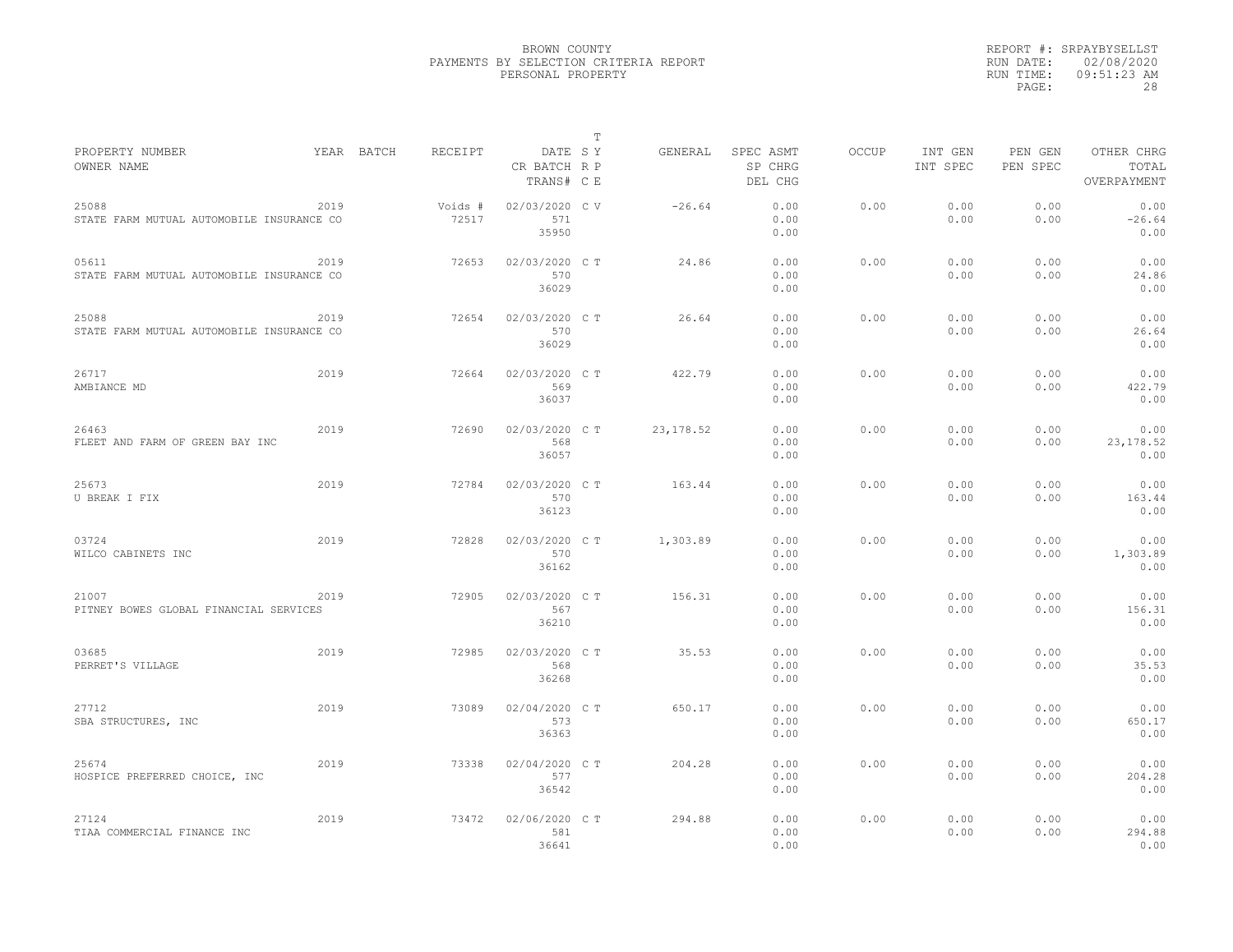BROWN COUNTY
PAYMENTS BY SELECTION CRITERIA REPORT
PERSONAL PROPERTY

REPORT #: SRPAYBYSELLST
RUN DATE: 02/08/2020
RUN TIME: 09:51:23 AM

| PROPERTY NUMBER / OWNER NAME | YEAR | BATCH | RECEIPT | DATE / CR BATCH / TRANS# | T SY / RP / CE | GENERAL | SPEC ASMT / SP CHRG / DEL CHG | OCCUP | INT GEN / INT SPEC | PEN GEN / PEN SPEC | OTHER CHRG / TOTAL / OVERPAYMENT |
|---|---|---|---|---|---|---|---|---|---|---|---|
| 25088 STATE FARM MUTUAL AUTOMOBILE INSURANCE CO | 2019 | | Voids # 72517 | 02/03/2020 571 35950 | C V | -26.64 | 0.00 0.00 0.00 | 0.00 | 0.00 0.00 | 0.00 0.00 | 0.00 -26.64 0.00 |
| 05611 STATE FARM MUTUAL AUTOMOBILE INSURANCE CO | 2019 | | 72653 | 02/03/2020 570 36029 | C T | 24.86 | 0.00 0.00 0.00 | 0.00 | 0.00 0.00 | 0.00 0.00 | 0.00 24.86 0.00 |
| 25088 STATE FARM MUTUAL AUTOMOBILE INSURANCE CO | 2019 | | 72654 | 02/03/2020 570 36029 | C T | 26.64 | 0.00 0.00 0.00 | 0.00 | 0.00 0.00 | 0.00 0.00 | 0.00 26.64 0.00 |
| 26717 AMBIANCE MD | 2019 | | 72664 | 02/03/2020 569 36037 | C T | 422.79 | 0.00 0.00 0.00 | 0.00 | 0.00 0.00 | 0.00 0.00 | 0.00 422.79 0.00 |
| 26463 FLEET AND FARM OF GREEN BAY INC | 2019 | | 72690 | 02/03/2020 568 36057 | C T | 23,178.52 | 0.00 0.00 0.00 | 0.00 | 0.00 0.00 | 0.00 0.00 | 0.00 23,178.52 0.00 |
| 25673 U BREAK I FIX | 2019 | | 72784 | 02/03/2020 570 36123 | C T | 163.44 | 0.00 0.00 0.00 | 0.00 | 0.00 0.00 | 0.00 0.00 | 0.00 163.44 0.00 |
| 03724 WILCO CABINETS INC | 2019 | | 72828 | 02/03/2020 570 36162 | C T | 1,303.89 | 0.00 0.00 0.00 | 0.00 | 0.00 0.00 | 0.00 0.00 | 0.00 1,303.89 0.00 |
| 21007 PITNEY BOWES GLOBAL FINANCIAL SERVICES | 2019 | | 72905 | 02/03/2020 567 36210 | C T | 156.31 | 0.00 0.00 0.00 | 0.00 | 0.00 0.00 | 0.00 0.00 | 0.00 156.31 0.00 |
| 03685 PERRET'S VILLAGE | 2019 | | 72985 | 02/03/2020 568 36268 | C T | 35.53 | 0.00 0.00 0.00 | 0.00 | 0.00 0.00 | 0.00 0.00 | 0.00 35.53 0.00 |
| 27712 SBA STRUCTURES, INC | 2019 | | 73089 | 02/04/2020 573 36363 | C T | 650.17 | 0.00 0.00 0.00 | 0.00 | 0.00 0.00 | 0.00 0.00 | 0.00 650.17 0.00 |
| 25674 HOSPICE PREFERRED CHOICE, INC | 2019 | | 73338 | 02/04/2020 577 36542 | C T | 204.28 | 0.00 0.00 0.00 | 0.00 | 0.00 0.00 | 0.00 0.00 | 0.00 204.28 0.00 |
| 27124 TIAA COMMERCIAL FINANCE INC | 2019 | | 73472 | 02/06/2020 581 36641 | C T | 294.88 | 0.00 0.00 0.00 | 0.00 | 0.00 0.00 | 0.00 0.00 | 0.00 294.88 0.00 |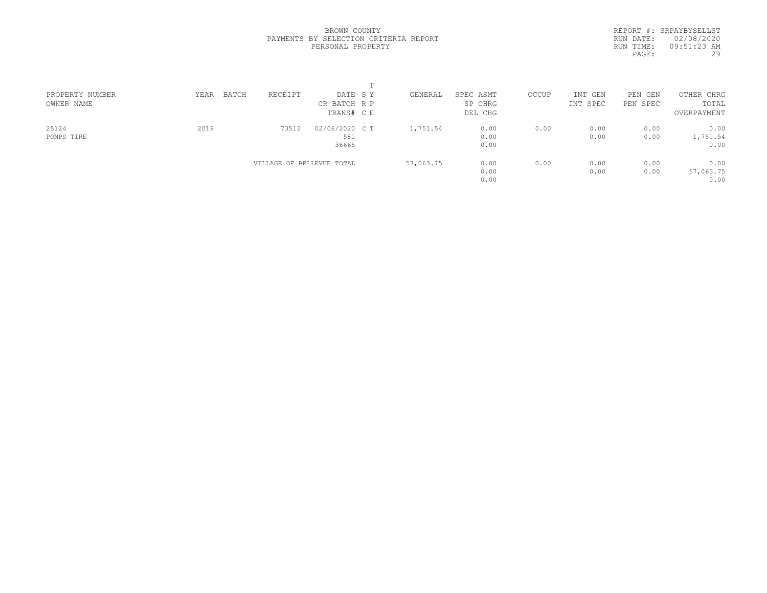BROWN COUNTY
PAYMENTS BY SELECTION CRITERIA REPORT
PERSONAL PROPERTY

REPORT #: SRPAYBYSELLST
RUN DATE: 02/08/2020
RUN TIME: 09:51:23 AM

| PROPERTY NUMBER<br>OWNER NAME | YEAR | BATCH | RECEIPT | DATE<br>CR BATCH<br>TRANS# | T S Y<br>R P<br>C E | GENERAL | SPEC ASMT<br>SP CHRG<br>DEL CHG | OCCUP | INT GEN<br>INT SPEC | PEN GEN<br>PEN SPEC | OTHER CHRG<br>TOTAL<br>OVERPAYMENT |
|---|---|---|---|---|---|---|---|---|---|---|---|
| 25124<br>POMPS TIRE | 2019 | | 73512 | 02/06/2020<br>581<br>36665 | C T | 1,751.54 | 0.00<br>0.00<br>0.00 | 0.00 | 0.00<br>0.00 | 0.00<br>0.00 | 0.00<br>1,751.54<br>0.00 |
| | | | VILLAGE OF BELLEVUE TOTAL | | | 57,063.75 | 0.00<br>0.00<br>0.00 | 0.00 | 0.00<br>0.00 | 0.00<br>0.00 | 0.00<br>57,063.75<br>0.00 |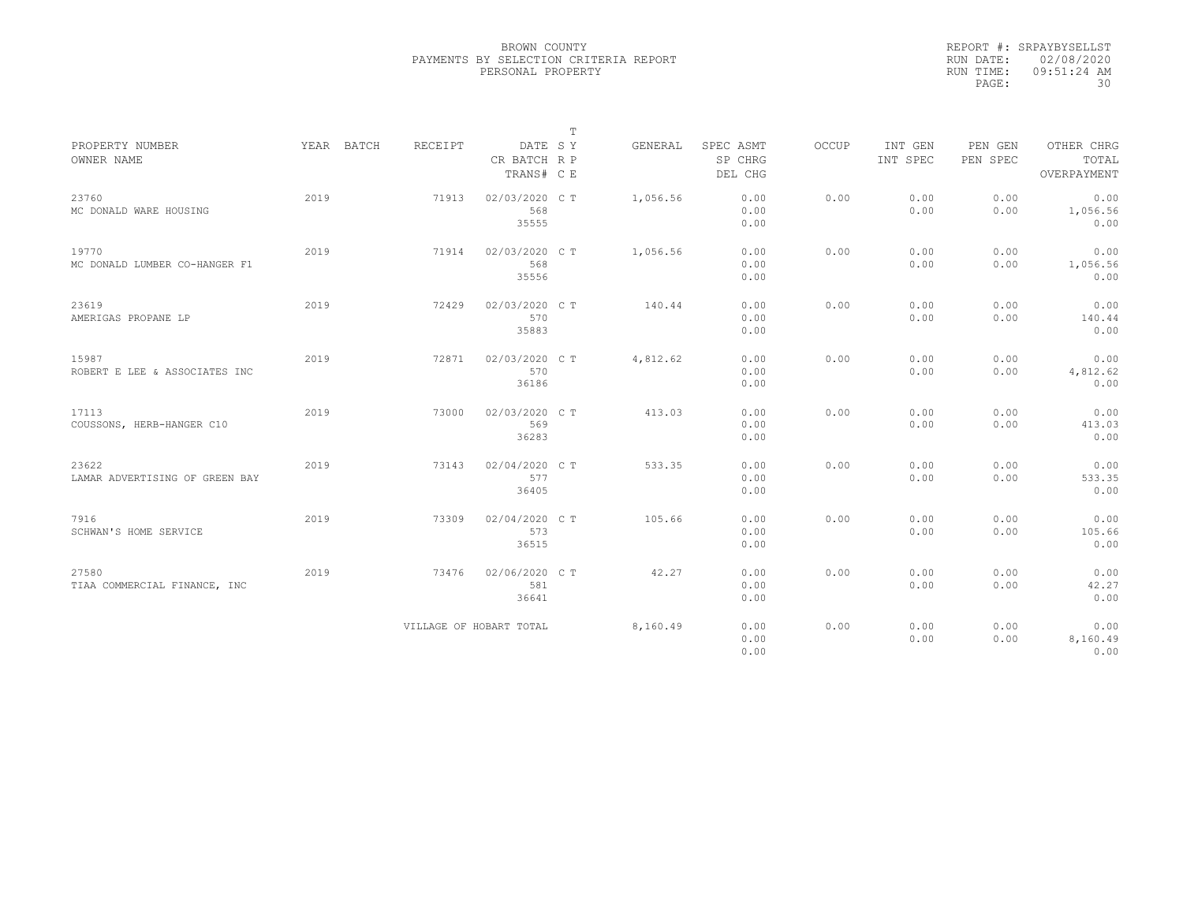BROWN COUNTY
PAYMENTS BY SELECTION CRITERIA REPORT
PERSONAL PROPERTY

REPORT #: SRPAYBYSELLST
RUN DATE: 02/08/2020
RUN TIME: 09:51:24 AM

| PROPERTY NUMBER<br>OWNER NAME | YEAR | BATCH | RECEIPT | DATE<br>CR BATCH<br>TRANS# | T<br>S Y<br>R P<br>C E | GENERAL | SPEC ASMT<br>SP CHRG<br>DEL CHG | OCCUP | INT GEN<br>INT SPEC | PEN GEN<br>PEN SPEC | OTHER CHRG<br>TOTAL<br>OVERPAYMENT |
|---|---|---|---|---|---|---|---|---|---|---|---|
| 23760<br>MC DONALD WARE HOUSING | 2019 | | 71913 | 02/03/2020<br>568<br>35555 | C T | 1,056.56 | 0.00<br>0.00<br>0.00 | 0.00 | 0.00<br>0.00 | 0.00<br>0.00 | 0.00<br>1,056.56<br>0.00 |
| 19770<br>MC DONALD LUMBER CO-HANGER F1 | 2019 | | 71914 | 02/03/2020<br>568<br>35556 | C T | 1,056.56 | 0.00<br>0.00<br>0.00 | 0.00 | 0.00<br>0.00 | 0.00<br>0.00 | 0.00<br>1,056.56<br>0.00 |
| 23619<br>AMERIGAS PROPANE LP | 2019 | | 72429 | 02/03/2020<br>570<br>35883 | C T | 140.44 | 0.00<br>0.00<br>0.00 | 0.00 | 0.00<br>0.00 | 0.00<br>0.00 | 0.00<br>140.44<br>0.00 |
| 15987<br>ROBERT E LEE & ASSOCIATES INC | 2019 | | 72871 | 02/03/2020<br>570<br>36186 | C T | 4,812.62 | 0.00<br>0.00<br>0.00 | 0.00 | 0.00<br>0.00 | 0.00<br>0.00 | 0.00<br>4,812.62<br>0.00 |
| 17113<br>COUSSONS, HERB-HANGER C10 | 2019 | | 73000 | 02/03/2020<br>569<br>36283 | C T | 413.03 | 0.00<br>0.00<br>0.00 | 0.00 | 0.00<br>0.00 | 0.00<br>0.00 | 0.00<br>413.03<br>0.00 |
| 23622<br>LAMAR ADVERTISING OF GREEN BAY | 2019 | | 73143 | 02/04/2020<br>577<br>36405 | C T | 533.35 | 0.00<br>0.00<br>0.00 | 0.00 | 0.00<br>0.00 | 0.00<br>0.00 | 0.00<br>533.35<br>0.00 |
| 7916<br>SCHWAN'S HOME SERVICE | 2019 | | 73309 | 02/04/2020<br>573<br>36515 | C T | 105.66 | 0.00<br>0.00<br>0.00 | 0.00 | 0.00<br>0.00 | 0.00<br>0.00 | 0.00<br>105.66<br>0.00 |
| 27580<br>TIAA COMMERCIAL FINANCE, INC | 2019 | | 73476 | 02/06/2020<br>581<br>36641 | C T | 42.27 | 0.00<br>0.00<br>0.00 | 0.00 | 0.00<br>0.00 | 0.00<br>0.00 | 0.00<br>42.27<br>0.00 |
| | | | VILLAGE OF HOBART TOTAL | | | 8,160.49 | 0.00<br>0.00<br>0.00 | 0.00 | 0.00<br>0.00 | 0.00<br>0.00 | 0.00<br>8,160.49<br>0.00 |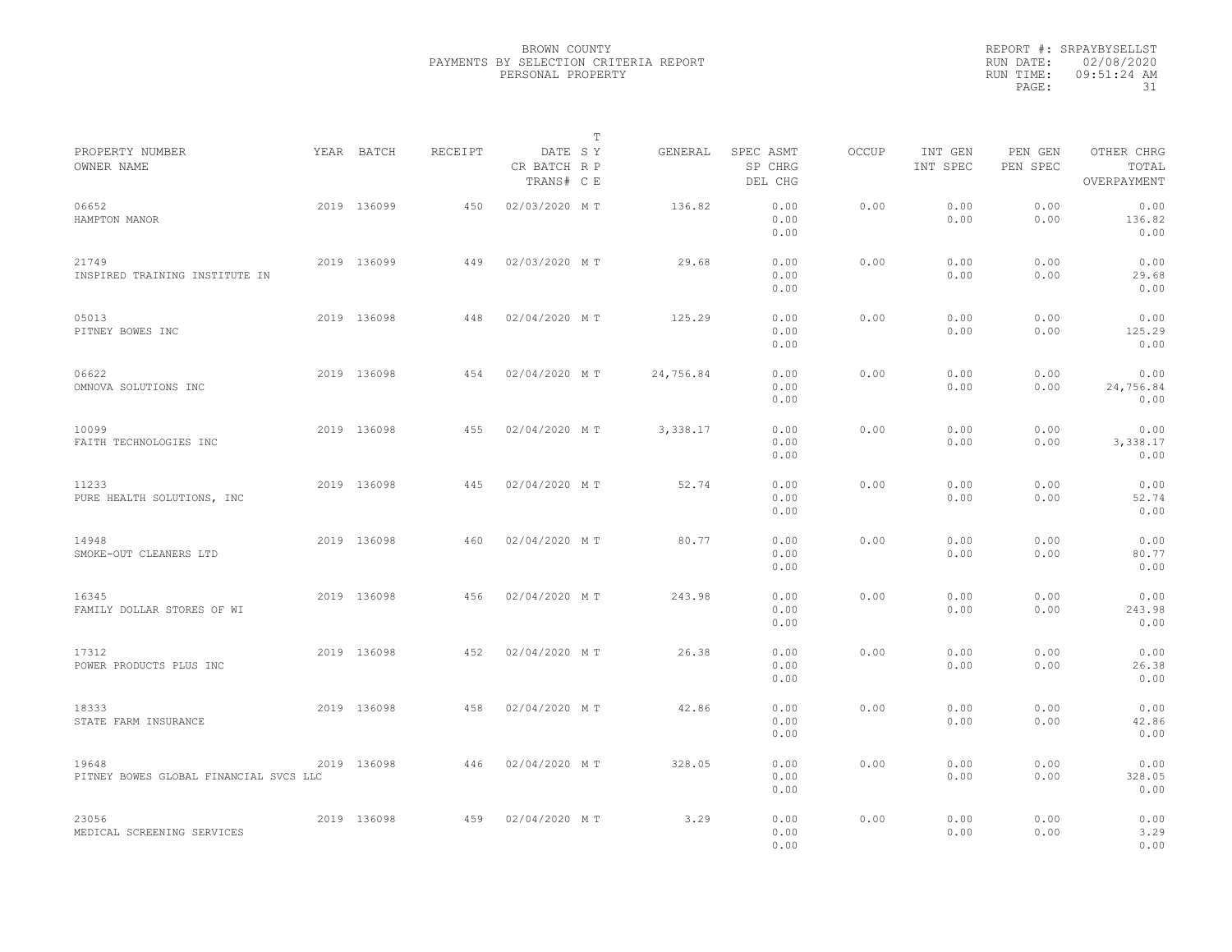BROWN COUNTY
PAYMENTS BY SELECTION CRITERIA REPORT
PERSONAL PROPERTY

REPORT #: SRPAYBYSELLST
RUN DATE: 02/08/2020
RUN TIME: 09:51:24 AM

| PROPERTY NUMBER / OWNER NAME | YEAR | BATCH | RECEIPT | DATE / CR BATCH / TRANS# | T SY RP CE | GENERAL | SPEC ASMT / SP CHRG / DEL CHG | OCCUP | INT GEN / INT SPEC | PEN GEN / PEN SPEC | OTHER CHRG / TOTAL / OVERPAYMENT |
|---|---|---|---|---|---|---|---|---|---|---|---|
| 06652 HAMPTON MANOR | 2019 | 136099 | 450 | 02/03/2020 | M T | 136.82 | 0.00 0.00 0.00 | 0.00 | 0.00 0.00 | 0.00 0.00 | 0.00 136.82 0.00 |
| 21749 INSPIRED TRAINING INSTITUTE IN | 2019 | 136099 | 449 | 02/03/2020 | M T | 29.68 | 0.00 0.00 0.00 | 0.00 | 0.00 0.00 | 0.00 0.00 | 0.00 29.68 0.00 |
| 05013 PITNEY BOWES INC | 2019 | 136098 | 448 | 02/04/2020 | M T | 125.29 | 0.00 0.00 0.00 | 0.00 | 0.00 0.00 | 0.00 0.00 | 0.00 125.29 0.00 |
| 06622 OMNOVA SOLUTIONS INC | 2019 | 136098 | 454 | 02/04/2020 | M T | 24,756.84 | 0.00 0.00 0.00 | 0.00 | 0.00 0.00 | 0.00 0.00 | 0.00 24,756.84 0.00 |
| 10099 FAITH TECHNOLOGIES INC | 2019 | 136098 | 455 | 02/04/2020 | M T | 3,338.17 | 0.00 0.00 0.00 | 0.00 | 0.00 0.00 | 0.00 0.00 | 0.00 3,338.17 0.00 |
| 11233 PURE HEALTH SOLUTIONS, INC | 2019 | 136098 | 445 | 02/04/2020 | M T | 52.74 | 0.00 0.00 0.00 | 0.00 | 0.00 0.00 | 0.00 0.00 | 0.00 52.74 0.00 |
| 14948 SMOKE-OUT CLEANERS LTD | 2019 | 136098 | 460 | 02/04/2020 | M T | 80.77 | 0.00 0.00 0.00 | 0.00 | 0.00 0.00 | 0.00 0.00 | 0.00 80.77 0.00 |
| 16345 FAMILY DOLLAR STORES OF WI | 2019 | 136098 | 456 | 02/04/2020 | M T | 243.98 | 0.00 0.00 0.00 | 0.00 | 0.00 0.00 | 0.00 0.00 | 0.00 243.98 0.00 |
| 17312 POWER PRODUCTS PLUS INC | 2019 | 136098 | 452 | 02/04/2020 | M T | 26.38 | 0.00 0.00 0.00 | 0.00 | 0.00 0.00 | 0.00 0.00 | 0.00 26.38 0.00 |
| 18333 STATE FARM INSURANCE | 2019 | 136098 | 458 | 02/04/2020 | M T | 42.86 | 0.00 0.00 0.00 | 0.00 | 0.00 0.00 | 0.00 0.00 | 0.00 42.86 0.00 |
| 19648 PITNEY BOWES GLOBAL FINANCIAL SVCS LLC | 2019 | 136098 | 446 | 02/04/2020 | M T | 328.05 | 0.00 0.00 0.00 | 0.00 | 0.00 0.00 | 0.00 0.00 | 0.00 328.05 0.00 |
| 23056 MEDICAL SCREENING SERVICES | 2019 | 136098 | 459 | 02/04/2020 | M T | 3.29 | 0.00 0.00 0.00 | 0.00 | 0.00 0.00 | 0.00 0.00 | 0.00 3.29 0.00 |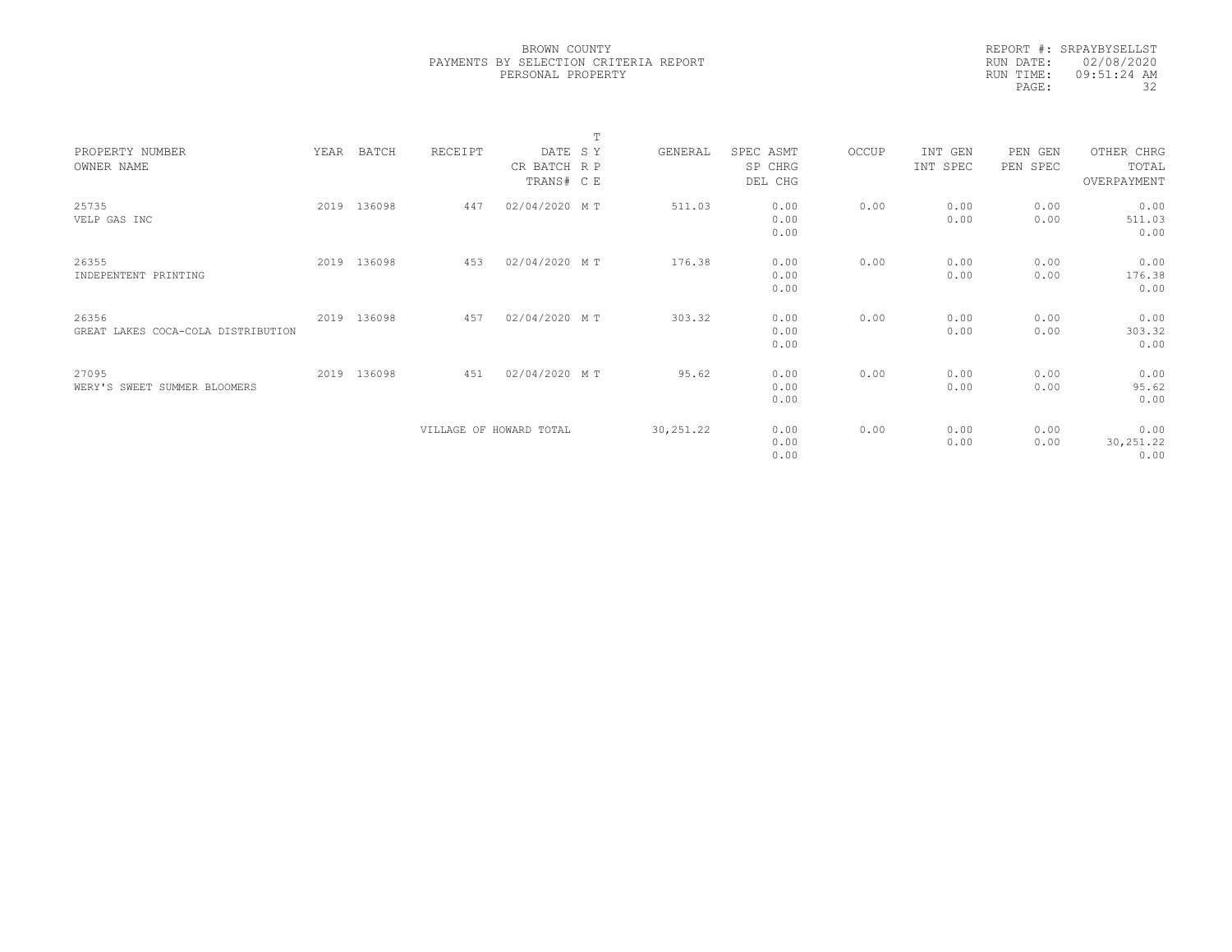BROWN COUNTY
PAYMENTS BY SELECTION CRITERIA REPORT
PERSONAL PROPERTY

REPORT #: SRPAYBYSELLST
RUN DATE: 02/08/2020
RUN TIME: 09:51:24 AM

| PROPERTY NUMBER<br>OWNER NAME | YEAR | BATCH | RECEIPT | DATE<br>CR BATCH<br>TRANS# | T<br>S Y<br>R P<br>C E | GENERAL | SPEC ASMT<br>SP CHRG<br>DEL CHG | OCCUP | INT GEN<br>INT SPEC | PEN GEN<br>PEN SPEC | OTHER CHRG<br>TOTAL<br>OVERPAYMENT |
|---|---|---|---|---|---|---|---|---|---|---|---|
| 25735<br>VELP GAS INC | 2019 | 136098 | 447 | 02/04/2020 | M T | 511.03 | 0.00<br>0.00<br>0.00 | 0.00 | 0.00<br>0.00 | 0.00<br>0.00 | 0.00<br>511.03<br>0.00 |
| 26355<br>INDEPENTENT PRINTING | 2019 | 136098 | 453 | 02/04/2020 | M T | 176.38 | 0.00<br>0.00<br>0.00 | 0.00 | 0.00<br>0.00 | 0.00<br>0.00 | 0.00<br>176.38<br>0.00 |
| 26356<br>GREAT LAKES COCA-COLA DISTRIBUTION | 2019 | 136098 | 457 | 02/04/2020 | M T | 303.32 | 0.00<br>0.00<br>0.00 | 0.00 | 0.00<br>0.00 | 0.00<br>0.00 | 0.00<br>303.32<br>0.00 |
| 27095<br>WERY'S SWEET SUMMER BLOOMERS | 2019 | 136098 | 451 | 02/04/2020 | M T | 95.62 | 0.00<br>0.00<br>0.00 | 0.00 | 0.00<br>0.00 | 0.00<br>0.00 | 0.00<br>95.62<br>0.00 |
| | | | VILLAGE OF HOWARD TOTAL | | | 30,251.22 | 0.00<br>0.00<br>0.00 | 0.00 | 0.00<br>0.00 | 0.00<br>0.00 | 0.00<br>30,251.22<br>0.00 |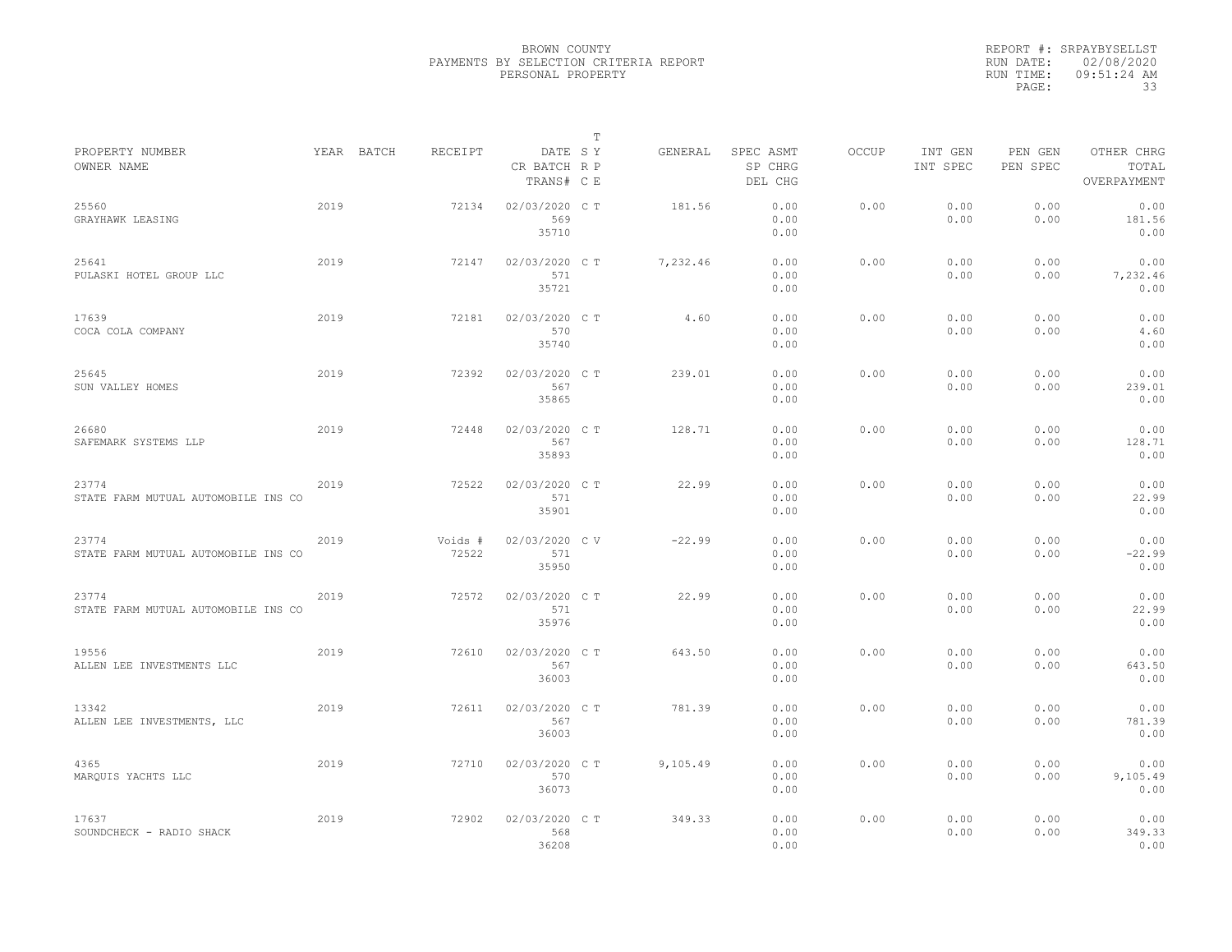BROWN COUNTY
PAYMENTS BY SELECTION CRITERIA REPORT
PERSONAL PROPERTY

REPORT #: SRPAYBYSELLST
RUN DATE: 02/08/2020
RUN TIME: 09:51:24 AM

| PROPERTY NUMBER / OWNER NAME | YEAR | BATCH | RECEIPT | DATE / CR BATCH / TRANS# | T S R C | T Y P E | GENERAL | SPEC ASMT / SP CHRG / DEL CHG | OCCUP | INT GEN / INT SPEC | PEN GEN / PEN SPEC | OTHER CHRG / TOTAL / OVERPAYMENT |
|---|---|---|---|---|---|---|---|---|---|---|---|---|
| 25560 GRAYHAWK LEASING | 2019 | | 72134 | 02/03/2020 569 35710 | C | T | 181.56 | 0.00 0.00 0.00 | 0.00 | 0.00 0.00 | 0.00 0.00 | 0.00 181.56 0.00 |
| 25641 PULASKI HOTEL GROUP LLC | 2019 | | 72147 | 02/03/2020 571 35721 | C | T | 7,232.46 | 0.00 0.00 0.00 | 0.00 | 0.00 0.00 | 0.00 0.00 | 0.00 7,232.46 0.00 |
| 17639 COCA COLA COMPANY | 2019 | | 72181 | 02/03/2020 570 35740 | C | T | 4.60 | 0.00 0.00 0.00 | 0.00 | 0.00 0.00 | 0.00 0.00 | 0.00 4.60 0.00 |
| 25645 SUN VALLEY HOMES | 2019 | | 72392 | 02/03/2020 567 35865 | C | T | 239.01 | 0.00 0.00 0.00 | 0.00 | 0.00 0.00 | 0.00 0.00 | 0.00 239.01 0.00 |
| 26680 SAFEMARK SYSTEMS LLP | 2019 | | 72448 | 02/03/2020 567 35893 | C | T | 128.71 | 0.00 0.00 0.00 | 0.00 | 0.00 0.00 | 0.00 0.00 | 0.00 128.71 0.00 |
| 23774 STATE FARM MUTUAL AUTOMOBILE INS CO | 2019 | | 72522 | 02/03/2020 571 35901 | C | T | 22.99 | 0.00 0.00 0.00 | 0.00 | 0.00 0.00 | 0.00 0.00 | 0.00 22.99 0.00 |
| 23774 STATE FARM MUTUAL AUTOMOBILE INS CO | 2019 | | Voids # 72522 | 02/03/2020 571 35950 | C | V | -22.99 | 0.00 0.00 0.00 | 0.00 | 0.00 0.00 | 0.00 0.00 | 0.00 -22.99 0.00 |
| 23774 STATE FARM MUTUAL AUTOMOBILE INS CO | 2019 | | 72572 | 02/03/2020 571 35976 | C | T | 22.99 | 0.00 0.00 0.00 | 0.00 | 0.00 0.00 | 0.00 0.00 | 0.00 22.99 0.00 |
| 19556 ALLEN LEE INVESTMENTS LLC | 2019 | | 72610 | 02/03/2020 567 36003 | C | T | 643.50 | 0.00 0.00 0.00 | 0.00 | 0.00 0.00 | 0.00 0.00 | 0.00 643.50 0.00 |
| 13342 ALLEN LEE INVESTMENTS, LLC | 2019 | | 72611 | 02/03/2020 567 36003 | C | T | 781.39 | 0.00 0.00 0.00 | 0.00 | 0.00 0.00 | 0.00 0.00 | 0.00 781.39 0.00 |
| 4365 MARQUIS YACHTS LLC | 2019 | | 72710 | 02/03/2020 570 36073 | C | T | 9,105.49 | 0.00 0.00 0.00 | 0.00 | 0.00 0.00 | 0.00 0.00 | 0.00 9,105.49 0.00 |
| 17637 SOUNDCHECK - RADIO SHACK | 2019 | | 72902 | 02/03/2020 568 36208 | C | T | 349.33 | 0.00 0.00 0.00 | 0.00 | 0.00 0.00 | 0.00 0.00 | 0.00 349.33 0.00 |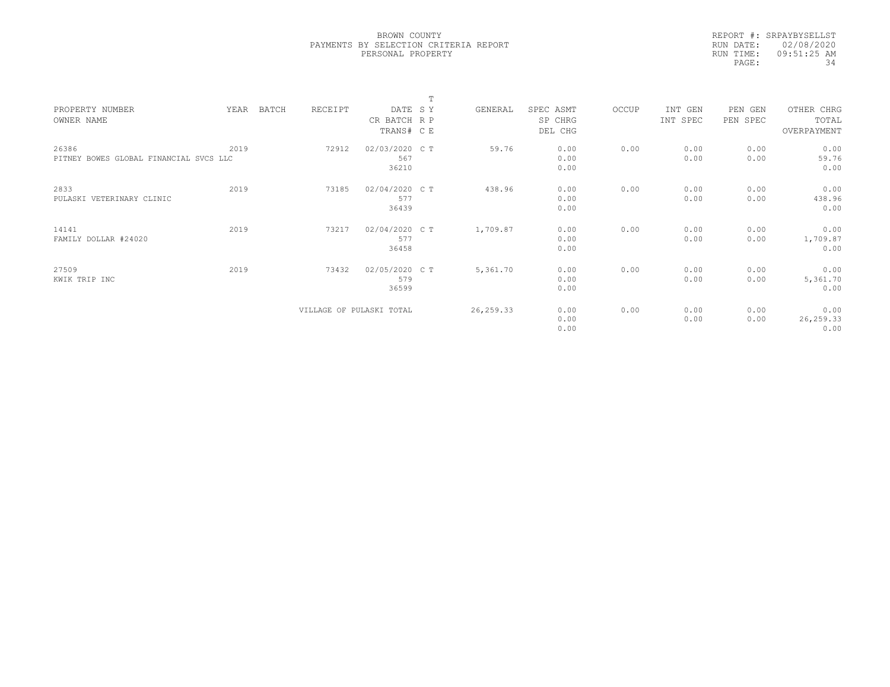BROWN COUNTY
PAYMENTS BY SELECTION CRITERIA REPORT
PERSONAL PROPERTY

REPORT #: SRPAYBYSELLST
RUN DATE: 02/08/2020
RUN TIME: 09:51:25 AM

| PROPERTY NUMBER<br>OWNER NAME | YEAR | BATCH | RECEIPT | DATE<br>CR BATCH<br>TRANS# | T<br>S Y<br>R P<br>C E | GENERAL | SPEC ASMT<br>SP CHRG<br>DEL CHG | OCCUP | INT GEN<br>INT SPEC | PEN GEN<br>PEN SPEC | OTHER CHRG<br>TOTAL<br>OVERPAYMENT |
|---|---|---|---|---|---|---|---|---|---|---|---|
| 26386<br>PITNEY BOWES GLOBAL FINANCIAL SVCS LLC | 2019 | | 72912 | 02/03/2020<br>567<br>36210 | C T | 59.76 | 0.00<br>0.00<br>0.00 | 0.00 | 0.00<br>0.00 | 0.00<br>0.00 | 0.00<br>59.76<br>0.00 |
| 2833<br>PULASKI VETERINARY CLINIC | 2019 | | 73185 | 02/04/2020<br>577<br>36439 | C T | 438.96 | 0.00<br>0.00<br>0.00 | 0.00 | 0.00<br>0.00 | 0.00<br>0.00 | 0.00<br>438.96<br>0.00 |
| 14141<br>FAMILY DOLLAR #24020 | 2019 | | 73217 | 02/04/2020<br>577<br>36458 | C T | 1,709.87 | 0.00<br>0.00<br>0.00 | 0.00 | 0.00<br>0.00 | 0.00<br>0.00 | 0.00<br>1,709.87<br>0.00 |
| 27509<br>KWIK TRIP INC | 2019 | | 73432 | 02/05/2020<br>579<br>36599 | C T | 5,361.70 | 0.00<br>0.00<br>0.00 | 0.00 | 0.00<br>0.00 | 0.00<br>0.00 | 0.00<br>5,361.70<br>0.00 |
| | | | VILLAGE OF PULASKI TOTAL | | | 26,259.33 | 0.00<br>0.00<br>0.00 | 0.00 | 0.00<br>0.00 | 0.00<br>0.00 | 0.00<br>26,259.33<br>0.00 |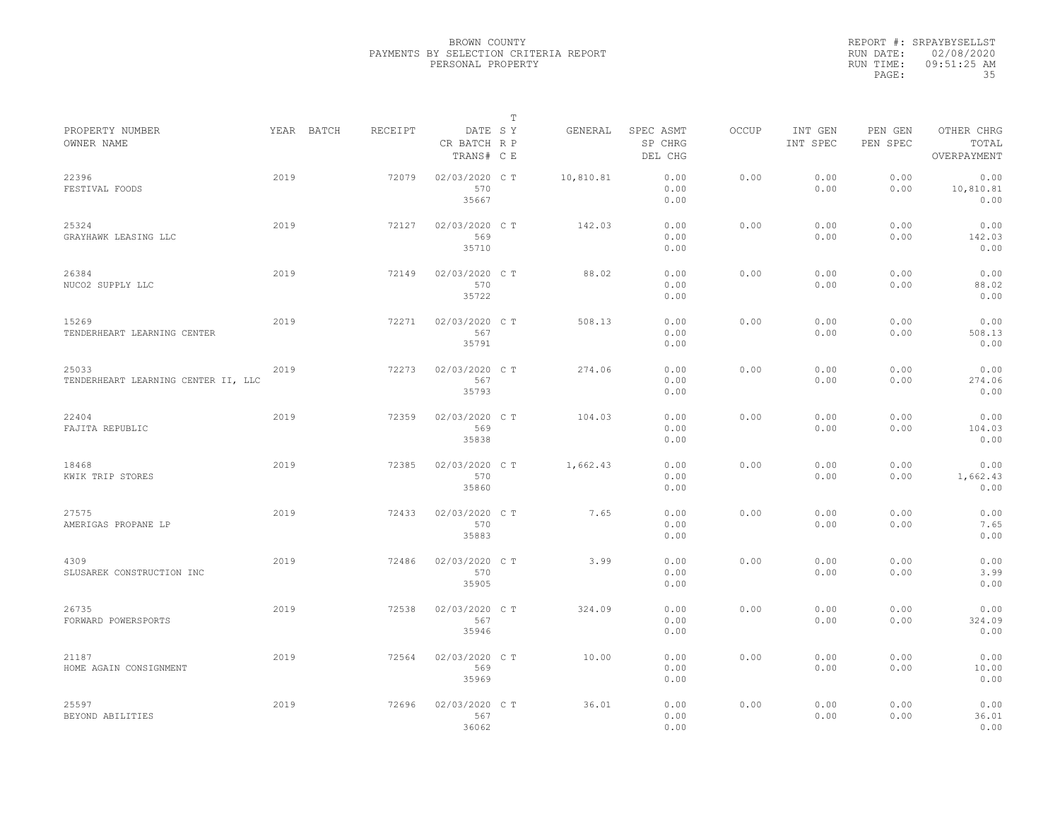BROWN COUNTY
PAYMENTS BY SELECTION CRITERIA REPORT
PERSONAL PROPERTY

REPORT #: SRPAYBYSELLST
RUN DATE: 02/08/2020
RUN TIME: 09:51:25 AM

| PROPERTY NUMBER<br>OWNER NAME | YEAR | BATCH | RECEIPT | DATE<br>CR BATCH<br>TRANS# | T SY RP CE | GENERAL | SPEC ASMT<br>SP CHRG<br>DEL CHG | OCCUP | INT GEN<br>INT SPEC | PEN GEN<br>PEN SPEC | OTHER CHRG<br>TOTAL<br>OVERPAYMENT |
|---|---|---|---|---|---|---|---|---|---|---|---|
| 22396<br>FESTIVAL FOODS | 2019 | | 72079 | 02/03/2020<br>570<br>35667 | C T | 10,810.81 | 0.00<br>0.00<br>0.00 | 0.00 | 0.00<br>0.00 | 0.00<br>0.00 | 0.00<br>10,810.81<br>0.00 |
| 25324<br>GRAYHAWK LEASING LLC | 2019 | | 72127 | 02/03/2020<br>569<br>35710 | C T | 142.03 | 0.00<br>0.00<br>0.00 | 0.00 | 0.00<br>0.00 | 0.00<br>0.00 | 0.00<br>142.03<br>0.00 |
| 26384<br>NUCO2 SUPPLY LLC | 2019 | | 72149 | 02/03/2020<br>570<br>35722 | C T | 88.02 | 0.00<br>0.00<br>0.00 | 0.00 | 0.00<br>0.00 | 0.00<br>0.00 | 0.00<br>88.02<br>0.00 |
| 15269<br>TENDERHEART LEARNING CENTER | 2019 | | 72271 | 02/03/2020<br>567<br>35791 | C T | 508.13 | 0.00<br>0.00<br>0.00 | 0.00 | 0.00<br>0.00 | 0.00<br>0.00 | 0.00<br>508.13<br>0.00 |
| 25033<br>TENDERHEART LEARNING CENTER II, LLC | 2019 | | 72273 | 02/03/2020<br>567<br>35793 | C T | 274.06 | 0.00<br>0.00<br>0.00 | 0.00 | 0.00<br>0.00 | 0.00<br>0.00 | 0.00<br>274.06<br>0.00 |
| 22404<br>FAJITA REPUBLIC | 2019 | | 72359 | 02/03/2020<br>569<br>35838 | C T | 104.03 | 0.00<br>0.00<br>0.00 | 0.00 | 0.00<br>0.00 | 0.00<br>0.00 | 0.00<br>104.03<br>0.00 |
| 18468<br>KWIK TRIP STORES | 2019 | | 72385 | 02/03/2020<br>570<br>35860 | C T | 1,662.43 | 0.00<br>0.00<br>0.00 | 0.00 | 0.00<br>0.00 | 0.00<br>0.00 | 0.00<br>1,662.43<br>0.00 |
| 27575<br>AMERIGAS PROPANE LP | 2019 | | 72433 | 02/03/2020<br>570<br>35883 | C T | 7.65 | 0.00<br>0.00<br>0.00 | 0.00 | 0.00<br>0.00 | 0.00<br>0.00 | 0.00<br>7.65<br>0.00 |
| 4309<br>SLUSAREK CONSTRUCTION INC | 2019 | | 72486 | 02/03/2020<br>570<br>35905 | C T | 3.99 | 0.00<br>0.00<br>0.00 | 0.00 | 0.00<br>0.00 | 0.00<br>0.00 | 0.00<br>3.99<br>0.00 |
| 26735<br>FORWARD POWERSPORTS | 2019 | | 72538 | 02/03/2020<br>567<br>35946 | C T | 324.09 | 0.00<br>0.00<br>0.00 | 0.00 | 0.00<br>0.00 | 0.00<br>0.00 | 0.00<br>324.09<br>0.00 |
| 21187<br>HOME AGAIN CONSIGNMENT | 2019 | | 72564 | 02/03/2020<br>569<br>35969 | C T | 10.00 | 0.00<br>0.00<br>0.00 | 0.00 | 0.00<br>0.00 | 0.00<br>0.00 | 0.00<br>10.00<br>0.00 |
| 25597<br>BEYOND ABILITIES | 2019 | | 72696 | 02/03/2020<br>567<br>36062 | C T | 36.01 | 0.00<br>0.00<br>0.00 | 0.00 | 0.00<br>0.00 | 0.00<br>0.00 | 0.00<br>36.01<br>0.00 |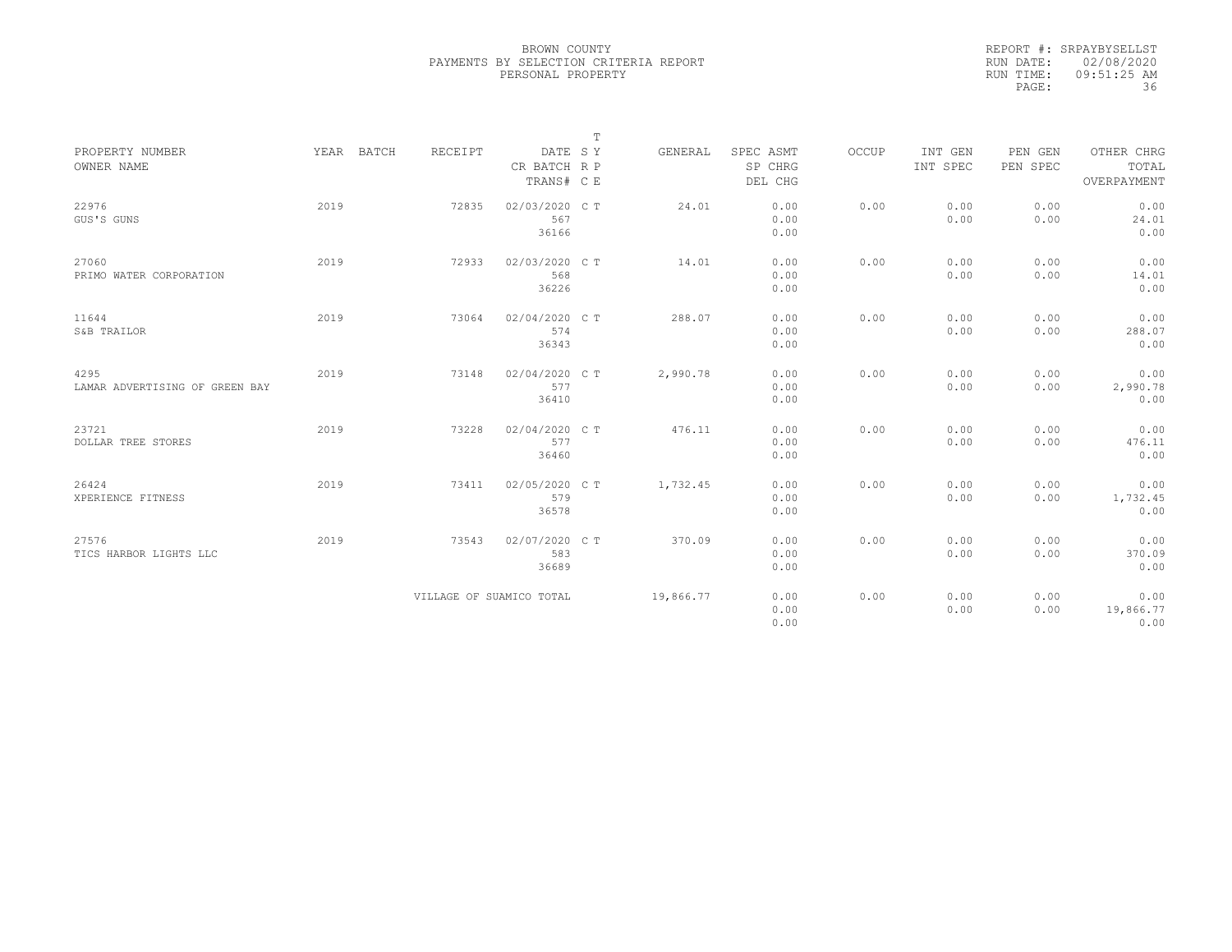BROWN COUNTY
PAYMENTS BY SELECTION CRITERIA REPORT
PERSONAL PROPERTY

REPORT #: SRPAYBYSELLST
RUN DATE: 02/08/2020
RUN TIME: 09:51:25 AM

| PROPERTY NUMBER<br>OWNER NAME | YEAR | BATCH | RECEIPT | DATE<br>CR BATCH<br>TRANS# | T SY RP CE | GENERAL | SPEC ASMT<br>SP CHRG<br>DEL CHG | OCCUP | INT GEN<br>INT SPEC | PEN GEN<br>PEN SPEC | OTHER CHRG<br>TOTAL<br>OVERPAYMENT |
|---|---|---|---|---|---|---|---|---|---|---|---|
| 22976<br>GUS'S GUNS | 2019 | | 72835 | 02/03/2020<br>567<br>36166 | C T | 24.01 | 0.00<br>0.00<br>0.00 | 0.00 | 0.00<br>0.00 | 0.00<br>0.00 | 0.00<br>24.01<br>0.00 |
| 27060<br>PRIMO WATER CORPORATION | 2019 | | 72933 | 02/03/2020<br>568<br>36226 | C T | 14.01 | 0.00<br>0.00<br>0.00 | 0.00 | 0.00<br>0.00 | 0.00<br>0.00 | 0.00<br>14.01<br>0.00 |
| 11644<br>S&B TRAILOR | 2019 | | 73064 | 02/04/2020<br>574<br>36343 | C T | 288.07 | 0.00<br>0.00<br>0.00 | 0.00 | 0.00<br>0.00 | 0.00<br>0.00 | 0.00<br>288.07<br>0.00 |
| 4295<br>LAMAR ADVERTISING OF GREEN BAY | 2019 | | 73148 | 02/04/2020<br>577<br>36410 | C T | 2,990.78 | 0.00<br>0.00<br>0.00 | 0.00 | 0.00<br>0.00 | 0.00<br>0.00 | 0.00<br>2,990.78<br>0.00 |
| 23721<br>DOLLAR TREE STORES | 2019 | | 73228 | 02/04/2020<br>577<br>36460 | C T | 476.11 | 0.00<br>0.00<br>0.00 | 0.00 | 0.00<br>0.00 | 0.00<br>0.00 | 0.00<br>476.11<br>0.00 |
| 26424<br>XPERIENCE FITNESS | 2019 | | 73411 | 02/05/2020<br>579<br>36578 | C T | 1,732.45 | 0.00<br>0.00<br>0.00 | 0.00 | 0.00<br>0.00 | 0.00<br>0.00 | 0.00<br>1,732.45<br>0.00 |
| 27576<br>TICS HARBOR LIGHTS LLC | 2019 | | 73543 | 02/07/2020<br>583<br>36689 | C T | 370.09 | 0.00<br>0.00<br>0.00 | 0.00 | 0.00<br>0.00 | 0.00<br>0.00 | 0.00<br>370.09<br>0.00 |
| | | | VILLAGE OF SUAMICO TOTAL | | | 19,866.77 | 0.00<br>0.00<br>0.00 | 0.00 | 0.00<br>0.00 | 0.00<br>0.00 | 0.00<br>19,866.77<br>0.00 |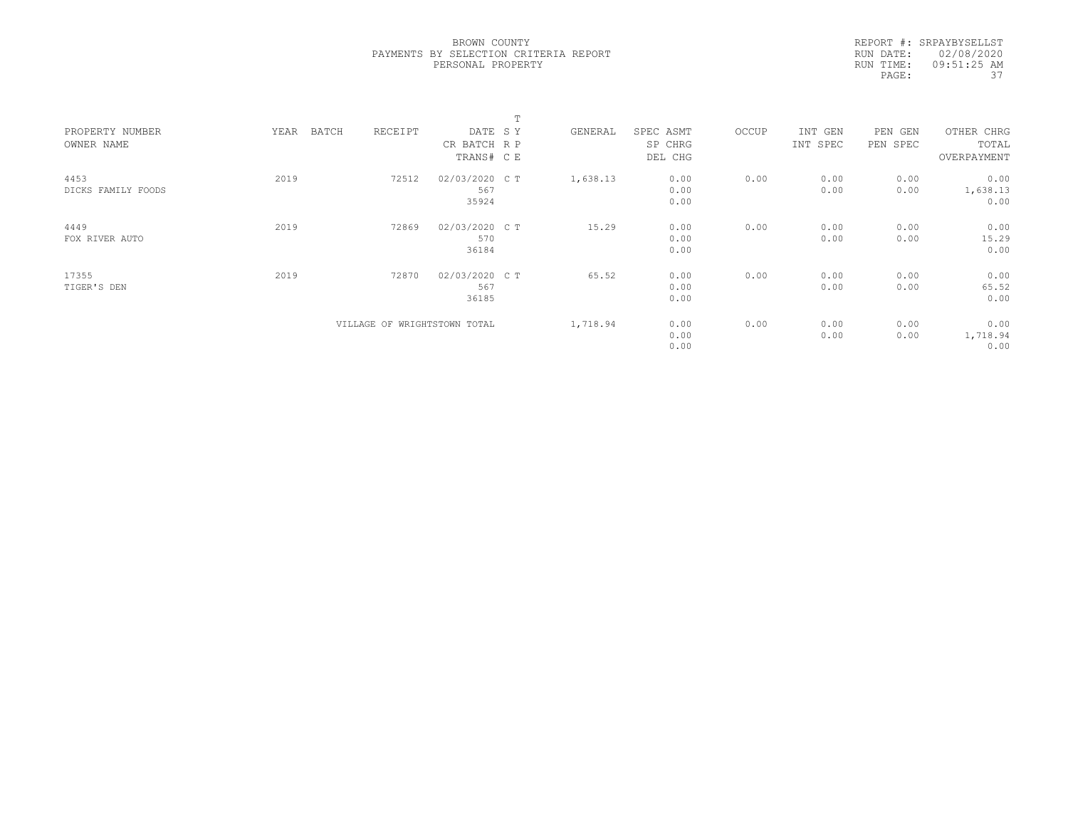BROWN COUNTY
PAYMENTS BY SELECTION CRITERIA REPORT
PERSONAL PROPERTY

REPORT #: SRPAYBYSELLST
RUN DATE: 02/08/2020
RUN TIME: 09:51:25 AM

| PROPERTY NUMBER<br>OWNER NAME | YEAR | BATCH | RECEIPT | DATE<br>CR BATCH<br>TRANS# | T<br>S Y<br>R P<br>C E | GENERAL | SPEC ASMT<br>SP CHRG<br>DEL CHG | OCCUP | INT GEN<br>INT SPEC | PEN GEN<br>PEN SPEC | OTHER CHRG<br>TOTAL<br>OVERPAYMENT |
|---|---|---|---|---|---|---|---|---|---|---|---|
| 4453<br>DICKS FAMILY FOODS | 2019 | | 72512 | 02/03/2020<br>567<br>35924 | C T | 1,638.13 | 0.00<br>0.00<br>0.00 | 0.00 | 0.00<br>0.00 | 0.00<br>0.00 | 0.00<br>1,638.13<br>0.00 |
| 4449<br>FOX RIVER AUTO | 2019 | | 72869 | 02/03/2020<br>570<br>36184 | C T | 15.29 | 0.00<br>0.00<br>0.00 | 0.00 | 0.00<br>0.00 | 0.00<br>0.00 | 0.00<br>15.29<br>0.00 |
| 17355<br>TIGER'S DEN | 2019 | | 72870 | 02/03/2020<br>567<br>36185 | C T | 65.52 | 0.00<br>0.00<br>0.00 | 0.00 | 0.00<br>0.00 | 0.00<br>0.00 | 0.00<br>65.52<br>0.00 |
| | | | VILLAGE OF WRIGHTSTOWN TOTAL | | | 1,718.94 | 0.00<br>0.00<br>0.00 | 0.00 | 0.00<br>0.00 | 0.00<br>0.00 | 0.00<br>1,718.94<br>0.00 |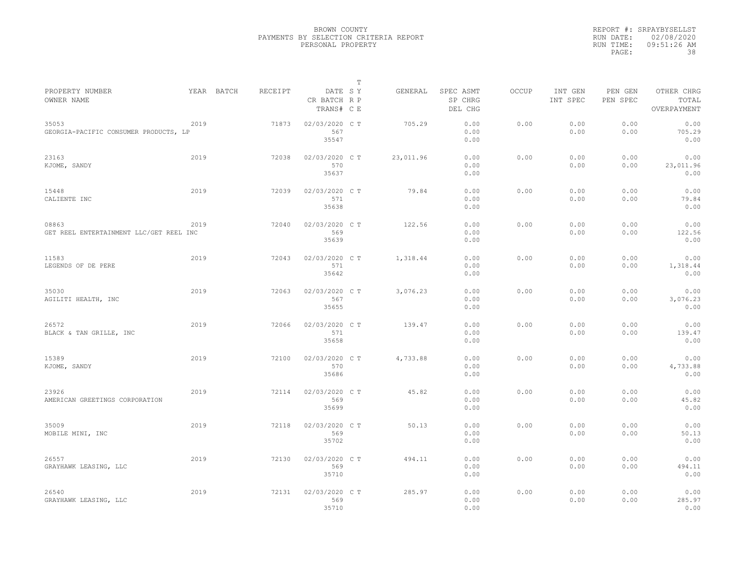BROWN COUNTY
PAYMENTS BY SELECTION CRITERIA REPORT
PERSONAL PROPERTY

REPORT #: SRPAYBYSELLST
RUN DATE: 02/08/2020
RUN TIME: 09:51:26 AM
PAGE: 38

| PROPERTY NUMBER<br>OWNER NAME | YEAR | BATCH | RECEIPT | DATE<br>CR BATCH<br>TRANS# | T<br>S Y<br>R P<br>C E | GENERAL | SPEC ASMT<br>SP CHRG<br>DEL CHG | OCCUP | INT GEN<br>INT SPEC | PEN GEN<br>PEN SPEC | OTHER CHRG<br>TOTAL<br>OVERPAYMENT |
|---|---|---|---|---|---|---|---|---|---|---|---|
| 35053<br>GEORGIA-PACIFIC CONSUMER PRODUCTS, LP | 2019 | | 71873 | 02/03/2020<br>567<br>35547 | C T | 705.29 | 0.00<br>0.00<br>0.00 | 0.00 | 0.00<br>0.00 | 0.00<br>0.00 | 0.00<br>705.29<br>0.00 |
| 23163<br>KJOME, SANDY | 2019 | | 72038 | 02/03/2020<br>570<br>35637 | C T | 23,011.96 | 0.00<br>0.00<br>0.00 | 0.00 | 0.00<br>0.00 | 0.00<br>0.00 | 0.00<br>23,011.96<br>0.00 |
| 15448<br>CALIENTE INC | 2019 | | 72039 | 02/03/2020<br>571<br>35638 | C T | 79.84 | 0.00<br>0.00<br>0.00 | 0.00 | 0.00<br>0.00 | 0.00<br>0.00 | 0.00<br>79.84<br>0.00 |
| 08863<br>GET REEL ENTERTAINMENT LLC/GET REEL INC | 2019 | | 72040 | 02/03/2020<br>569<br>35639 | C T | 122.56 | 0.00<br>0.00<br>0.00 | 0.00 | 0.00<br>0.00 | 0.00<br>0.00 | 0.00<br>122.56<br>0.00 |
| 11583<br>LEGENDS OF DE PERE | 2019 | | 72043 | 02/03/2020<br>571<br>35642 | C T | 1,318.44 | 0.00<br>0.00<br>0.00 | 0.00 | 0.00<br>0.00 | 0.00<br>0.00 | 0.00<br>1,318.44<br>0.00 |
| 35030<br>AGILITI HEALTH, INC | 2019 | | 72063 | 02/03/2020<br>567<br>35655 | C T | 3,076.23 | 0.00<br>0.00<br>0.00 | 0.00 | 0.00<br>0.00 | 0.00<br>0.00 | 0.00<br>3,076.23<br>0.00 |
| 26572<br>BLACK & TAN GRILLE, INC | 2019 | | 72066 | 02/03/2020<br>571<br>35658 | C T | 139.47 | 0.00<br>0.00<br>0.00 | 0.00 | 0.00<br>0.00 | 0.00<br>0.00 | 0.00<br>139.47<br>0.00 |
| 15389<br>KJOME, SANDY | 2019 | | 72100 | 02/03/2020<br>570<br>35686 | C T | 4,733.88 | 0.00<br>0.00<br>0.00 | 0.00 | 0.00<br>0.00 | 0.00<br>0.00 | 0.00<br>4,733.88<br>0.00 |
| 23926<br>AMERICAN GREETINGS CORPORATION | 2019 | | 72114 | 02/03/2020<br>569<br>35699 | C T | 45.82 | 0.00<br>0.00<br>0.00 | 0.00 | 0.00<br>0.00 | 0.00<br>0.00 | 0.00<br>45.82<br>0.00 |
| 35009<br>MOBILE MINI, INC | 2019 | | 72118 | 02/03/2020<br>569<br>35702 | C T | 50.13 | 0.00<br>0.00<br>0.00 | 0.00 | 0.00<br>0.00 | 0.00<br>0.00 | 0.00<br>50.13<br>0.00 |
| 26557<br>GRAYHAWK LEASING, LLC | 2019 | | 72130 | 02/03/2020<br>569<br>35710 | C T | 494.11 | 0.00<br>0.00<br>0.00 | 0.00 | 0.00<br>0.00 | 0.00<br>0.00 | 0.00<br>494.11<br>0.00 |
| 26540<br>GRAYHAWK LEASING, LLC | 2019 | | 72131 | 02/03/2020<br>569<br>35710 | C T | 285.97 | 0.00<br>0.00<br>0.00 | 0.00 | 0.00<br>0.00 | 0.00<br>0.00 | 0.00<br>285.97<br>0.00 |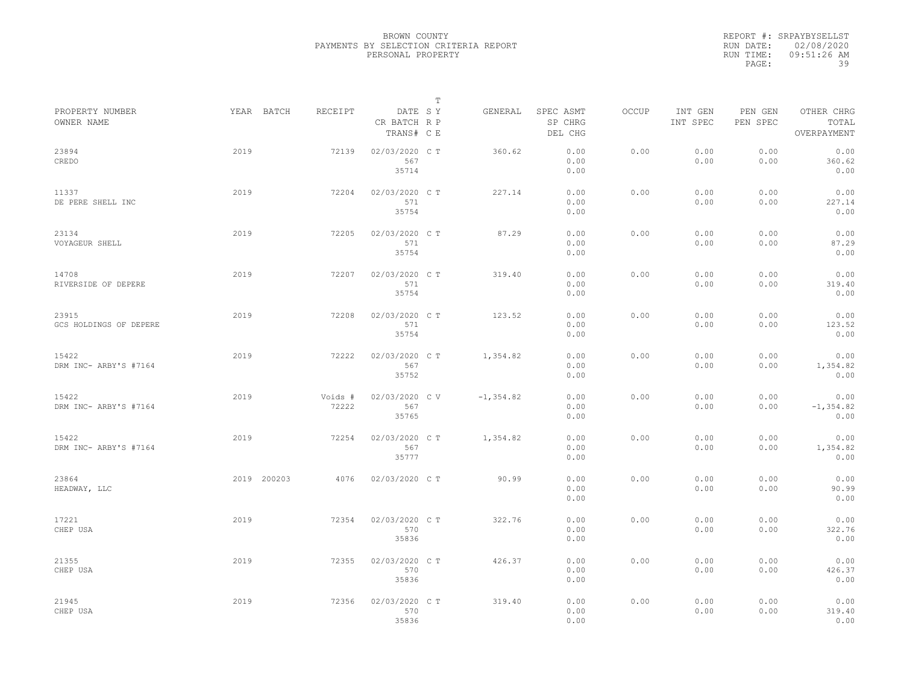BROWN COUNTY
PAYMENTS BY SELECTION CRITERIA REPORT
PERSONAL PROPERTY

REPORT #: SRPAYBYSELLST
RUN DATE: 02/08/2020
RUN TIME: 09:51:26 AM

| PROPERTY NUMBER<br>OWNER NAME | YEAR | BATCH | RECEIPT | DATE<br>CR BATCH<br>TRANS# | T S Y<br>R P<br>C E | GENERAL | SPEC ASMT<br>SP CHRG<br>DEL CHG | OCCUP | INT GEN<br>INT SPEC | PEN GEN<br>PEN SPEC | OTHER CHRG<br>TOTAL<br>OVERPAYMENT |
|---|---|---|---|---|---|---|---|---|---|---|---|
| 23894<br>CREDO | 2019 | | 72139 | 02/03/2020<br>567<br>35714 | C T | 360.62 | 0.00<br>0.00<br>0.00 | 0.00 | 0.00<br>0.00 | 0.00<br>0.00 | 0.00<br>360.62<br>0.00 |
| 11337<br>DE PERE SHELL INC | 2019 | | 72204 | 02/03/2020<br>571<br>35754 | C T | 227.14 | 0.00<br>0.00<br>0.00 | 0.00 | 0.00<br>0.00 | 0.00<br>0.00 | 0.00<br>227.14<br>0.00 |
| 23134<br>VOYAGEUR SHELL | 2019 | | 72205 | 02/03/2020<br>571<br>35754 | C T | 87.29 | 0.00<br>0.00<br>0.00 | 0.00 | 0.00<br>0.00 | 0.00<br>0.00 | 0.00<br>87.29<br>0.00 |
| 14708<br>RIVERSIDE OF DEPERE | 2019 | | 72207 | 02/03/2020<br>571<br>35754 | C T | 319.40 | 0.00<br>0.00<br>0.00 | 0.00 | 0.00<br>0.00 | 0.00<br>0.00 | 0.00<br>319.40<br>0.00 |
| 23915<br>GCS HOLDINGS OF DEPERE | 2019 | | 72208 | 02/03/2020<br>571<br>35754 | C T | 123.52 | 0.00<br>0.00<br>0.00 | 0.00 | 0.00<br>0.00 | 0.00<br>0.00 | 0.00<br>123.52<br>0.00 |
| 15422<br>DRM INC- ARBY'S #7164 | 2019 | | 72222 | 02/03/2020<br>567<br>35752 | C T | 1,354.82 | 0.00<br>0.00<br>0.00 | 0.00 | 0.00<br>0.00 | 0.00<br>0.00 | 0.00<br>1,354.82<br>0.00 |
| 15422<br>DRM INC- ARBY'S #7164 | 2019 | | Voids #<br>72222 | 02/03/2020<br>567<br>35765 | C V | -1,354.82 | 0.00<br>0.00<br>0.00 | 0.00 | 0.00<br>0.00 | 0.00<br>0.00 | 0.00<br>-1,354.82<br>0.00 |
| 15422<br>DRM INC- ARBY'S #7164 | 2019 | | 72254 | 02/03/2020<br>567<br>35777 | C T | 1,354.82 | 0.00<br>0.00<br>0.00 | 0.00 | 0.00<br>0.00 | 0.00<br>0.00 | 0.00<br>1,354.82<br>0.00 |
| 23864<br>HEADWAY, LLC | 2019 | 200203 | 4076 | 02/03/2020 | C T | 90.99 | 0.00<br>0.00<br>0.00 | 0.00 | 0.00<br>0.00 | 0.00<br>0.00 | 0.00<br>90.99<br>0.00 |
| 17221<br>CHEP USA | 2019 | | 72354 | 02/03/2020<br>570<br>35836 | C T | 322.76 | 0.00<br>0.00<br>0.00 | 0.00 | 0.00<br>0.00 | 0.00<br>0.00 | 0.00<br>322.76<br>0.00 |
| 21355<br>CHEP USA | 2019 | | 72355 | 02/03/2020<br>570<br>35836 | C T | 426.37 | 0.00<br>0.00<br>0.00 | 0.00 | 0.00<br>0.00 | 0.00<br>0.00 | 0.00<br>426.37<br>0.00 |
| 21945<br>CHEP USA | 2019 | | 72356 | 02/03/2020<br>570<br>35836 | C T | 319.40 | 0.00<br>0.00<br>0.00 | 0.00 | 0.00<br>0.00 | 0.00<br>0.00 | 0.00<br>319.40<br>0.00 |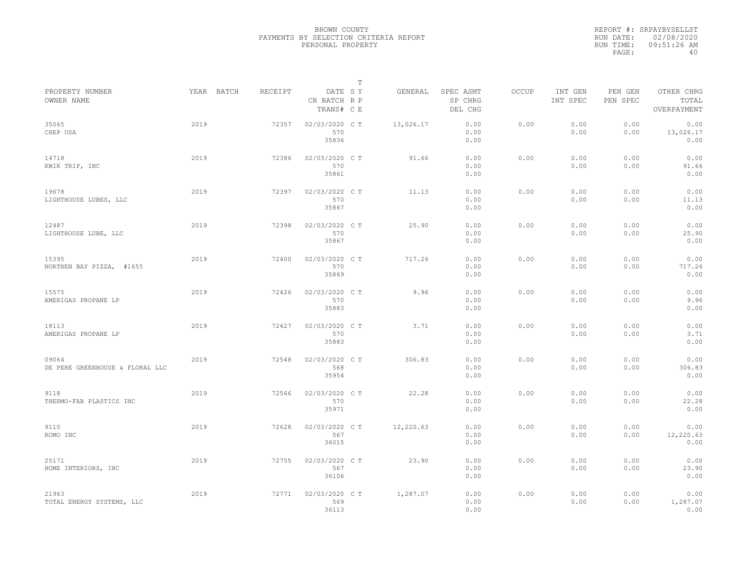BROWN COUNTY
PAYMENTS BY SELECTION CRITERIA REPORT
PERSONAL PROPERTY

REPORT #: SRPAYBYSELLST
RUN DATE: 02/08/2020
RUN TIME: 09:51:26 AM

| PROPERTY NUMBER / OWNER NAME | YEAR | BATCH | RECEIPT | DATE / CR BATCH / TRANS# | T R C | S Y P E | GENERAL | SPEC ASMT / SP CHRG / DEL CHG | OCCUP | INT GEN / INT SPEC | PEN GEN / PEN SPEC | OTHER CHRG / TOTAL / OVERPAYMENT |
|---|---|---|---|---|---|---|---|---|---|---|---|---|
| 35065 CHEP USA | 2019 | | 72357 | 02/03/2020 570 35836 | C | T | 13,026.17 | 0.00 0.00 0.00 | 0.00 | 0.00 0.00 | 0.00 0.00 | 0.00 13,026.17 0.00 |
| 14718 KWIK TRIP, INC | 2019 | | 72386 | 02/03/2020 570 35861 | C | T | 91.66 | 0.00 0.00 0.00 | 0.00 | 0.00 0.00 | 0.00 0.00 | 0.00 91.66 0.00 |
| 19678 LIGHTHOUSE LUBES, LLC | 2019 | | 72397 | 02/03/2020 570 35867 | C | T | 11.13 | 0.00 0.00 0.00 | 0.00 | 0.00 0.00 | 0.00 0.00 | 0.00 11.13 0.00 |
| 12487 LIGHTHOUSE LUBE, LLC | 2019 | | 72398 | 02/03/2020 570 35867 | C | T | 25.90 | 0.00 0.00 0.00 | 0.00 | 0.00 0.00 | 0.00 0.00 | 0.00 25.90 0.00 |
| 15395 NORTHEN BAY PIZZA, #1655 | 2019 | | 72400 | 02/03/2020 570 35869 | C | T | 717.26 | 0.00 0.00 0.00 | 0.00 | 0.00 0.00 | 0.00 0.00 | 0.00 717.26 0.00 |
| 15575 AMERIGAS PROPANE LP | 2019 | | 72426 | 02/03/2020 570 35883 | C | T | 9.96 | 0.00 0.00 0.00 | 0.00 | 0.00 0.00 | 0.00 0.00 | 0.00 9.96 0.00 |
| 18113 AMERIGAS PROPANE LP | 2019 | | 72427 | 02/03/2020 570 35883 | C | T | 3.71 | 0.00 0.00 0.00 | 0.00 | 0.00 0.00 | 0.00 0.00 | 0.00 3.71 0.00 |
| 09064 DE PERE GREENHOUSE & FLORAL LLC | 2019 | | 72548 | 02/03/2020 568 35954 | C | T | 306.83 | 0.00 0.00 0.00 | 0.00 | 0.00 0.00 | 0.00 0.00 | 0.00 306.83 0.00 |
| 9118 THERMO-FAB PLASTICS INC | 2019 | | 72566 | 02/03/2020 570 35971 | C | T | 22.28 | 0.00 0.00 0.00 | 0.00 | 0.00 0.00 | 0.00 0.00 | 0.00 22.28 0.00 |
| 9110 ROMO INC | 2019 | | 72628 | 02/03/2020 567 36015 | C | T | 12,220.63 | 0.00 0.00 0.00 | 0.00 | 0.00 0.00 | 0.00 0.00 | 0.00 12,220.63 0.00 |
| 25171 HOME INTERIORS, INC | 2019 | | 72755 | 02/03/2020 567 36106 | C | T | 23.90 | 0.00 0.00 0.00 | 0.00 | 0.00 0.00 | 0.00 0.00 | 0.00 23.90 0.00 |
| 21963 TOTAL ENERGY SYSTEMS, LLC | 2019 | | 72771 | 02/03/2020 569 36113 | C | T | 1,287.07 | 0.00 0.00 0.00 | 0.00 | 0.00 0.00 | 0.00 0.00 | 0.00 1,287.07 0.00 |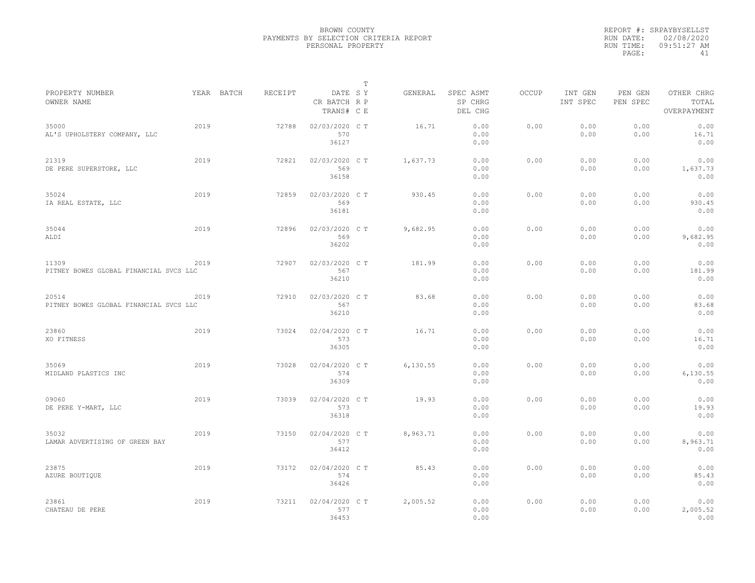BROWN COUNTY
PAYMENTS BY SELECTION CRITERIA REPORT
PERSONAL PROPERTY

REPORT #: SRPAYBYSELLST
RUN DATE: 02/08/2020
RUN TIME: 09:51:27 AM

| PROPERTY NUMBER / OWNER NAME | YEAR | BATCH | RECEIPT | DATE / CR BATCH / TRANS# | T SY RP CE | GENERAL | SPEC ASMT / SP CHRG / DEL CHG | OCCUP | INT GEN / INT SPEC | PEN GEN / PEN SPEC | OTHER CHRG / TOTAL / OVERPAYMENT |
|---|---|---|---|---|---|---|---|---|---|---|---|
| 35000 AL'S UPHOLSTERY COMPANY, LLC | 2019 | | 72788 | 02/03/2020 570 36127 | C T | 16.71 | 0.00 0.00 0.00 | 0.00 | 0.00 0.00 | 0.00 0.00 | 0.00 16.71 0.00 |
| 21319 DE PERE SUPERSTORE, LLC | 2019 | | 72821 | 02/03/2020 569 36158 | C T | 1,637.73 | 0.00 0.00 0.00 | 0.00 | 0.00 0.00 | 0.00 0.00 | 0.00 1,637.73 0.00 |
| 35024 IA REAL ESTATE, LLC | 2019 | | 72859 | 02/03/2020 569 36181 | C T | 930.45 | 0.00 0.00 0.00 | 0.00 | 0.00 0.00 | 0.00 0.00 | 0.00 930.45 0.00 |
| 35044 ALDI | 2019 | | 72896 | 02/03/2020 569 36202 | C T | 9,682.95 | 0.00 0.00 0.00 | 0.00 | 0.00 0.00 | 0.00 0.00 | 0.00 9,682.95 0.00 |
| 11309 PITNEY BOWES GLOBAL FINANCIAL SVCS LLC | 2019 | | 72907 | 02/03/2020 567 36210 | C T | 181.99 | 0.00 0.00 0.00 | 0.00 | 0.00 0.00 | 0.00 0.00 | 0.00 181.99 0.00 |
| 20514 PITNEY BOWES GLOBAL FINANCIAL SVCS LLC | 2019 | | 72910 | 02/03/2020 567 36210 | C T | 83.68 | 0.00 0.00 0.00 | 0.00 | 0.00 0.00 | 0.00 0.00 | 0.00 83.68 0.00 |
| 23860 XO FITNESS | 2019 | | 73024 | 02/04/2020 573 36305 | C T | 16.71 | 0.00 0.00 0.00 | 0.00 | 0.00 0.00 | 0.00 0.00 | 0.00 16.71 0.00 |
| 35069 MIDLAND PLASTICS INC | 2019 | | 73028 | 02/04/2020 574 36309 | C T | 6,130.55 | 0.00 0.00 0.00 | 0.00 | 0.00 0.00 | 0.00 0.00 | 0.00 6,130.55 0.00 |
| 09060 DE PERE Y-MART, LLC | 2019 | | 73039 | 02/04/2020 573 36318 | C T | 19.93 | 0.00 0.00 0.00 | 0.00 | 0.00 0.00 | 0.00 0.00 | 0.00 19.93 0.00 |
| 35032 LAMAR ADVERTISING OF GREEN BAY | 2019 | | 73150 | 02/04/2020 577 36412 | C T | 8,963.71 | 0.00 0.00 0.00 | 0.00 | 0.00 0.00 | 0.00 0.00 | 0.00 8,963.71 0.00 |
| 23875 AZURE BOUTIQUE | 2019 | | 73172 | 02/04/2020 574 36426 | C T | 85.43 | 0.00 0.00 0.00 | 0.00 | 0.00 0.00 | 0.00 0.00 | 0.00 85.43 0.00 |
| 23861 CHATEAU DE PERE | 2019 | | 73211 | 02/04/2020 577 36453 | C T | 2,005.52 | 0.00 0.00 0.00 | 0.00 | 0.00 0.00 | 0.00 0.00 | 0.00 2,005.52 0.00 |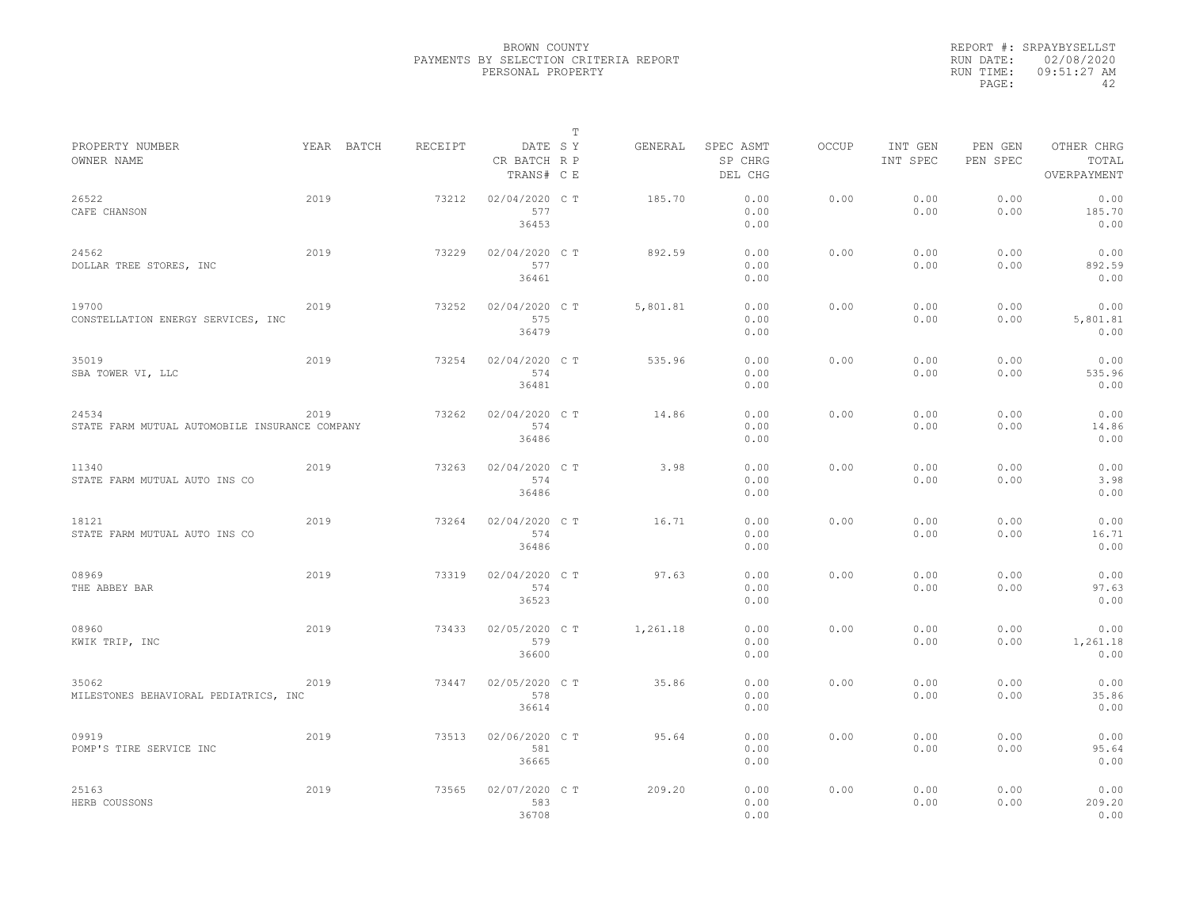# BROWN COUNTY
## PAYMENTS BY SELECTION CRITERIA REPORT
### PERSONAL PROPERTY

REPORT #: SRPAYBYSELLST
RUN DATE: 02/08/2020
RUN TIME: 09:51:27 AM
PAGE: 42

| PROPERTY NUMBER<br>OWNER NAME | YEAR | BATCH | RECEIPT | DATE<br>CR BATCH<br>TRANS# | T<br>S Y<br>R P<br>C E | GENERAL | SPEC ASMT<br>SP CHRG<br>DEL CHG | OCCUP | INT GEN<br>INT SPEC | PEN GEN<br>PEN SPEC | OTHER CHRG<br>TOTAL<br>OVERPAYMENT |
|---|---|---|---|---|---|---|---|---|---|---|---|
| 26522<br>CAFE CHANSON | 2019 | | 73212 | 02/04/2020<br>577<br>36453 | C T | 185.70 | 0.00<br>0.00<br>0.00 | 0.00 | 0.00<br>0.00 | 0.00<br>0.00 | 0.00<br>185.70<br>0.00 |
| 24562<br>DOLLAR TREE STORES, INC | 2019 | | 73229 | 02/04/2020<br>577<br>36461 | C T | 892.59 | 0.00<br>0.00<br>0.00 | 0.00 | 0.00<br>0.00 | 0.00<br>0.00 | 0.00<br>892.59<br>0.00 |
| 19700<br>CONSTELLATION ENERGY SERVICES, INC | 2019 | | 73252 | 02/04/2020<br>575<br>36479 | C T | 5,801.81 | 0.00<br>0.00<br>0.00 | 0.00 | 0.00<br>0.00 | 0.00<br>0.00 | 0.00<br>5,801.81<br>0.00 |
| 35019<br>SBA TOWER VI, LLC | 2019 | | 73254 | 02/04/2020<br>574<br>36481 | C T | 535.96 | 0.00<br>0.00<br>0.00 | 0.00 | 0.00<br>0.00 | 0.00<br>0.00 | 0.00<br>535.96<br>0.00 |
| 24534<br>STATE FARM MUTUAL AUTOMOBILE INSURANCE COMPANY | 2019 | | 73262 | 02/04/2020<br>574<br>36486 | C T | 14.86 | 0.00<br>0.00<br>0.00 | 0.00 | 0.00<br>0.00 | 0.00<br>0.00 | 0.00<br>14.86<br>0.00 |
| 11340<br>STATE FARM MUTUAL AUTO INS CO | 2019 | | 73263 | 02/04/2020<br>574<br>36486 | C T | 3.98 | 0.00<br>0.00<br>0.00 | 0.00 | 0.00<br>0.00 | 0.00<br>0.00 | 0.00<br>3.98<br>0.00 |
| 18121<br>STATE FARM MUTUAL AUTO INS CO | 2019 | | 73264 | 02/04/2020<br>574<br>36486 | C T | 16.71 | 0.00<br>0.00<br>0.00 | 0.00 | 0.00<br>0.00 | 0.00<br>0.00 | 0.00<br>16.71<br>0.00 |
| 08969<br>THE ABBEY BAR | 2019 | | 73319 | 02/04/2020<br>574<br>36523 | C T | 97.63 | 0.00<br>0.00<br>0.00 | 0.00 | 0.00<br>0.00 | 0.00<br>0.00 | 0.00<br>97.63<br>0.00 |
| 08960<br>KWIK TRIP, INC | 2019 | | 73433 | 02/05/2020<br>579<br>36600 | C T | 1,261.18 | 0.00<br>0.00<br>0.00 | 0.00 | 0.00<br>0.00 | 0.00<br>0.00 | 0.00<br>1,261.18<br>0.00 |
| 35062<br>MILESTONES BEHAVIORAL PEDIATRICS, INC | 2019 | | 73447 | 02/05/2020<br>578<br>36614 | C T | 35.86 | 0.00<br>0.00<br>0.00 | 0.00 | 0.00<br>0.00 | 0.00<br>0.00 | 0.00<br>35.86<br>0.00 |
| 09919<br>POMP'S TIRE SERVICE INC | 2019 | | 73513 | 02/06/2020<br>581<br>36665 | C T | 95.64 | 0.00<br>0.00<br>0.00 | 0.00 | 0.00<br>0.00 | 0.00<br>0.00 | 0.00<br>95.64<br>0.00 |
| 25163<br>HERB COUSSONS | 2019 | | 73565 | 02/07/2020<br>583<br>36708 | C T | 209.20 | 0.00<br>0.00<br>0.00 | 0.00 | 0.00<br>0.00 | 0.00<br>0.00 | 0.00<br>209.20<br>0.00 |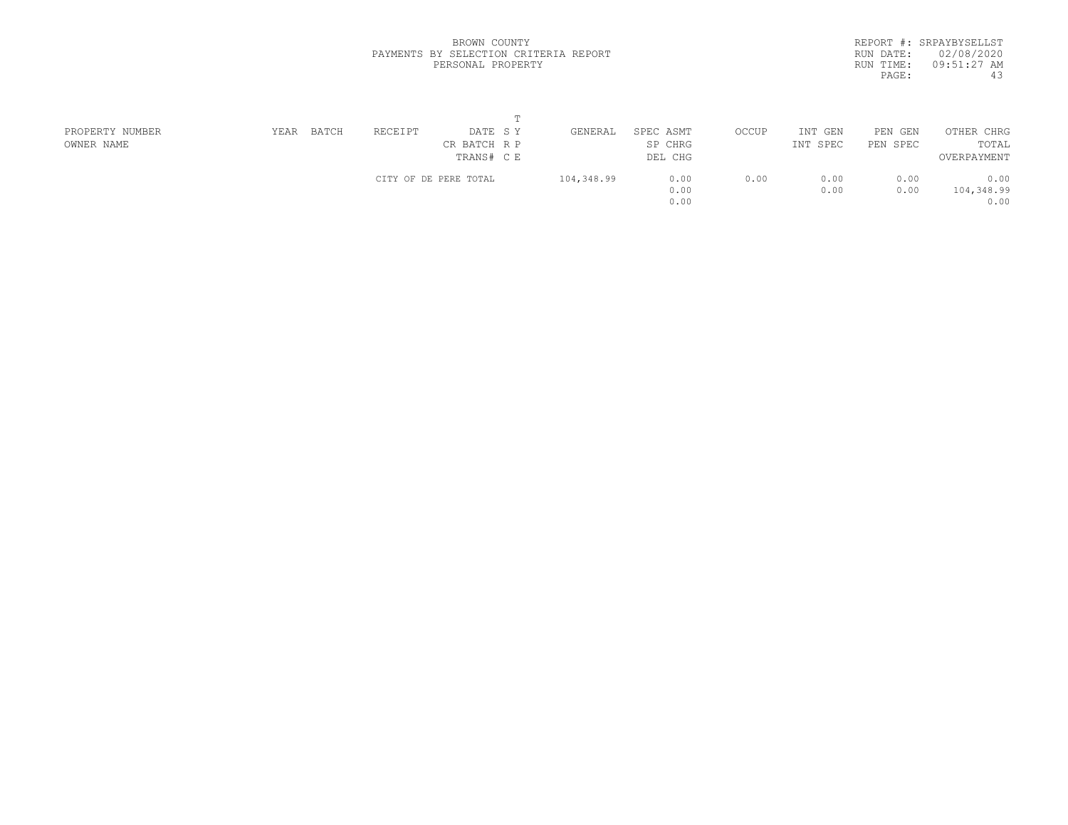BROWN COUNTY
PAYMENTS BY SELECTION CRITERIA REPORT
PERSONAL PROPERTY

REPORT #: SRPAYBYSELLST
RUN DATE: 02/08/2020
RUN TIME: 09:51:27 AM

| PROPERTY NUMBER<br>OWNER NAME | YEAR | BATCH | RECEIPT | DATE<br>CR BATCH<br>TRANS# | T<br>S Y<br>R P<br>C E | GENERAL | SPEC ASMT<br>SP CHRG<br>DEL CHG | OCCUP | INT GEN<br>INT SPEC | PEN GEN<br>PEN SPEC | OTHER CHRG<br>TOTAL<br>OVERPAYMENT |
|---|---|---|---|---|---|---|---|---|---|---|---|
| | | | CITY OF DE PERE TOTAL | | | 104,348.99 | 0.00<br>0.00<br>0.00 | 0.00 | 0.00<br>0.00 | 0.00<br>0.00 | 0.00<br>104,348.99<br>0.00 |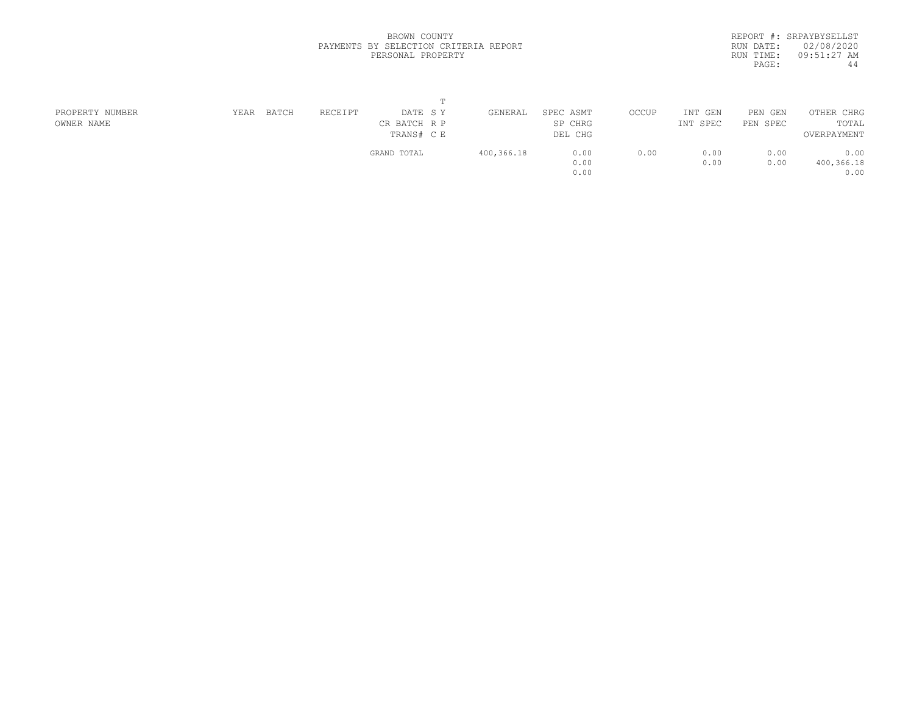BROWN COUNTY
PAYMENTS BY SELECTION CRITERIA REPORT
PERSONAL PROPERTY

REPORT #: SRPAYBYSELLST
RUN DATE: 02/08/2020
RUN TIME: 09:51:27 AM

| PROPERTY NUMBER<br>OWNER NAME | YEAR | BATCH | RECEIPT | DATE<br>CR BATCH<br>TRANS# | T<br>S Y<br>R P<br>C E | GENERAL | SPEC ASMT<br>SP CHRG<br>DEL CHG | OCCUP | INT GEN<br>INT SPEC | PEN GEN<br>PEN SPEC | OTHER CHRG<br>TOTAL<br>OVERPAYMENT |
|---|---|---|---|---|---|---|---|---|---|---|---|
| | | | | GRAND TOTAL | | 400,366.18 | 0.00<br>0.00<br>0.00 | 0.00 | 0.00<br>0.00 | 0.00<br>0.00 | 0.00<br>400,366.18<br>0.00 |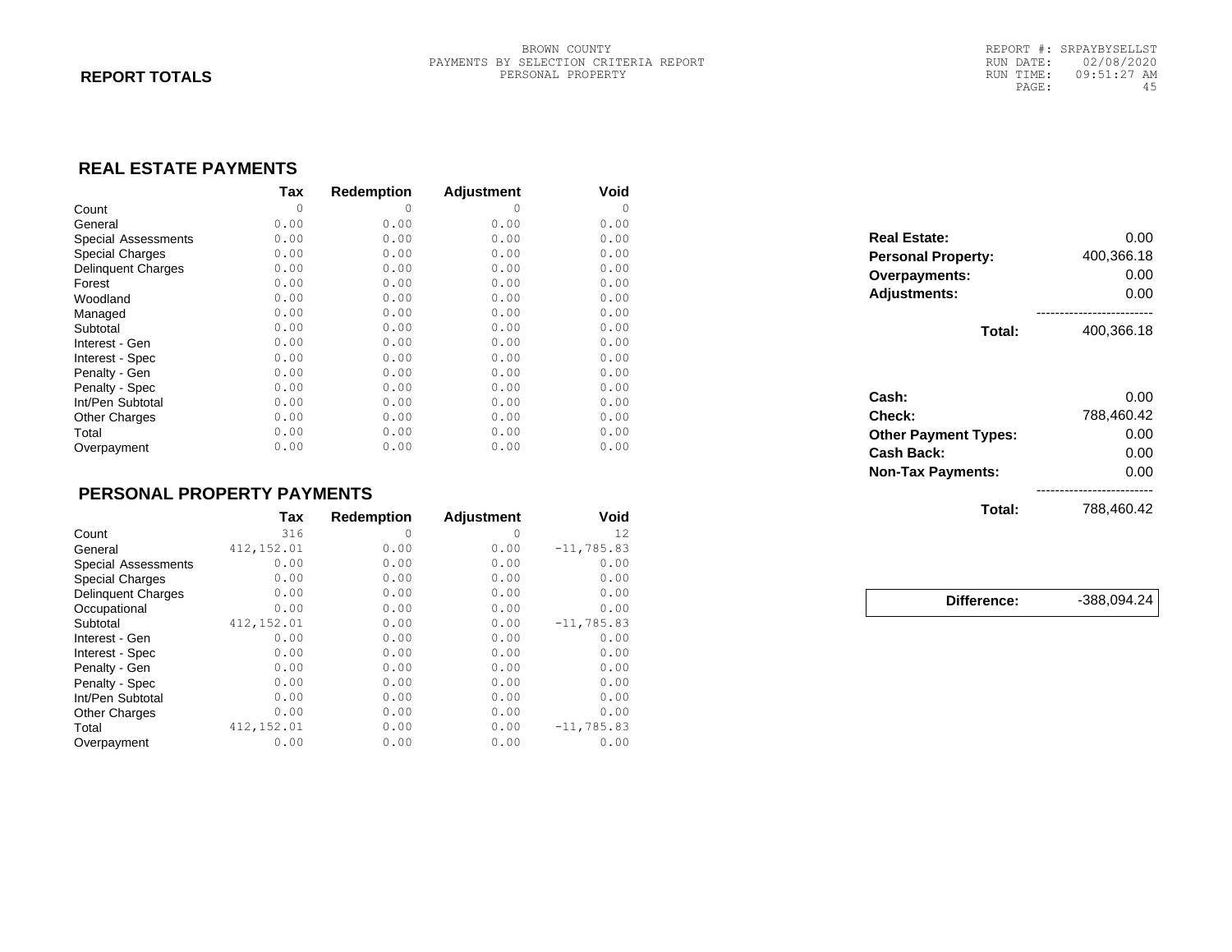BROWN COUNTY
PAYMENTS BY SELECTION CRITERIA REPORT
PERSONAL PROPERTY

REPORT #: SRPAYBYSELLST
RUN DATE: 02/08/2020
RUN TIME: 09:51:27 AM

## REPORT TOTALS

### REAL ESTATE PAYMENTS

| | Tax | Redemption | Adjustment | Void |
|---|---|---|---|---|
| Count | 0 | 0 | 0 | 0 |
| General | 0.00 | 0.00 | 0.00 | 0.00 |
| Special Assessments | 0.00 | 0.00 | 0.00 | 0.00 |
| Special Charges | 0.00 | 0.00 | 0.00 | 0.00 |
| Delinquent Charges | 0.00 | 0.00 | 0.00 | 0.00 |
| Forest | 0.00 | 0.00 | 0.00 | 0.00 |
| Woodland | 0.00 | 0.00 | 0.00 | 0.00 |
| Managed | 0.00 | 0.00 | 0.00 | 0.00 |
| Subtotal | 0.00 | 0.00 | 0.00 | 0.00 |
| Interest - Gen | 0.00 | 0.00 | 0.00 | 0.00 |
| Interest - Spec | 0.00 | 0.00 | 0.00 | 0.00 |
| Penalty - Gen | 0.00 | 0.00 | 0.00 | 0.00 |
| Penalty - Spec | 0.00 | 0.00 | 0.00 | 0.00 |
| Int/Pen Subtotal | 0.00 | 0.00 | 0.00 | 0.00 |
| Other Charges | 0.00 | 0.00 | 0.00 | 0.00 |
| Total | 0.00 | 0.00 | 0.00 | 0.00 |
| Overpayment | 0.00 | 0.00 | 0.00 | 0.00 |

### PERSONAL PROPERTY PAYMENTS

| | Tax | Redemption | Adjustment | Void |
|---|---|---|---|---|
| Count | 316 | 0 | 0 | 12 |
| General | 412,152.01 | 0.00 | 0.00 | -11,785.83 |
| Special Assessments | 0.00 | 0.00 | 0.00 | 0.00 |
| Special Charges | 0.00 | 0.00 | 0.00 | 0.00 |
| Delinquent Charges | 0.00 | 0.00 | 0.00 | 0.00 |
| Occupational | 0.00 | 0.00 | 0.00 | 0.00 |
| Subtotal | 412,152.01 | 0.00 | 0.00 | -11,785.83 |
| Interest - Gen | 0.00 | 0.00 | 0.00 | 0.00 |
| Interest - Spec | 0.00 | 0.00 | 0.00 | 0.00 |
| Penalty - Gen | 0.00 | 0.00 | 0.00 | 0.00 |
| Penalty - Spec | 0.00 | 0.00 | 0.00 | 0.00 |
| Int/Pen Subtotal | 0.00 | 0.00 | 0.00 | 0.00 |
| Other Charges | 0.00 | 0.00 | 0.00 | 0.00 |
| Total | 412,152.01 | 0.00 | 0.00 | -11,785.83 |
| Overpayment | 0.00 | 0.00 | 0.00 | 0.00 |

| | |
|---|---|
| **Real Estate:** | 0.00 |
| **Personal Property:** | 400,366.18 |
| **Overpayments:** | 0.00 |
| **Adjustments:** | 0.00 |
| **Total:** | 400,366.18 |

| | |
|---|---|
| **Cash:** | 0.00 |
| **Check:** | 788,460.42 |
| **Other Payment Types:** | 0.00 |
| **Cash Back:** | 0.00 |
| **Non-Tax Payments:** | 0.00 |
| **Total:** | 788,460.42 |

| | |
|---|---|
| **Difference:** | -388,094.24 |